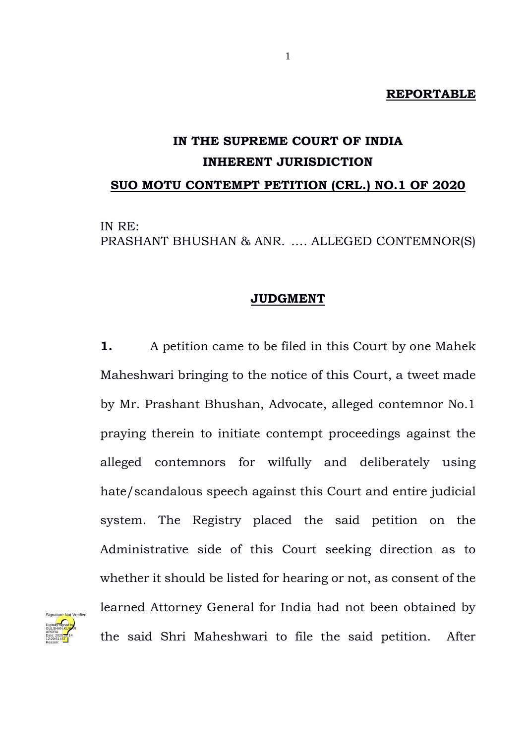**REPORTABLE**

# IN THE SUPREME COURT OF INDIA
## INHERENT JURISDICTION
## SUO MOTU CONTEMPT PETITION (CRL.) NO.1 OF 2020

IN RE:
PRASHANT BHUSHAN & ANR. …. ALLEGED CONTEMNOR(S)

## JUDGMENT

**1.** A petition came to be filed in this Court by one Mahek Maheshwari bringing to the notice of this Court, a tweet made by Mr. Prashant Bhushan, Advocate, alleged contemnor No.1 praying therein to initiate contempt proceedings against the alleged contemnors for wilfully and deliberately using hate/scandalous speech against this Court and entire judicial system. The Registry placed the said petition on the Administrative side of this Court seeking direction as to whether it should be listed for hearing or not, as consent of the learned Attorney General for India had not been obtained by the said Shri Maheshwari to file the said petition. After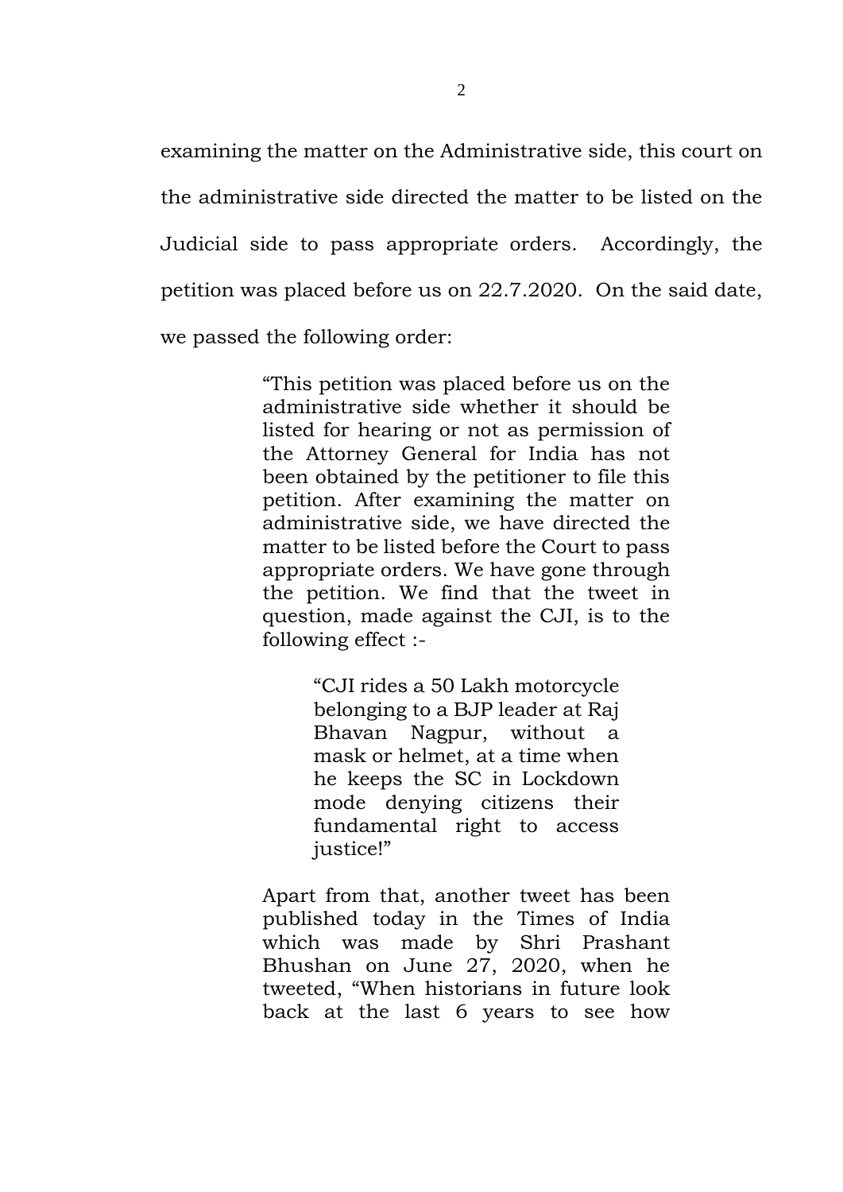examining the matter on the Administrative side, this court on the administrative side directed the matter to be listed on the Judicial side to pass appropriate orders. Accordingly, the petition was placed before us on 22.7.2020. On the said date, we passed the following order:

> "This petition was placed before us on the administrative side whether it should be listed for hearing or not as permission of the Attorney General for India has not been obtained by the petitioner to file this petition. After examining the matter on administrative side, we have directed the matter to be listed before the Court to pass appropriate orders. We have gone through the petition. We find that the tweet in question, made against the CJI, is to the following effect :-
>
> > "CJI rides a 50 Lakh motorcycle belonging to a BJP leader at Raj Bhavan Nagpur, without a mask or helmet, at a time when he keeps the SC in Lockdown mode denying citizens their fundamental right to access justice!"
>
> Apart from that, another tweet has been published today in the Times of India which was made by Shri Prashant Bhushan on June 27, 2020, when he tweeted, "When historians in future look back at the last 6 years to see how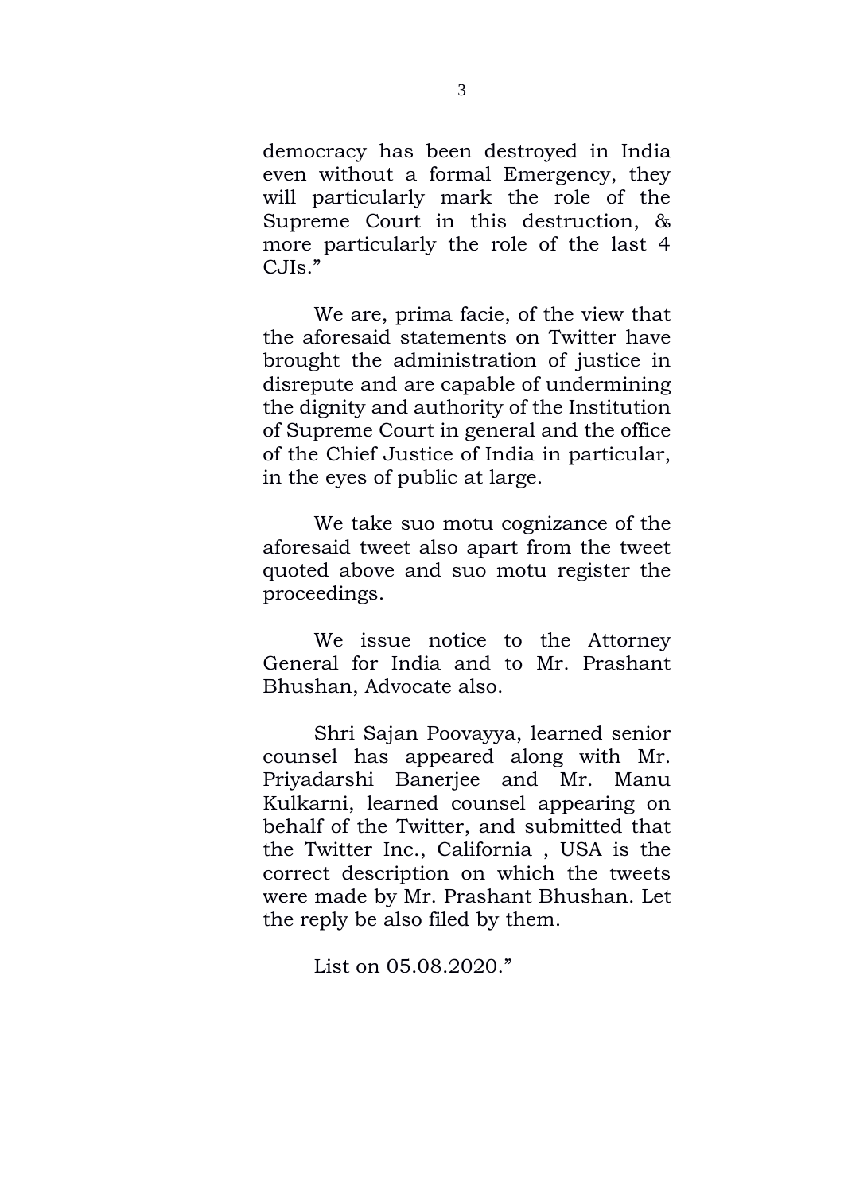democracy has been destroyed in India even without a formal Emergency, they will particularly mark the role of the Supreme Court in this destruction, & more particularly the role of the last 4 CJIs."

We are, prima facie, of the view that the aforesaid statements on Twitter have brought the administration of justice in disrepute and are capable of undermining the dignity and authority of the Institution of Supreme Court in general and the office of the Chief Justice of India in particular, in the eyes of public at large.

We take suo motu cognizance of the aforesaid tweet also apart from the tweet quoted above and suo motu register the proceedings.

We issue notice to the Attorney General for India and to Mr. Prashant Bhushan, Advocate also.

Shri Sajan Poovayya, learned senior counsel has appeared along with Mr. Priyadarshi Banerjee and Mr. Manu Kulkarni, learned counsel appearing on behalf of the Twitter, and submitted that the Twitter Inc., California , USA is the correct description on which the tweets were made by Mr. Prashant Bhushan. Let the reply be also filed by them.

List on 05.08.2020."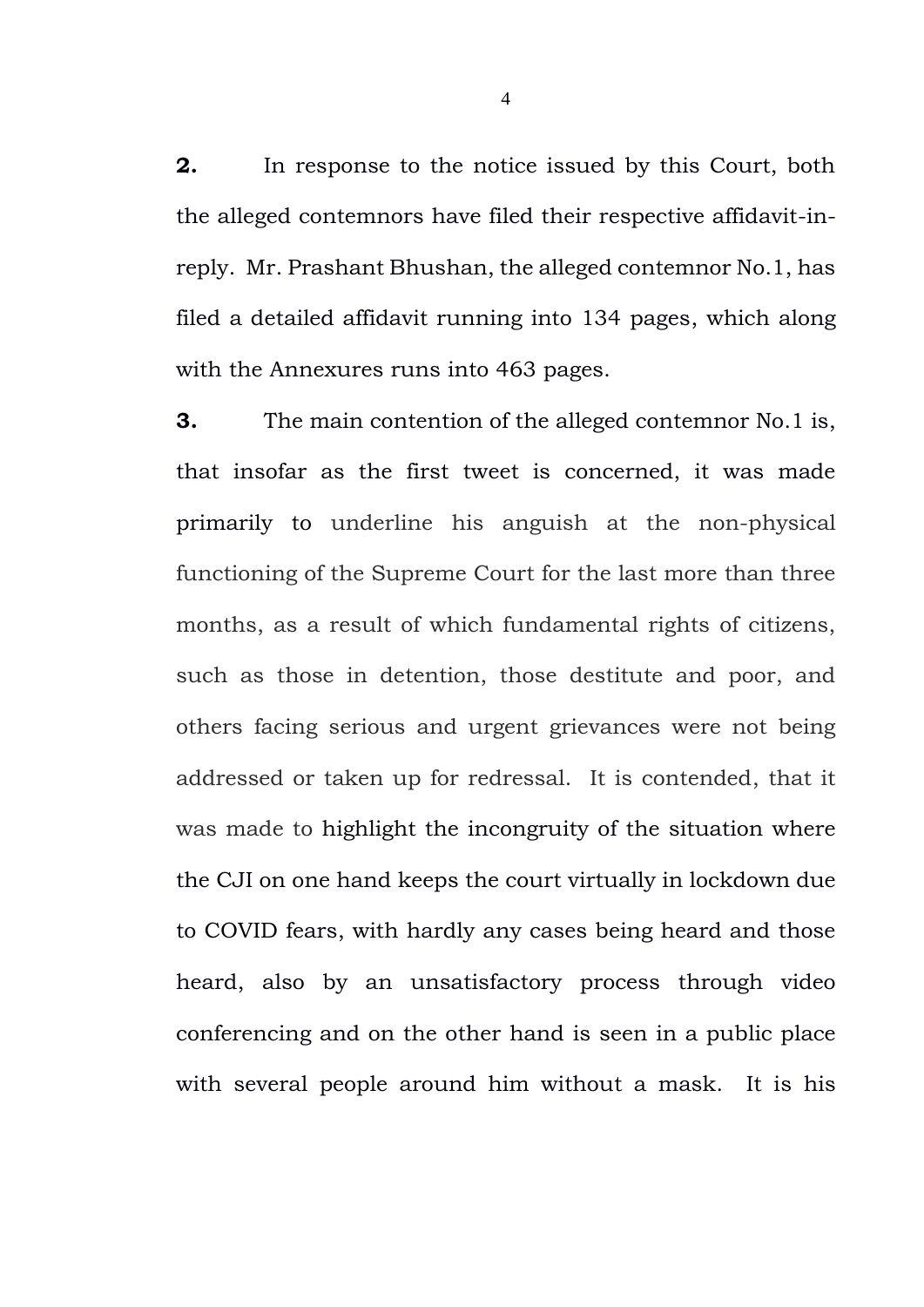**2.** In response to the notice issued by this Court, both the alleged contemnors have filed their respective affidavit-in-reply. Mr. Prashant Bhushan, the alleged contemnor No.1, has filed a detailed affidavit running into 134 pages, which along with the Annexures runs into 463 pages.

**3.** The main contention of the alleged contemnor No.1 is, that insofar as the first tweet is concerned, it was made primarily to underline his anguish at the non-physical functioning of the Supreme Court for the last more than three months, as a result of which fundamental rights of citizens, such as those in detention, those destitute and poor, and others facing serious and urgent grievances were not being addressed or taken up for redressal. It is contended, that it was made to highlight the incongruity of the situation where the CJI on one hand keeps the court virtually in lockdown due to COVID fears, with hardly any cases being heard and those heard, also by an unsatisfactory process through video conferencing and on the other hand is seen in a public place with several people around him without a mask. It is his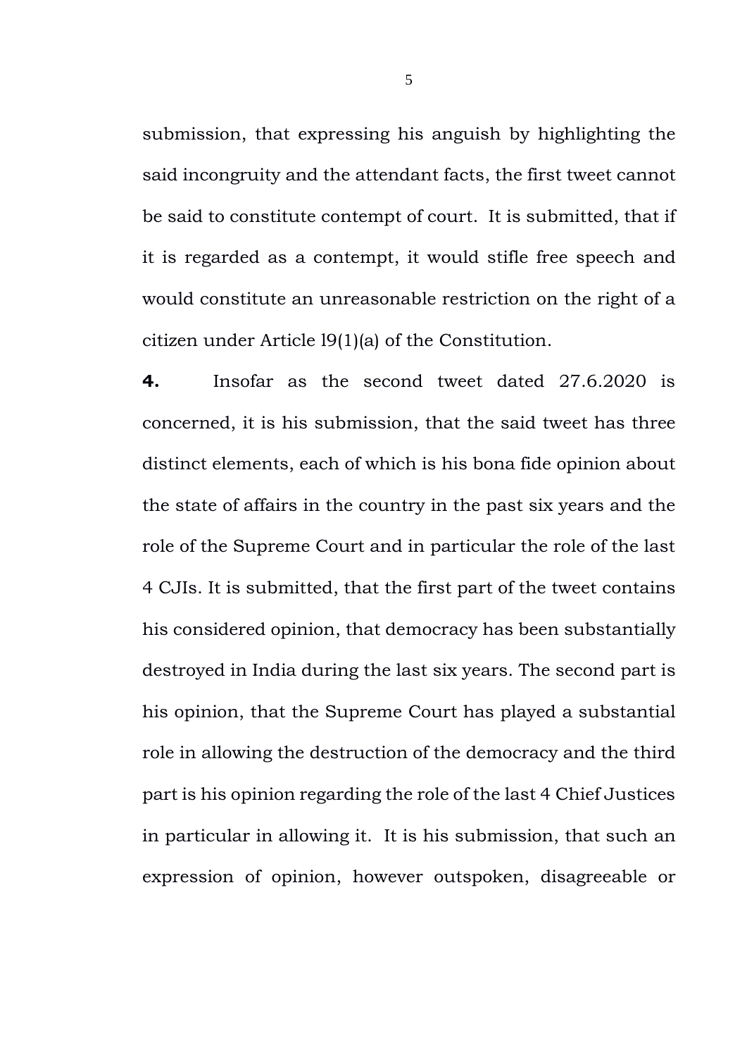submission, that expressing his anguish by highlighting the said incongruity and the attendant facts, the first tweet cannot be said to constitute contempt of court. It is submitted, that if it is regarded as a contempt, it would stifle free speech and would constitute an unreasonable restriction on the right of a citizen under Article l9(1)(a) of the Constitution.

**4.** Insofar as the second tweet dated 27.6.2020 is concerned, it is his submission, that the said tweet has three distinct elements, each of which is his bona fide opinion about the state of affairs in the country in the past six years and the role of the Supreme Court and in particular the role of the last 4 CJIs. It is submitted, that the first part of the tweet contains his considered opinion, that democracy has been substantially destroyed in India during the last six years. The second part is his opinion, that the Supreme Court has played a substantial role in allowing the destruction of the democracy and the third part is his opinion regarding the role of the last 4 Chief Justices in particular in allowing it. It is his submission, that such an expression of opinion, however outspoken, disagreeable or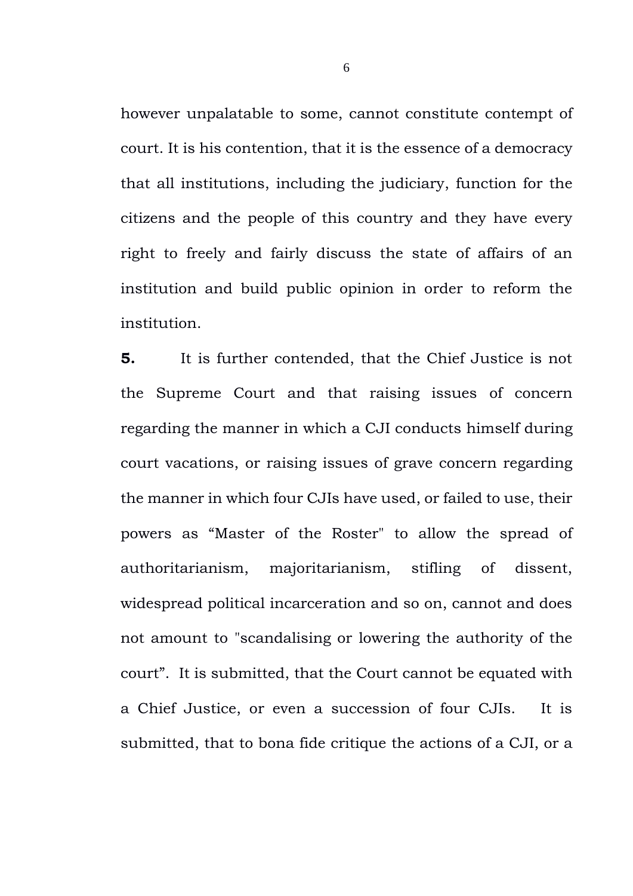however unpalatable to some, cannot constitute contempt of court. It is his contention, that it is the essence of a democracy that all institutions, including the judiciary, function for the citizens and the people of this country and they have every right to freely and fairly discuss the state of affairs of an institution and build public opinion in order to reform the institution.

**5.** It is further contended, that the Chief Justice is not the Supreme Court and that raising issues of concern regarding the manner in which a CJI conducts himself during court vacations, or raising issues of grave concern regarding the manner in which four CJIs have used, or failed to use, their powers as “Master of the Roster" to allow the spread of authoritarianism, majoritarianism, stifling of dissent, widespread political incarceration and so on, cannot and does not amount to "scandalising or lowering the authority of the court”. It is submitted, that the Court cannot be equated with a Chief Justice, or even a succession of four CJIs. It is submitted, that to bona fide critique the actions of a CJI, or a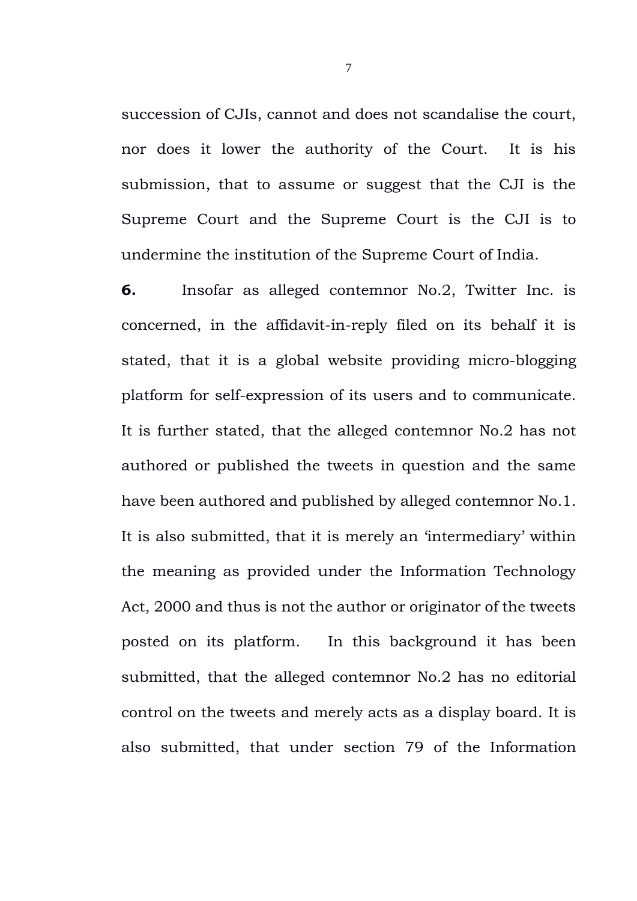succession of CJIs, cannot and does not scandalise the court, nor does it lower the authority of the Court. It is his submission, that to assume or suggest that the CJI is the Supreme Court and the Supreme Court is the CJI is to undermine the institution of the Supreme Court of India.

**6.** Insofar as alleged contemnor No.2, Twitter Inc. is concerned, in the affidavit-in-reply filed on its behalf it is stated, that it is a global website providing micro-blogging platform for self-expression of its users and to communicate. It is further stated, that the alleged contemnor No.2 has not authored or published the tweets in question and the same have been authored and published by alleged contemnor No.1. It is also submitted, that it is merely an 'intermediary' within the meaning as provided under the Information Technology Act, 2000 and thus is not the author or originator of the tweets posted on its platform. In this background it has been submitted, that the alleged contemnor No.2 has no editorial control on the tweets and merely acts as a display board. It is also submitted, that under section 79 of the Information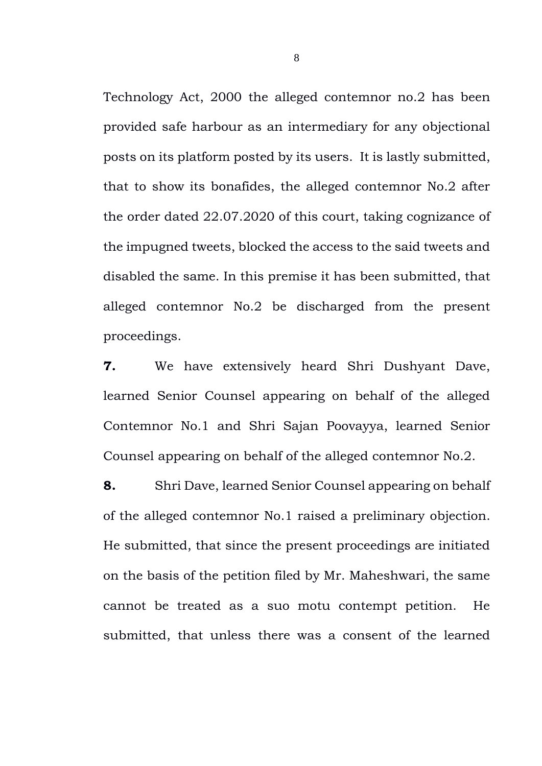Technology Act, 2000 the alleged contemnor no.2 has been provided safe harbour as an intermediary for any objectional posts on its platform posted by its users. It is lastly submitted, that to show its bonafides, the alleged contemnor No.2 after the order dated 22.07.2020 of this court, taking cognizance of the impugned tweets, blocked the access to the said tweets and disabled the same. In this premise it has been submitted, that alleged contemnor No.2 be discharged from the present proceedings.

**7.** We have extensively heard Shri Dushyant Dave, learned Senior Counsel appearing on behalf of the alleged Contemnor No.1 and Shri Sajan Poovayya, learned Senior Counsel appearing on behalf of the alleged contemnor No.2.

**8.** Shri Dave, learned Senior Counsel appearing on behalf of the alleged contemnor No.1 raised a preliminary objection. He submitted, that since the present proceedings are initiated on the basis of the petition filed by Mr. Maheshwari, the same cannot be treated as a suo motu contempt petition. He submitted, that unless there was a consent of the learned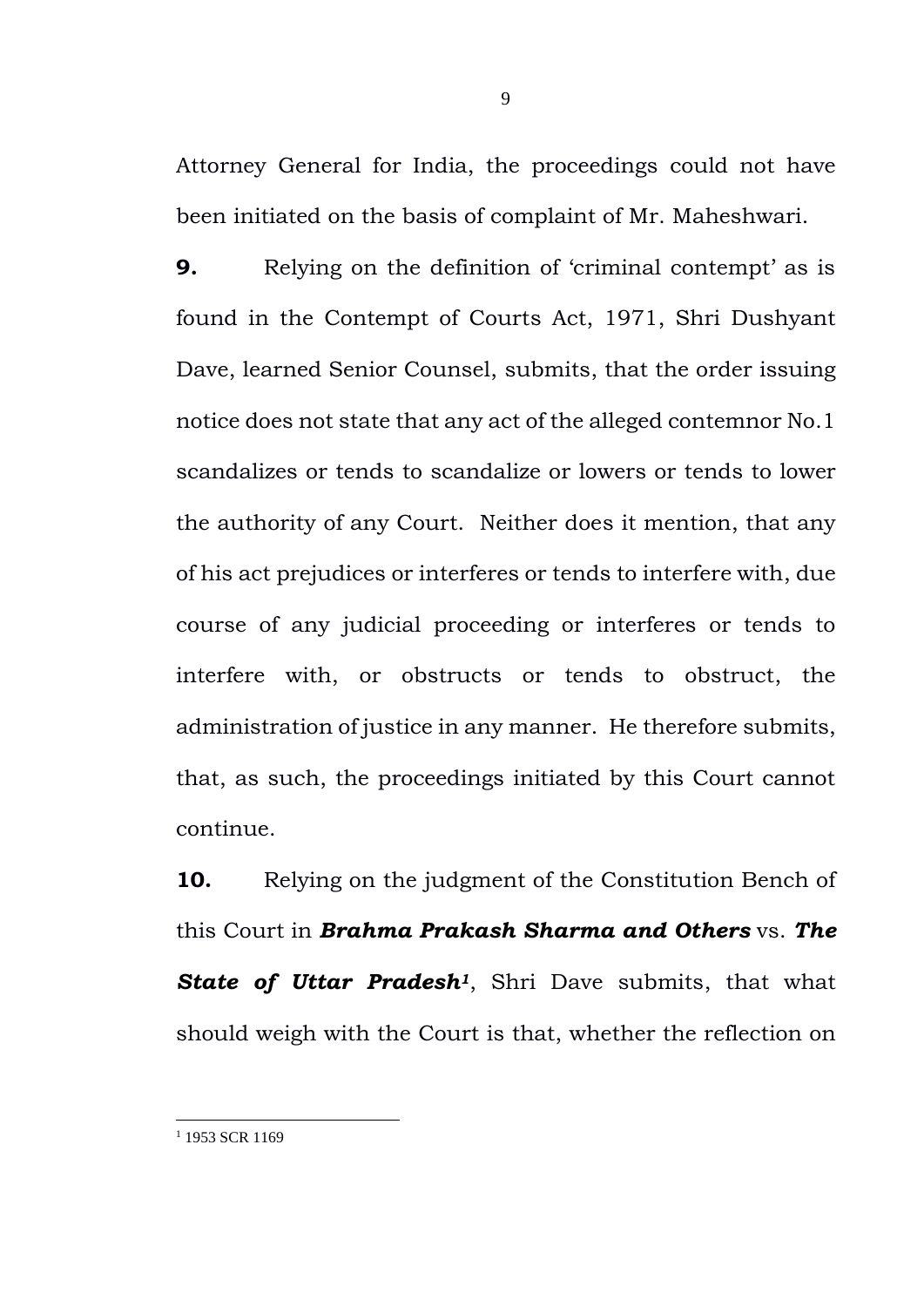Attorney General for India, the proceedings could not have been initiated on the basis of complaint of Mr. Maheshwari.

**9.** Relying on the definition of 'criminal contempt' as is found in the Contempt of Courts Act, 1971, Shri Dushyant Dave, learned Senior Counsel, submits, that the order issuing notice does not state that any act of the alleged contemnor No.1 scandalizes or tends to scandalize or lowers or tends to lower the authority of any Court. Neither does it mention, that any of his act prejudices or interferes or tends to interfere with, due course of any judicial proceeding or interferes or tends to interfere with, or obstructs or tends to obstruct, the administration of justice in any manner. He therefore submits, that, as such, the proceedings initiated by this Court cannot continue.

**10.** Relying on the judgment of the Constitution Bench of this Court in ***Brahma Prakash Sharma and Others*** vs. ***The State of Uttar Pradesh***[1], Shri Dave submits, that what should weigh with the Court is that, whether the reflection on

[1] 1953 SCR 1169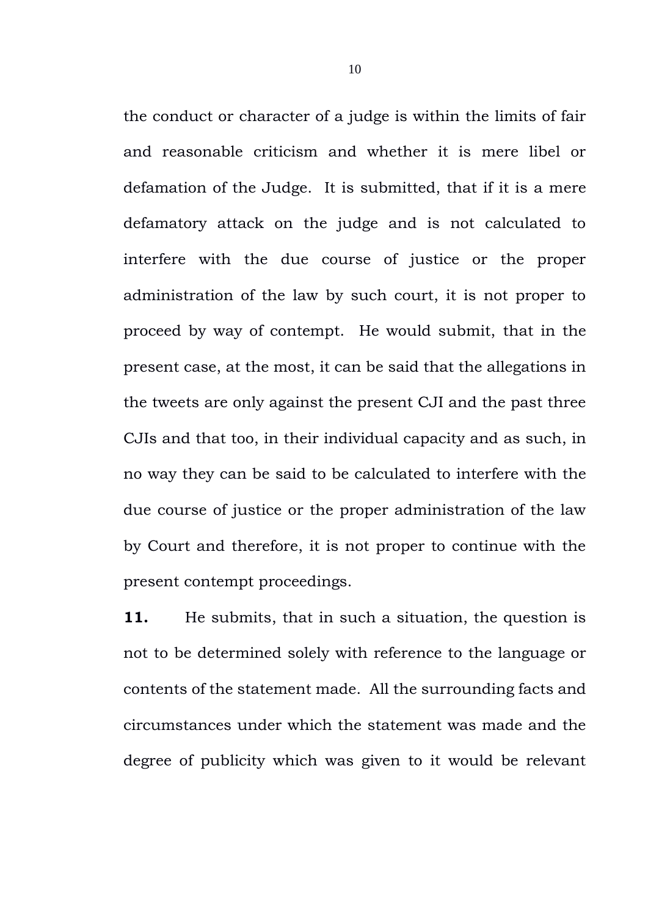the conduct or character of a judge is within the limits of fair and reasonable criticism and whether it is mere libel or defamation of the Judge. It is submitted, that if it is a mere defamatory attack on the judge and is not calculated to interfere with the due course of justice or the proper administration of the law by such court, it is not proper to proceed by way of contempt. He would submit, that in the present case, at the most, it can be said that the allegations in the tweets are only against the present CJI and the past three CJIs and that too, in their individual capacity and as such, in no way they can be said to be calculated to interfere with the due course of justice or the proper administration of the law by Court and therefore, it is not proper to continue with the present contempt proceedings.

**11.** He submits, that in such a situation, the question is not to be determined solely with reference to the language or contents of the statement made. All the surrounding facts and circumstances under which the statement was made and the degree of publicity which was given to it would be relevant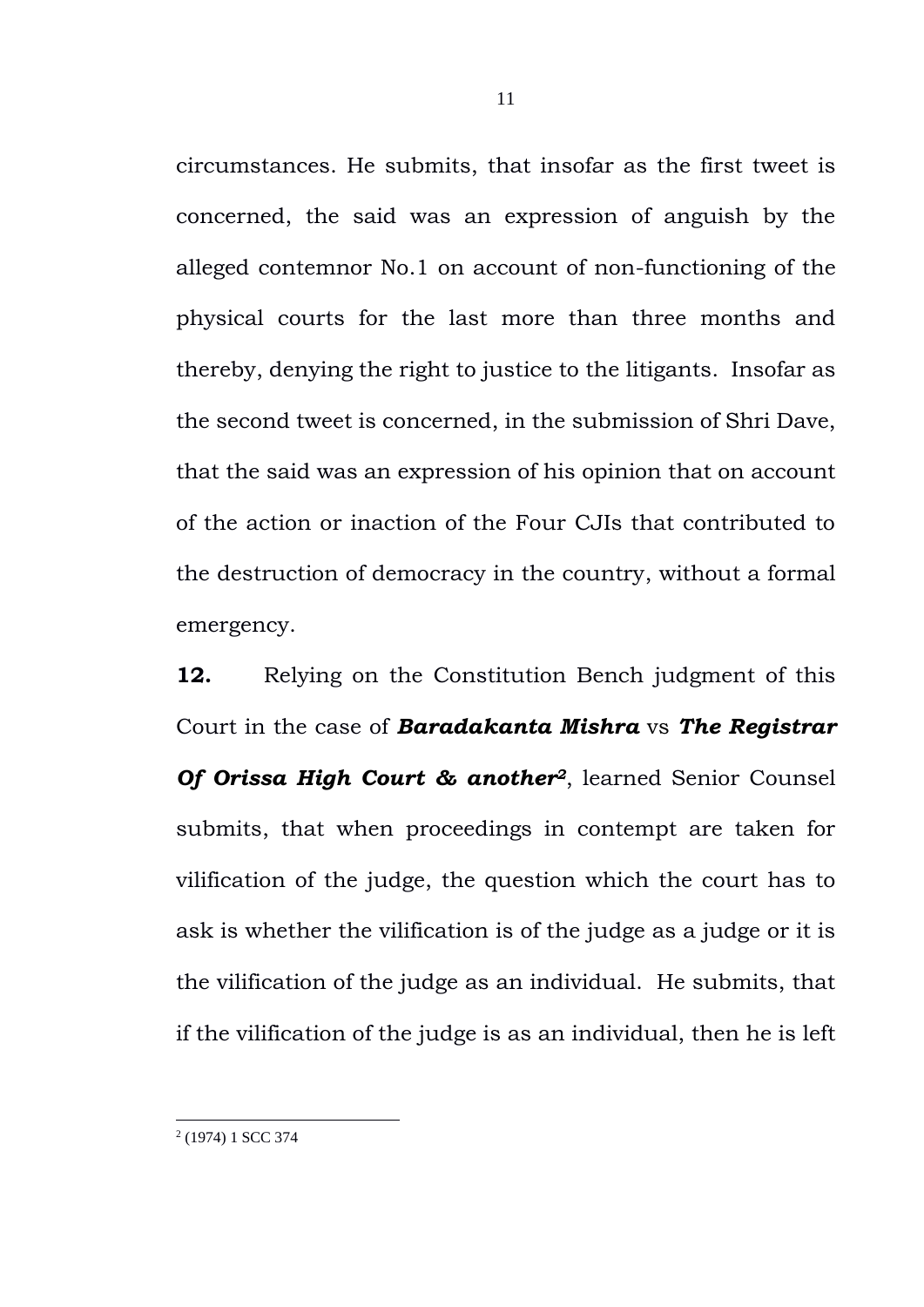circumstances. He submits, that insofar as the first tweet is concerned, the said was an expression of anguish by the alleged contemnor No.1 on account of non-functioning of the physical courts for the last more than three months and thereby, denying the right to justice to the litigants. Insofar as the second tweet is concerned, in the submission of Shri Dave, that the said was an expression of his opinion that on account of the action or inaction of the Four CJIs that contributed to the destruction of democracy in the country, without a formal emergency.

**12.** Relying on the Constitution Bench judgment of this Court in the case of ***Baradakanta Mishra*** vs ***The Registrar Of Orissa High Court & another***[2], learned Senior Counsel submits, that when proceedings in contempt are taken for vilification of the judge, the question which the court has to ask is whether the vilification is of the judge as a judge or it is the vilification of the judge as an individual. He submits, that if the vilification of the judge is as an individual, then he is left

---

[2] (1974) 1 SCC 374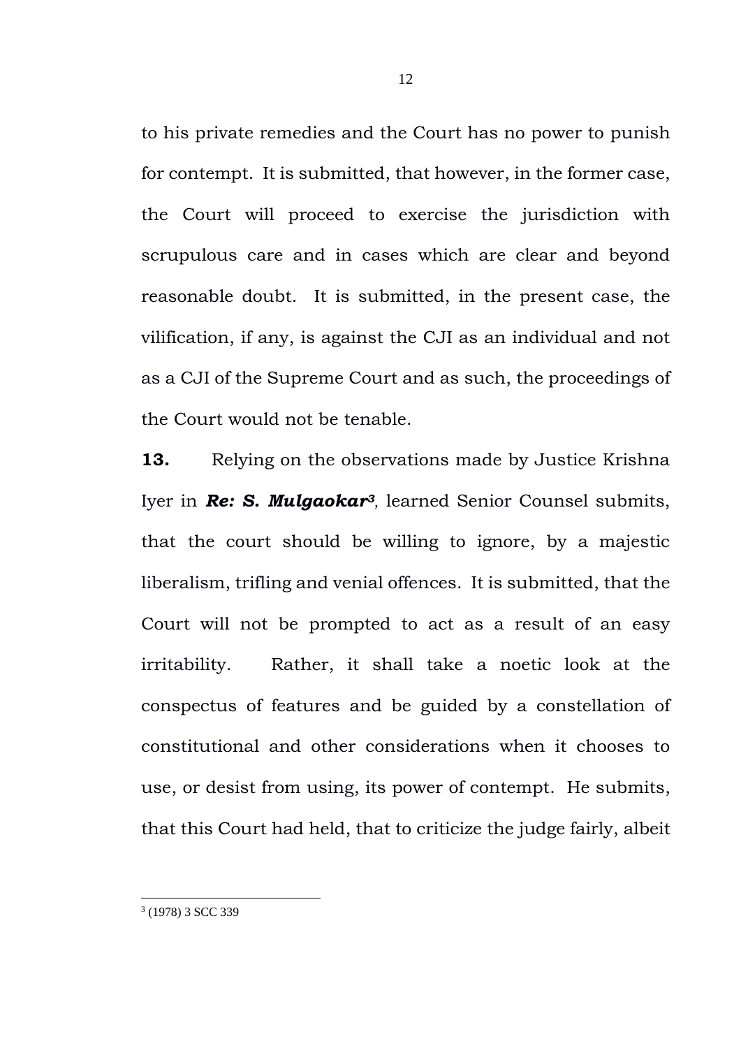to his private remedies and the Court has no power to punish for contempt. It is submitted, that however, in the former case, the Court will proceed to exercise the jurisdiction with scrupulous care and in cases which are clear and beyond reasonable doubt. It is submitted, in the present case, the vilification, if any, is against the CJI as an individual and not as a CJI of the Supreme Court and as such, the proceedings of the Court would not be tenable.

**13.** Relying on the observations made by Justice Krishna Iyer in ***Re: S. Mulgaokar***[3], learned Senior Counsel submits, that the court should be willing to ignore, by a majestic liberalism, trifling and venial offences. It is submitted, that the Court will not be prompted to act as a result of an easy irritability. Rather, it shall take a noetic look at the conspectus of features and be guided by a constellation of constitutional and other considerations when it chooses to use, or desist from using, its power of contempt. He submits, that this Court had held, that to criticize the judge fairly, albeit

[3] (1978) 3 SCC 339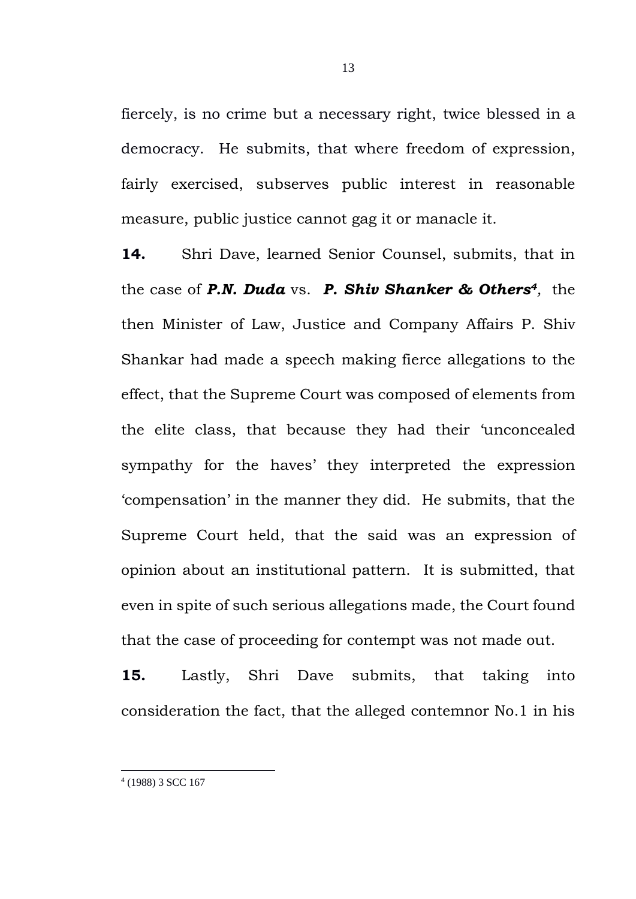fiercely, is no crime but a necessary right, twice blessed in a democracy. He submits, that where freedom of expression, fairly exercised, subserves public interest in reasonable measure, public justice cannot gag it or manacle it.

**14.** Shri Dave, learned Senior Counsel, submits, that in the case of ***P.N. Duda*** vs. ***P. Shiv Shanker & Others***[4], the then Minister of Law, Justice and Company Affairs P. Shiv Shankar had made a speech making fierce allegations to the effect, that the Supreme Court was composed of elements from the elite class, that because they had their 'unconcealed sympathy for the haves' they interpreted the expression 'compensation' in the manner they did. He submits, that the Supreme Court held, that the said was an expression of opinion about an institutional pattern. It is submitted, that even in spite of such serious allegations made, the Court found that the case of proceeding for contempt was not made out.

**15.** Lastly, Shri Dave submits, that taking into consideration the fact, that the alleged contemnor No.1 in his

---

[4] (1988) 3 SCC 167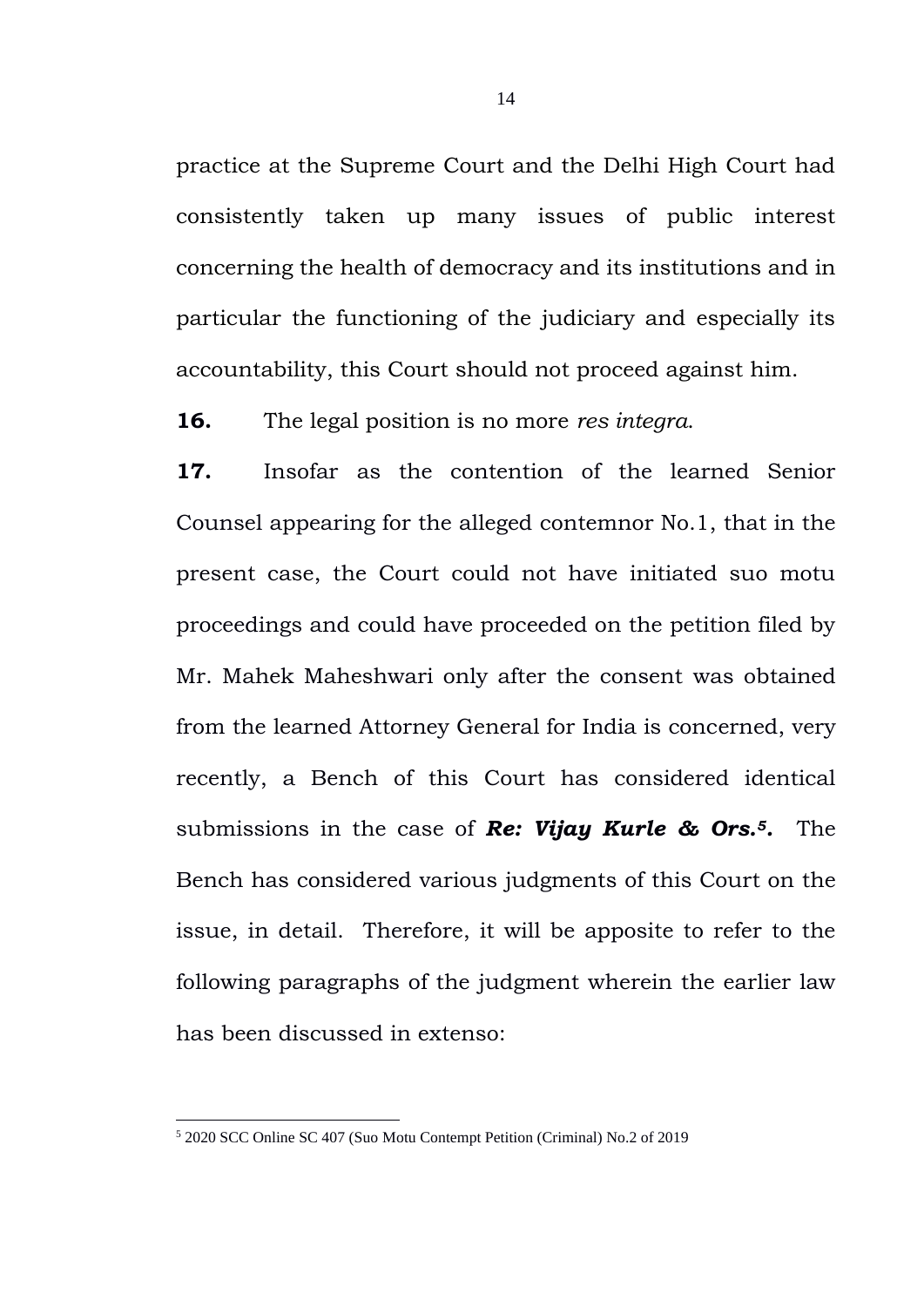practice at the Supreme Court and the Delhi High Court had consistently taken up many issues of public interest concerning the health of democracy and its institutions and in particular the functioning of the judiciary and especially its accountability, this Court should not proceed against him.

**16.** The legal position is no more *res integra*.

**17.** Insofar as the contention of the learned Senior Counsel appearing for the alleged contemnor No.1, that in the present case, the Court could not have initiated suo motu proceedings and could have proceeded on the petition filed by Mr. Mahek Maheshwari only after the consent was obtained from the learned Attorney General for India is concerned, very recently, a Bench of this Court has considered identical submissions in the case of ***Re: Vijay Kurle & Ors.***[5]. The Bench has considered various judgments of this Court on the issue, in detail. Therefore, it will be apposite to refer to the following paragraphs of the judgment wherein the earlier law has been discussed in extenso:

---

[5] 2020 SCC Online SC 407 (Suo Motu Contempt Petition (Criminal) No.2 of 2019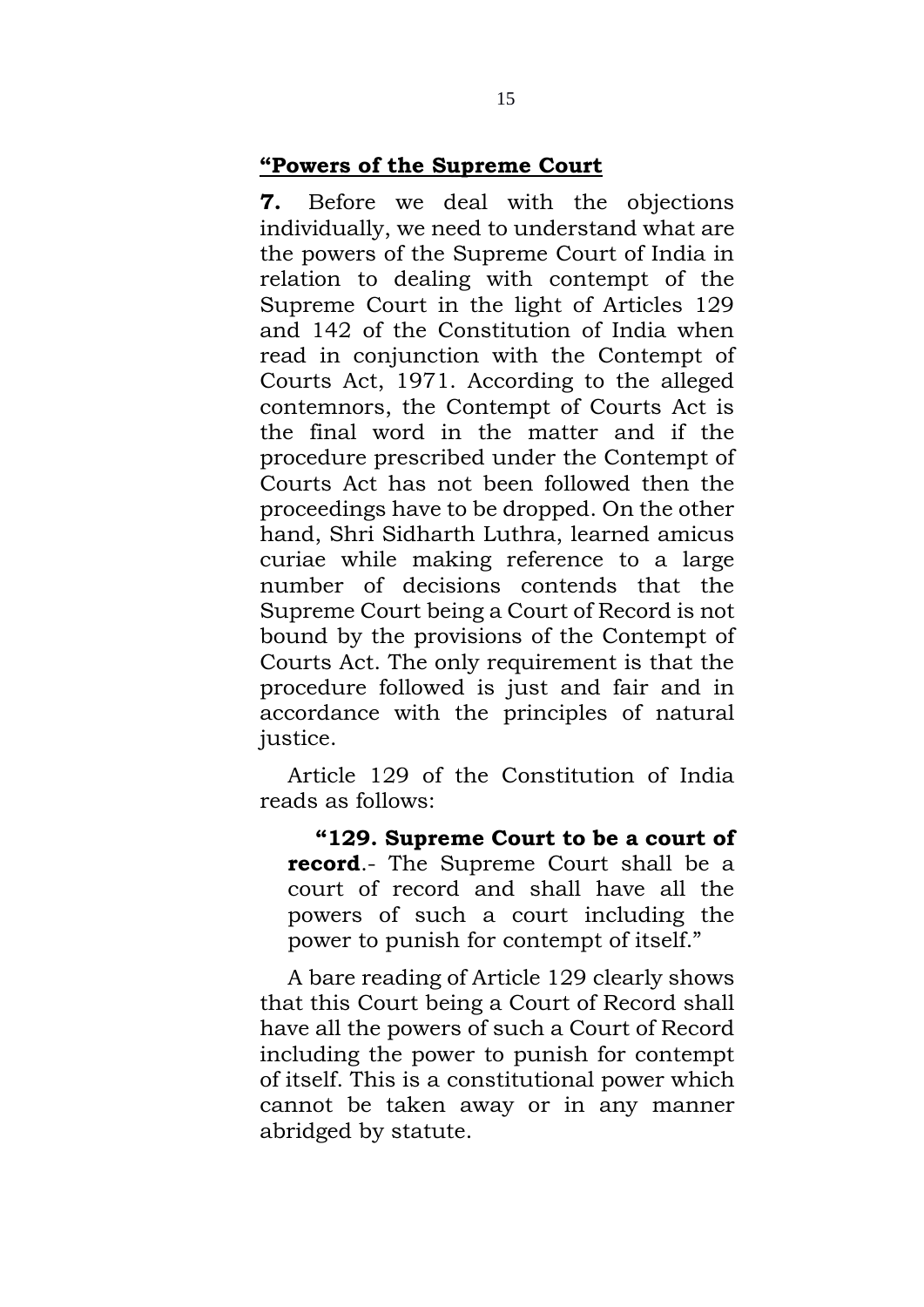**<u>"Powers of the Supreme Court</u>**

**7.** Before we deal with the objections individually, we need to understand what are the powers of the Supreme Court of India in relation to dealing with contempt of the Supreme Court in the light of Articles 129 and 142 of the Constitution of India when read in conjunction with the Contempt of Courts Act, 1971. According to the alleged contemnors, the Contempt of Courts Act is the final word in the matter and if the procedure prescribed under the Contempt of Courts Act has not been followed then the proceedings have to be dropped. On the other hand, Shri Sidharth Luthra, learned amicus curiae while making reference to a large number of decisions contends that the Supreme Court being a Court of Record is not bound by the provisions of the Contempt of Courts Act. The only requirement is that the procedure followed is just and fair and in accordance with the principles of natural justice.

Article 129 of the Constitution of India reads as follows:

> **"129. Supreme Court to be a court of record**.- The Supreme Court shall be a court of record and shall have all the powers of such a court including the power to punish for contempt of itself."

A bare reading of Article 129 clearly shows that this Court being a Court of Record shall have all the powers of such a Court of Record including the power to punish for contempt of itself. This is a constitutional power which cannot be taken away or in any manner abridged by statute.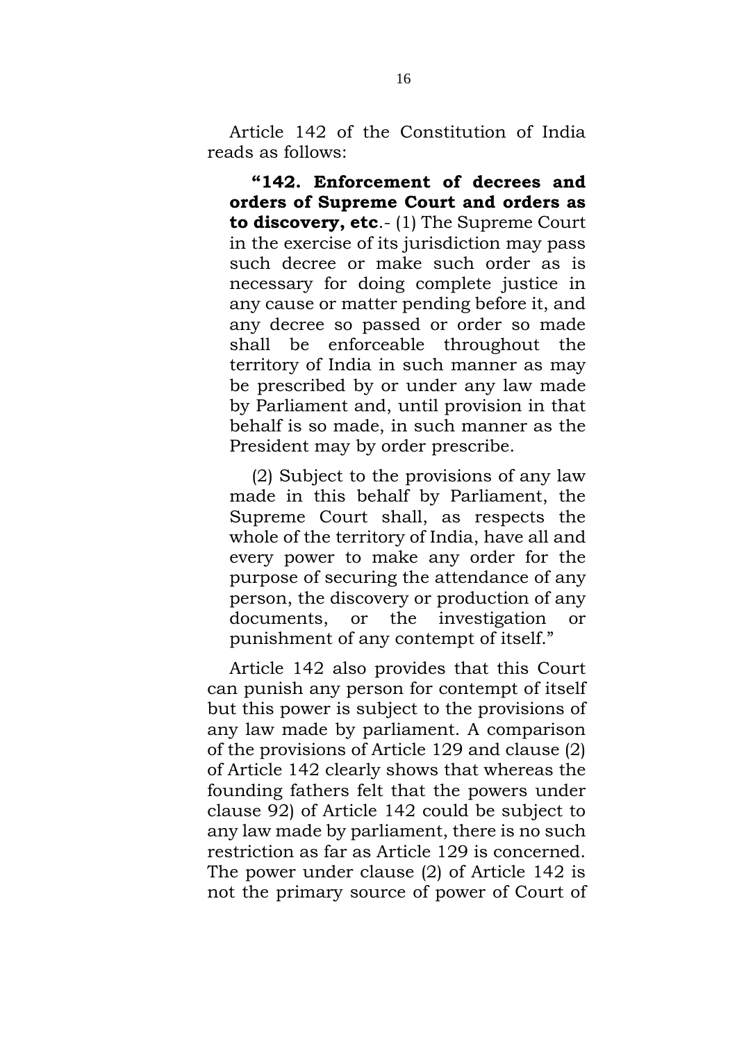Article 142 of the Constitution of India reads as follows:

> **“142. Enforcement of decrees and orders of Supreme Court and orders as to discovery, etc**.- (1) The Supreme Court in the exercise of its jurisdiction may pass such decree or make such order as is necessary for doing complete justice in any cause or matter pending before it, and any decree so passed or order so made shall be enforceable throughout the territory of India in such manner as may be prescribed by or under any law made by Parliament and, until provision in that behalf is so made, in such manner as the President may by order prescribe.
>
> (2) Subject to the provisions of any law made in this behalf by Parliament, the Supreme Court shall, as respects the whole of the territory of India, have all and every power to make any order for the purpose of securing the attendance of any person, the discovery or production of any documents, or the investigation or punishment of any contempt of itself.”

Article 142 also provides that this Court can punish any person for contempt of itself but this power is subject to the provisions of any law made by parliament. A comparison of the provisions of Article 129 and clause (2) of Article 142 clearly shows that whereas the founding fathers felt that the powers under clause 92) of Article 142 could be subject to any law made by parliament, there is no such restriction as far as Article 129 is concerned. The power under clause (2) of Article 142 is not the primary source of power of Court of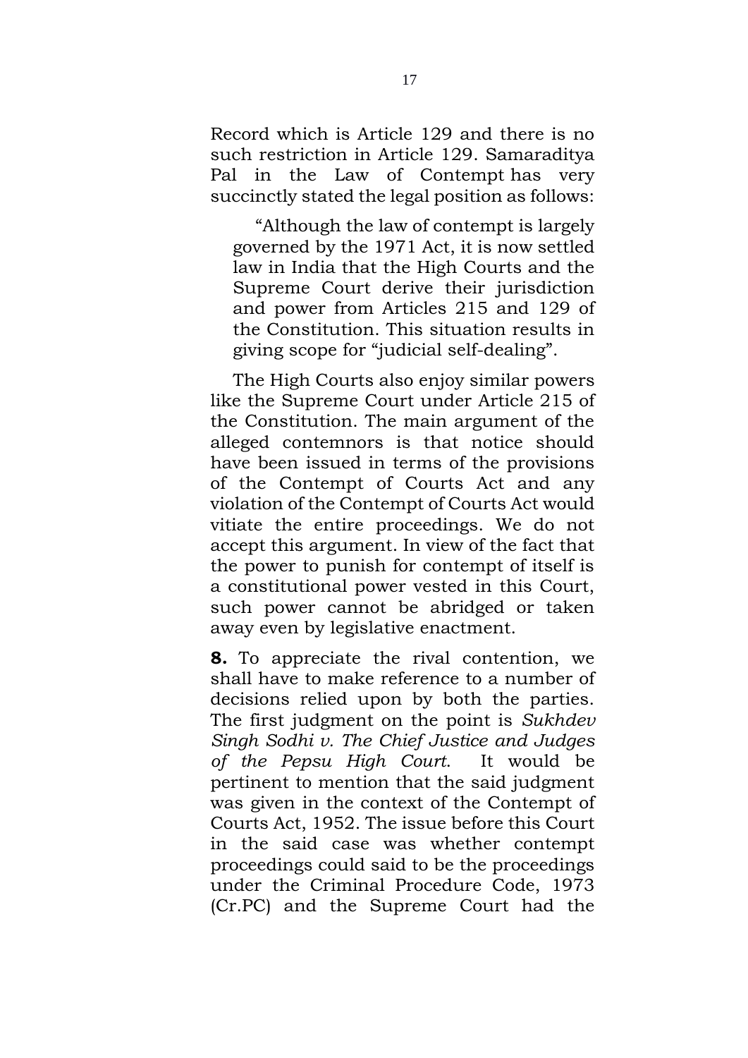Record which is Article 129 and there is no such restriction in Article 129. Samaraditya Pal in the Law of Contempt has very succinctly stated the legal position as follows:

> "Although the law of contempt is largely governed by the 1971 Act, it is now settled law in India that the High Courts and the Supreme Court derive their jurisdiction and power from Articles 215 and 129 of the Constitution. This situation results in giving scope for "judicial self-dealing".

The High Courts also enjoy similar powers like the Supreme Court under Article 215 of the Constitution. The main argument of the alleged contemnors is that notice should have been issued in terms of the provisions of the Contempt of Courts Act and any violation of the Contempt of Courts Act would vitiate the entire proceedings. We do not accept this argument. In view of the fact that the power to punish for contempt of itself is a constitutional power vested in this Court, such power cannot be abridged or taken away even by legislative enactment.

**8.** To appreciate the rival contention, we shall have to make reference to a number of decisions relied upon by both the parties. The first judgment on the point is *Sukhdev Singh Sodhi v. The Chief Justice and Judges of the Pepsu High Court*. It would be pertinent to mention that the said judgment was given in the context of the Contempt of Courts Act, 1952. The issue before this Court in the said case was whether contempt proceedings could said to be the proceedings under the Criminal Procedure Code, 1973 (Cr.PC) and the Supreme Court had the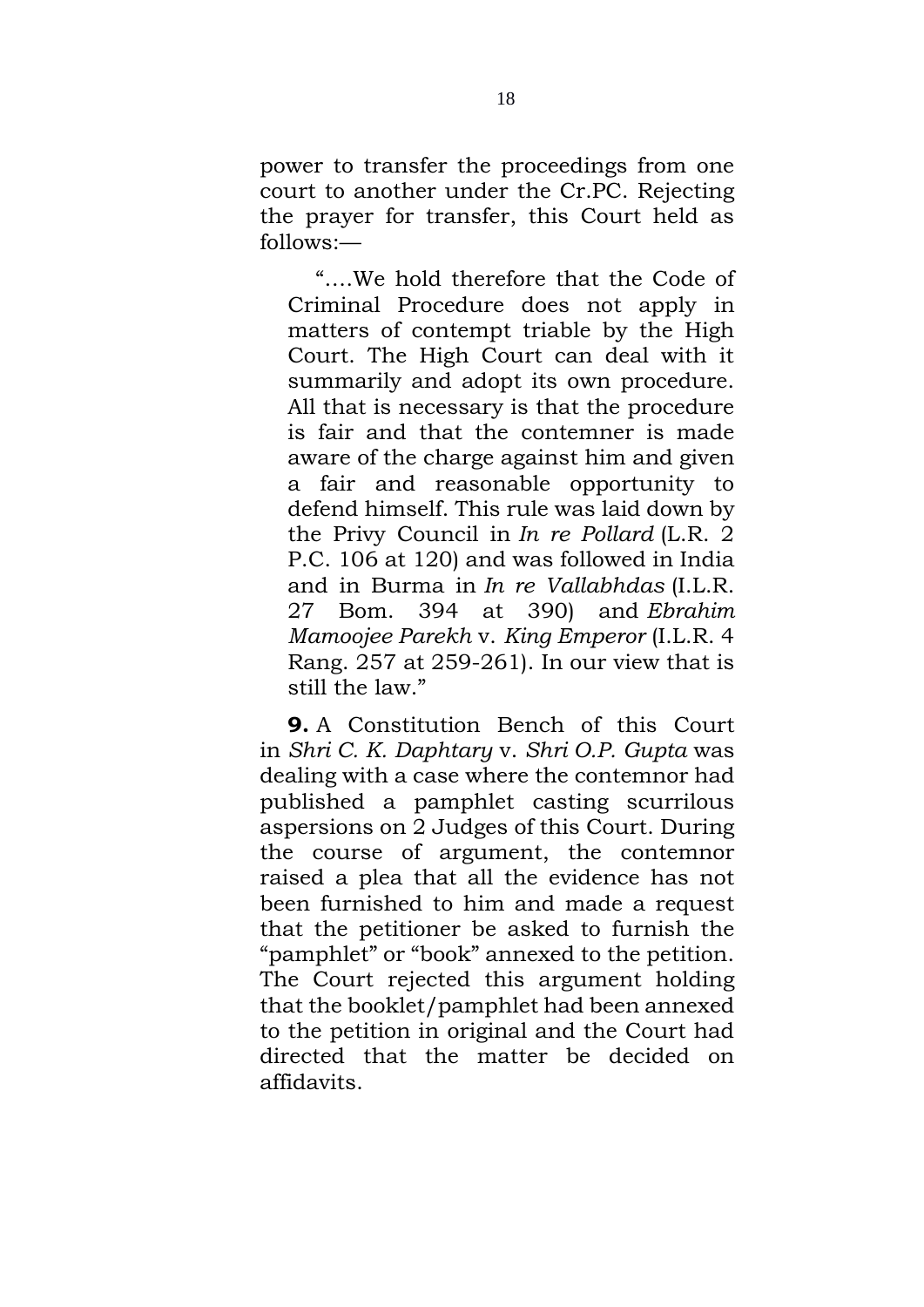power to transfer the proceedings from one court to another under the Cr.PC. Rejecting the prayer for transfer, this Court held as follows:—

> "….We hold therefore that the Code of Criminal Procedure does not apply in matters of contempt triable by the High Court. The High Court can deal with it summarily and adopt its own procedure. All that is necessary is that the procedure is fair and that the contemner is made aware of the charge against him and given a fair and reasonable opportunity to defend himself. This rule was laid down by the Privy Council in *In re Pollard* (L.R. 2 P.C. 106 at 120) and was followed in India and in Burma in *In re Vallabhdas* (I.L.R. 27 Bom. 394 at 390) and *Ebrahim Mamoojee Parekh* v. *King Emperor* (I.L.R. 4 Rang. 257 at 259-261). In our view that is still the law."

**9.** A Constitution Bench of this Court in *Shri C. K. Daphtary* v. *Shri O.P. Gupta* was dealing with a case where the contemnor had published a pamphlet casting scurrilous aspersions on 2 Judges of this Court. During the course of argument, the contemnor raised a plea that all the evidence has not been furnished to him and made a request that the petitioner be asked to furnish the "pamphlet" or "book" annexed to the petition. The Court rejected this argument holding that the booklet/pamphlet had been annexed to the petition in original and the Court had directed that the matter be decided on affidavits.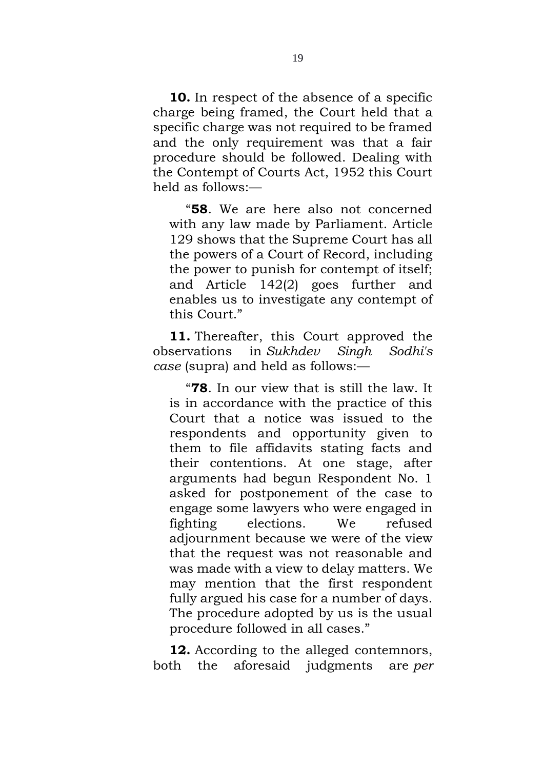**10.** In respect of the absence of a specific charge being framed, the Court held that a specific charge was not required to be framed and the only requirement was that a fair procedure should be followed. Dealing with the Contempt of Courts Act, 1952 this Court held as follows:—

> "**58**. We are here also not concerned with any law made by Parliament. Article 129 shows that the Supreme Court has all the powers of a Court of Record, including the power to punish for contempt of itself; and Article 142(2) goes further and enables us to investigate any contempt of this Court."

**11.** Thereafter, this Court approved the observations in *Sukhdev Singh Sodhi's case* (supra) and held as follows:—

> "**78**. In our view that is still the law. It is in accordance with the practice of this Court that a notice was issued to the respondents and opportunity given to them to file affidavits stating facts and their contentions. At one stage, after arguments had begun Respondent No. 1 asked for postponement of the case to engage some lawyers who were engaged in fighting elections. We refused adjournment because we were of the view that the request was not reasonable and was made with a view to delay matters. We may mention that the first respondent fully argued his case for a number of days. The procedure adopted by us is the usual procedure followed in all cases."

**12.** According to the alleged contemnors, both the aforesaid judgments are *per*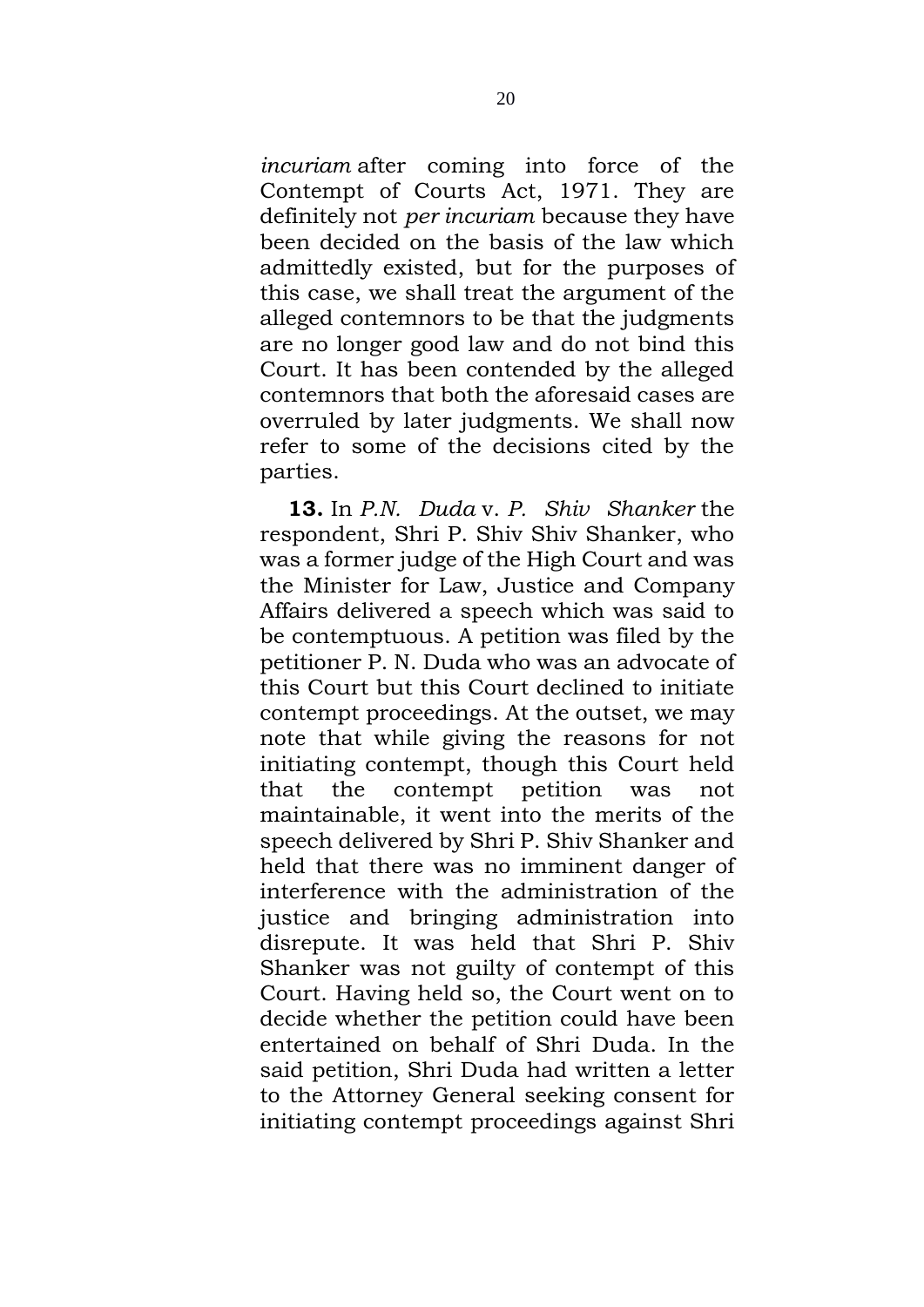*incuriam* after coming into force of the Contempt of Courts Act, 1971. They are definitely not *per incuriam* because they have been decided on the basis of the law which admittedly existed, but for the purposes of this case, we shall treat the argument of the alleged contemnors to be that the judgments are no longer good law and do not bind this Court. It has been contended by the alleged contemnors that both the aforesaid cases are overruled by later judgments. We shall now refer to some of the decisions cited by the parties.

**13.** In *P.N. Duda* v. *P. Shiv Shanker* the respondent, Shri P. Shiv Shiv Shanker, who was a former judge of the High Court and was the Minister for Law, Justice and Company Affairs delivered a speech which was said to be contemptuous. A petition was filed by the petitioner P. N. Duda who was an advocate of this Court but this Court declined to initiate contempt proceedings. At the outset, we may note that while giving the reasons for not initiating contempt, though this Court held that the contempt petition was not maintainable, it went into the merits of the speech delivered by Shri P. Shiv Shanker and held that there was no imminent danger of interference with the administration of the justice and bringing administration into disrepute. It was held that Shri P. Shiv Shanker was not guilty of contempt of this Court. Having held so, the Court went on to decide whether the petition could have been entertained on behalf of Shri Duda. In the said petition, Shri Duda had written a letter to the Attorney General seeking consent for initiating contempt proceedings against Shri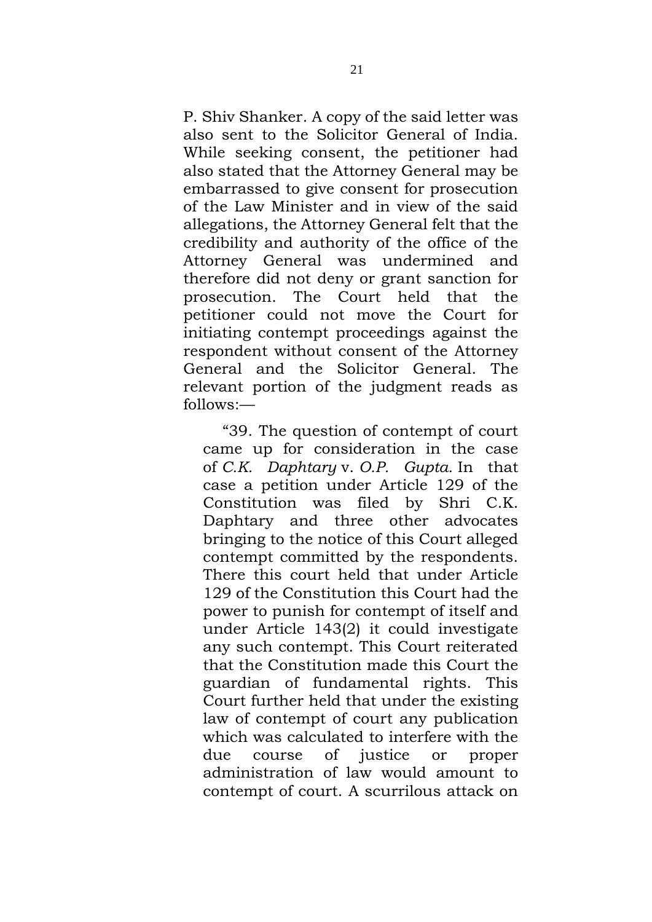P. Shiv Shanker. A copy of the said letter was also sent to the Solicitor General of India. While seeking consent, the petitioner had also stated that the Attorney General may be embarrassed to give consent for prosecution of the Law Minister and in view of the said allegations, the Attorney General felt that the credibility and authority of the office of the Attorney General was undermined and therefore did not deny or grant sanction for prosecution. The Court held that the petitioner could not move the Court for initiating contempt proceedings against the respondent without consent of the Attorney General and the Solicitor General. The relevant portion of the judgment reads as follows:—

> "39. The question of contempt of court came up for consideration in the case of *C.K. Daphtary* v. *O.P. Gupta.* In that case a petition under Article 129 of the Constitution was filed by Shri C.K. Daphtary and three other advocates bringing to the notice of this Court alleged contempt committed by the respondents. There this court held that under Article 129 of the Constitution this Court had the power to punish for contempt of itself and under Article 143(2) it could investigate any such contempt. This Court reiterated that the Constitution made this Court the guardian of fundamental rights. This Court further held that under the existing law of contempt of court any publication which was calculated to interfere with the due course of justice or proper administration of law would amount to contempt of court. A scurrilous attack on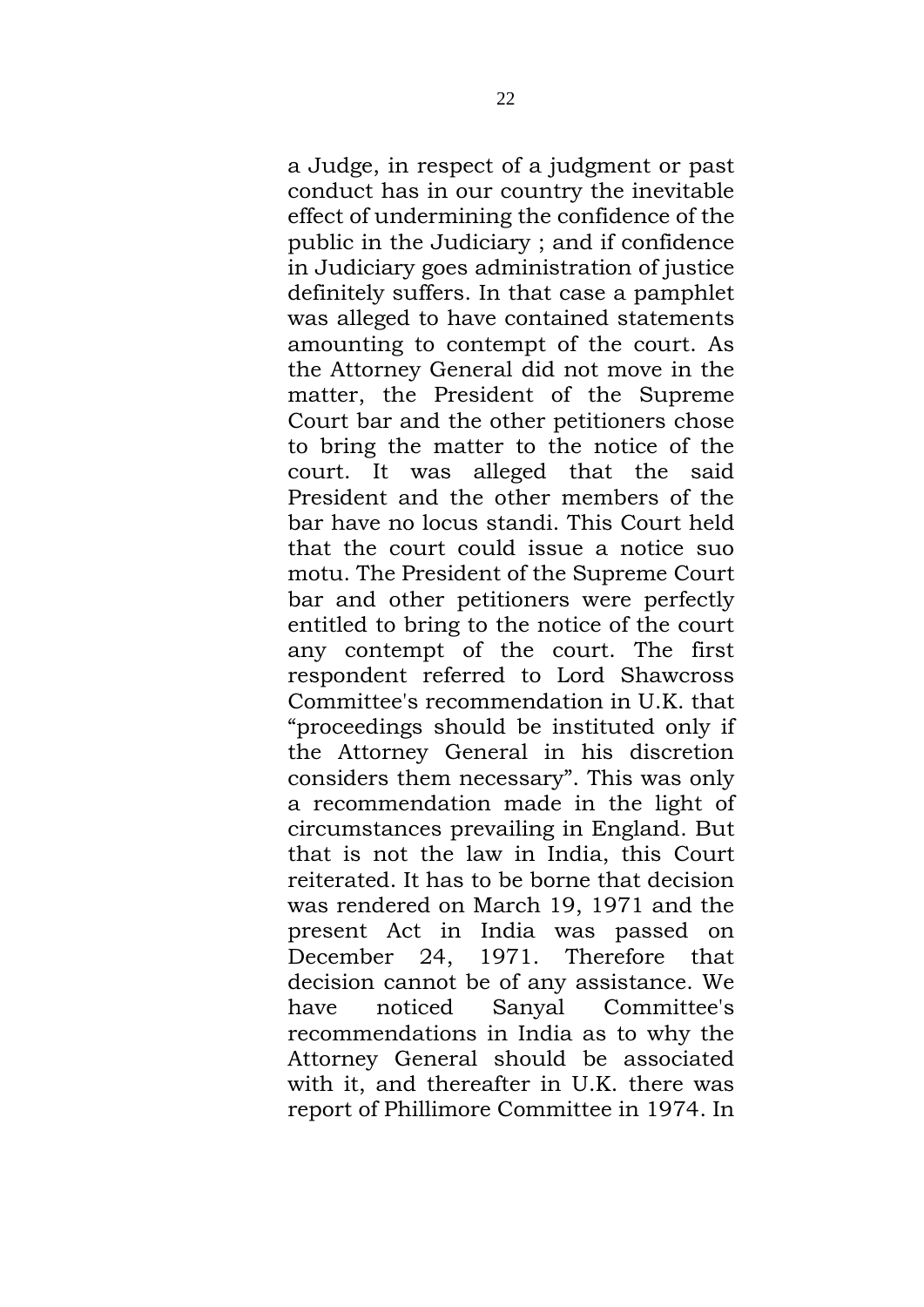a Judge, in respect of a judgment or past conduct has in our country the inevitable effect of undermining the confidence of the public in the Judiciary ; and if confidence in Judiciary goes administration of justice definitely suffers. In that case a pamphlet was alleged to have contained statements amounting to contempt of the court. As the Attorney General did not move in the matter, the President of the Supreme Court bar and the other petitioners chose to bring the matter to the notice of the court. It was alleged that the said President and the other members of the bar have no locus standi. This Court held that the court could issue a notice suo motu. The President of the Supreme Court bar and other petitioners were perfectly entitled to bring to the notice of the court any contempt of the court. The first respondent referred to Lord Shawcross Committee's recommendation in U.K. that "proceedings should be instituted only if the Attorney General in his discretion considers them necessary". This was only a recommendation made in the light of circumstances prevailing in England. But that is not the law in India, this Court reiterated. It has to be borne that decision was rendered on March 19, 1971 and the present Act in India was passed on December 24, 1971. Therefore that decision cannot be of any assistance. We have noticed Sanyal Committee's recommendations in India as to why the Attorney General should be associated with it, and thereafter in U.K. there was report of Phillimore Committee in 1974. In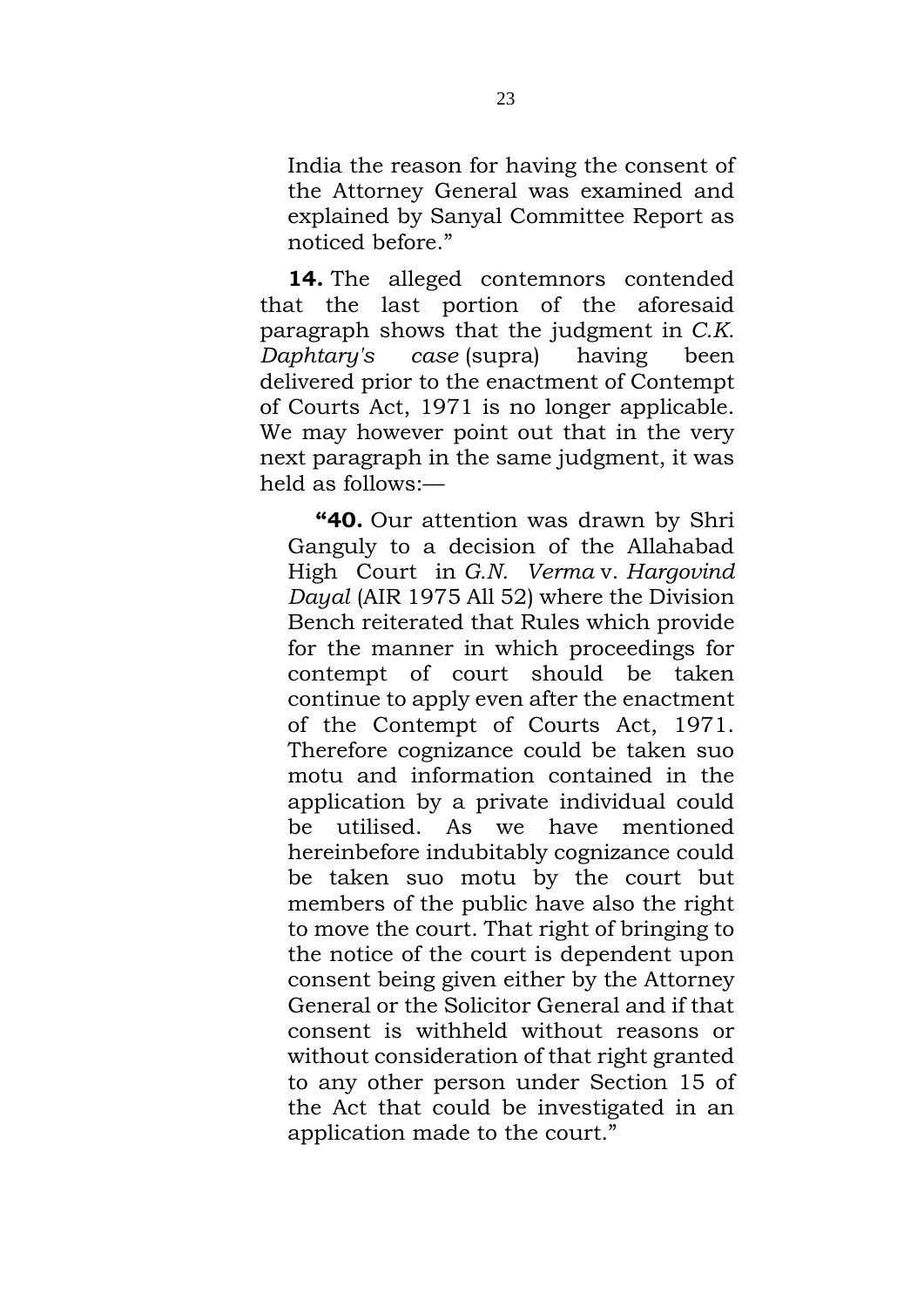> India the reason for having the consent of the Attorney General was examined and explained by Sanyal Committee Report as noticed before."

**14.** The alleged contemnors contended that the last portion of the aforesaid paragraph shows that the judgment in *C.K. Daphtary's case* (supra) having been delivered prior to the enactment of Contempt of Courts Act, 1971 is no longer applicable. We may however point out that in the very next paragraph in the same judgment, it was held as follows:—

> **"40.** Our attention was drawn by Shri Ganguly to a decision of the Allahabad High Court in *G.N. Verma* v. *Hargovind Dayal* (AIR 1975 All 52) where the Division Bench reiterated that Rules which provide for the manner in which proceedings for contempt of court should be taken continue to apply even after the enactment of the Contempt of Courts Act, 1971. Therefore cognizance could be taken suo motu and information contained in the application by a private individual could be utilised. As we have mentioned hereinbefore indubitably cognizance could be taken suo motu by the court but members of the public have also the right to move the court. That right of bringing to the notice of the court is dependent upon consent being given either by the Attorney General or the Solicitor General and if that consent is withheld without reasons or without consideration of that right granted to any other person under Section 15 of the Act that could be investigated in an application made to the court."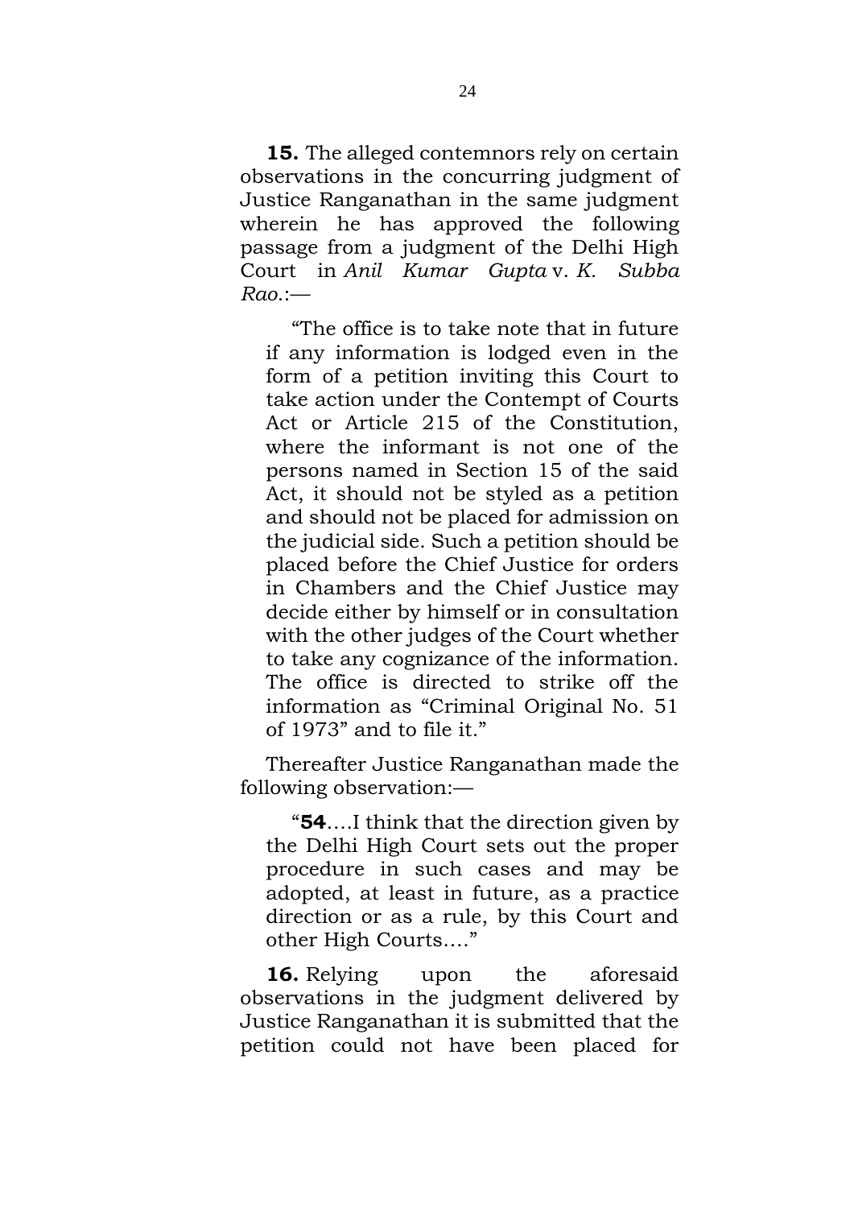**15.** The alleged contemnors rely on certain observations in the concurring judgment of Justice Ranganathan in the same judgment wherein he has approved the following passage from a judgment of the Delhi High Court in *Anil Kumar Gupta* v. *K. Subba Rao*.:—

> "The office is to take note that in future if any information is lodged even in the form of a petition inviting this Court to take action under the Contempt of Courts Act or Article 215 of the Constitution, where the informant is not one of the persons named in Section 15 of the said Act, it should not be styled as a petition and should not be placed for admission on the judicial side. Such a petition should be placed before the Chief Justice for orders in Chambers and the Chief Justice may decide either by himself or in consultation with the other judges of the Court whether to take any cognizance of the information. The office is directed to strike off the information as "Criminal Original No. 51 of 1973" and to file it."

Thereafter Justice Ranganathan made the following observation:—

> "**54**….I think that the direction given by the Delhi High Court sets out the proper procedure in such cases and may be adopted, at least in future, as a practice direction or as a rule, by this Court and other High Courts…."

**16.** Relying upon the aforesaid observations in the judgment delivered by Justice Ranganathan it is submitted that the petition could not have been placed for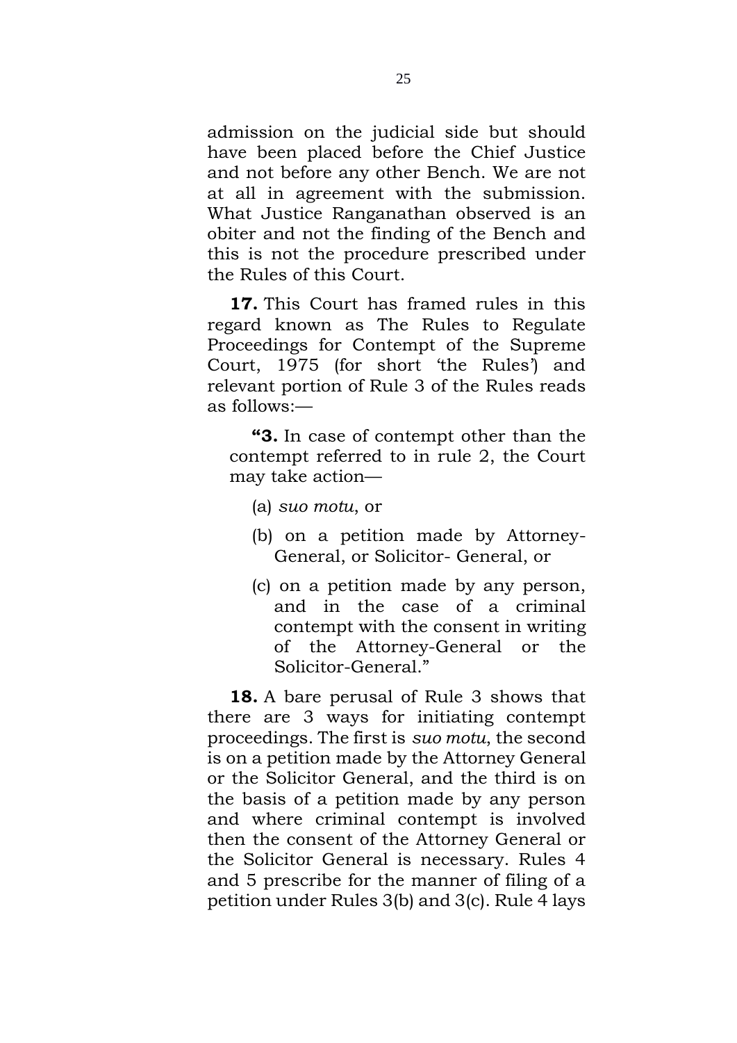admission on the judicial side but should have been placed before the Chief Justice and not before any other Bench. We are not at all in agreement with the submission. What Justice Ranganathan observed is an obiter and not the finding of the Bench and this is not the procedure prescribed under the Rules of this Court.

**17.** This Court has framed rules in this regard known as The Rules to Regulate Proceedings for Contempt of the Supreme Court, 1975 (for short 'the Rules') and relevant portion of Rule 3 of the Rules reads as follows:—

> **"3.** In case of contempt other than the contempt referred to in rule 2, the Court may take action—
>
> (a) *suo motu*, or
>
> (b) on a petition made by Attorney-General, or Solicitor- General, or
>
> (c) on a petition made by any person, and in the case of a criminal contempt with the consent in writing of the Attorney-General or the Solicitor-General."

**18.** A bare perusal of Rule 3 shows that there are 3 ways for initiating contempt proceedings. The first is *suo motu*, the second is on a petition made by the Attorney General or the Solicitor General, and the third is on the basis of a petition made by any person and where criminal contempt is involved then the consent of the Attorney General or the Solicitor General is necessary. Rules 4 and 5 prescribe for the manner of filing of a petition under Rules 3(b) and 3(c). Rule 4 lays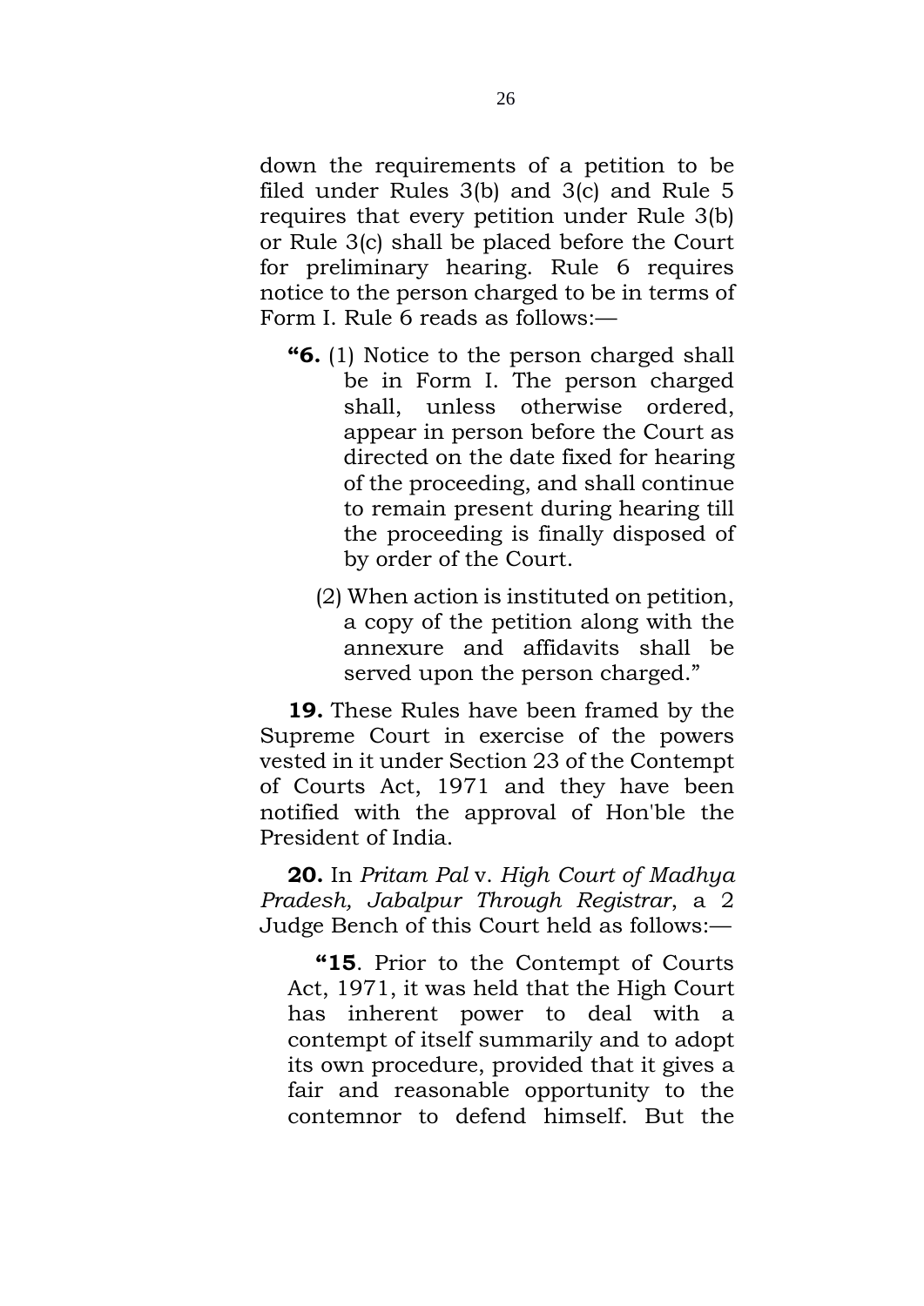down the requirements of a petition to be filed under Rules 3(b) and 3(c) and Rule 5 requires that every petition under Rule 3(b) or Rule 3(c) shall be placed before the Court for preliminary hearing. Rule 6 requires notice to the person charged to be in terms of Form I. Rule 6 reads as follows:—

> **"6.** (1) Notice to the person charged shall be in Form I. The person charged shall, unless otherwise ordered, appear in person before the Court as directed on the date fixed for hearing of the proceeding, and shall continue to remain present during hearing till the proceeding is finally disposed of by order of the Court.
>
> (2) When action is instituted on petition, a copy of the petition along with the annexure and affidavits shall be served upon the person charged."

**19.** These Rules have been framed by the Supreme Court in exercise of the powers vested in it under Section 23 of the Contempt of Courts Act, 1971 and they have been notified with the approval of Hon'ble the President of India.

**20.** In *Pritam Pal* v. *High Court of Madhya Pradesh, Jabalpur Through Registrar*, a 2 Judge Bench of this Court held as follows:—

> **"15**. Prior to the Contempt of Courts Act, 1971, it was held that the High Court has inherent power to deal with a contempt of itself summarily and to adopt its own procedure, provided that it gives a fair and reasonable opportunity to the contemnor to defend himself. But the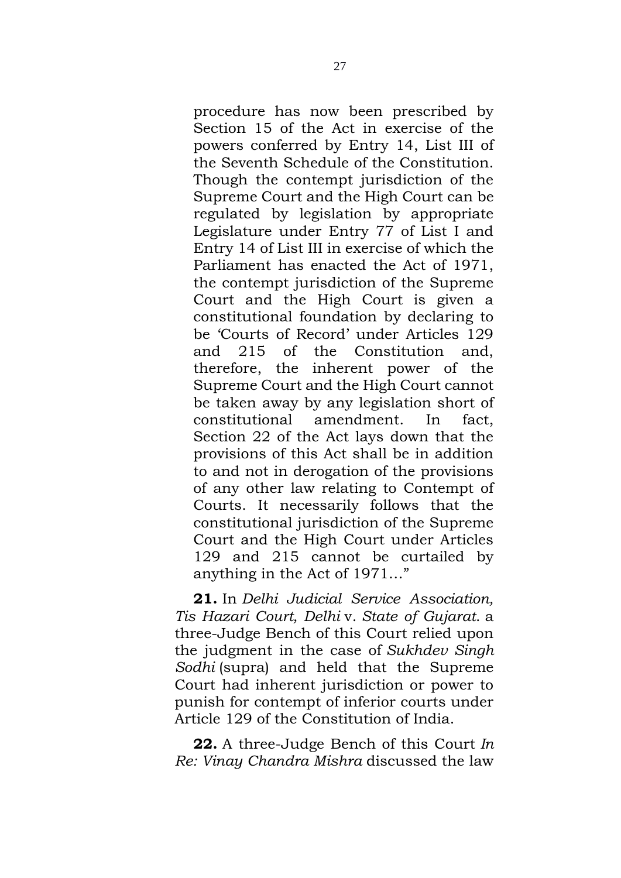> procedure has now been prescribed by Section 15 of the Act in exercise of the powers conferred by Entry 14, List III of the Seventh Schedule of the Constitution. Though the contempt jurisdiction of the Supreme Court and the High Court can be regulated by legislation by appropriate Legislature under Entry 77 of List I and Entry 14 of List III in exercise of which the Parliament has enacted the Act of 1971, the contempt jurisdiction of the Supreme Court and the High Court is given a constitutional foundation by declaring to be 'Courts of Record' under Articles 129 and 215 of the Constitution and, therefore, the inherent power of the Supreme Court and the High Court cannot be taken away by any legislation short of constitutional amendment. In fact, Section 22 of the Act lays down that the provisions of this Act shall be in addition to and not in derogation of the provisions of any other law relating to Contempt of Courts. It necessarily follows that the constitutional jurisdiction of the Supreme Court and the High Court under Articles 129 and 215 cannot be curtailed by anything in the Act of 1971…"

**21.** In *Delhi Judicial Service Association, Tis Hazari Court, Delhi* v. *State of Gujarat*. a three-Judge Bench of this Court relied upon the judgment in the case of *Sukhdev Singh Sodhi* (supra) and held that the Supreme Court had inherent jurisdiction or power to punish for contempt of inferior courts under Article 129 of the Constitution of India.

**22.** A three-Judge Bench of this Court *In Re: Vinay Chandra Mishra* discussed the law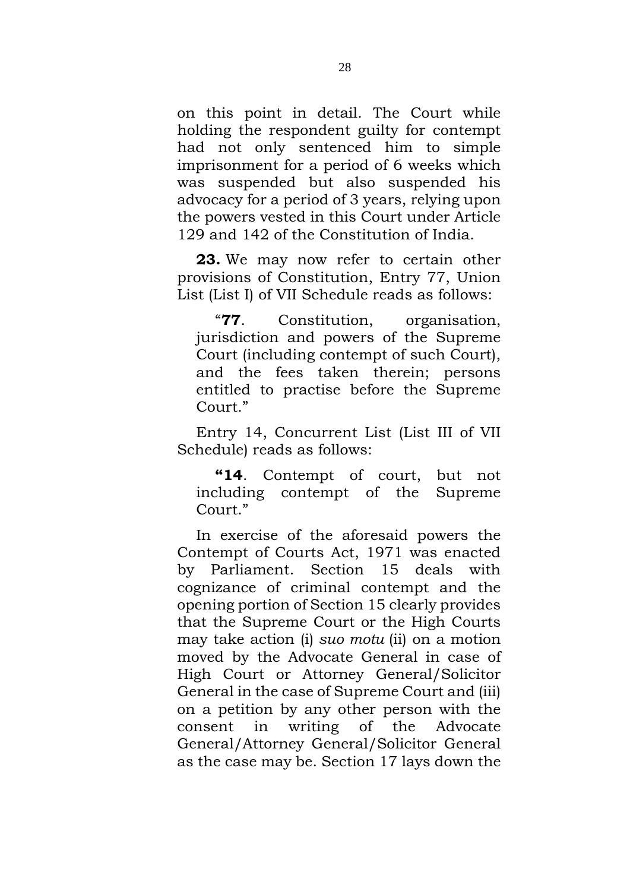on this point in detail. The Court while holding the respondent guilty for contempt had not only sentenced him to simple imprisonment for a period of 6 weeks which was suspended but also suspended his advocacy for a period of 3 years, relying upon the powers vested in this Court under Article 129 and 142 of the Constitution of India.

**23.** We may now refer to certain other provisions of Constitution, Entry 77, Union List (List I) of VII Schedule reads as follows:

> "**77**. Constitution, organisation, jurisdiction and powers of the Supreme Court (including contempt of such Court), and the fees taken therein; persons entitled to practise before the Supreme Court."

Entry 14, Concurrent List (List III of VII Schedule) reads as follows:

> **"14**. Contempt of court, but not including contempt of the Supreme Court."

In exercise of the aforesaid powers the Contempt of Courts Act, 1971 was enacted by Parliament. Section 15 deals with cognizance of criminal contempt and the opening portion of Section 15 clearly provides that the Supreme Court or the High Courts may take action (i) *suo motu* (ii) on a motion moved by the Advocate General in case of High Court or Attorney General/Solicitor General in the case of Supreme Court and (iii) on a petition by any other person with the consent in writing of the Advocate General/Attorney General/Solicitor General as the case may be. Section 17 lays down the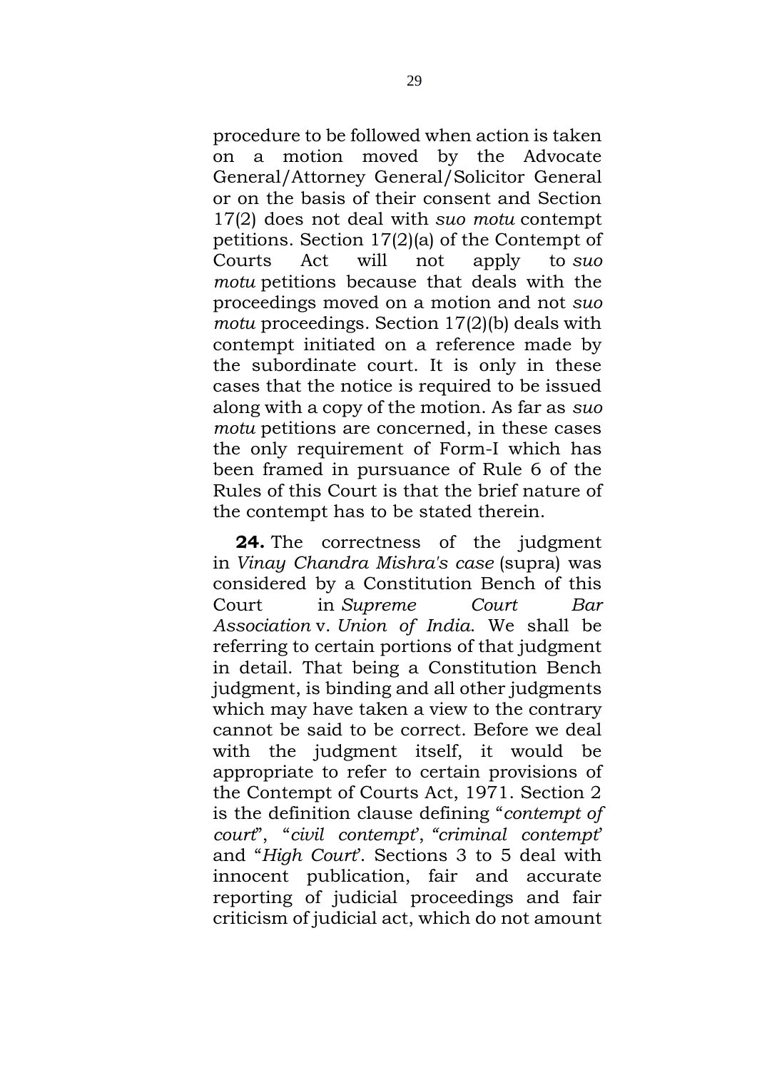procedure to be followed when action is taken on a motion moved by the Advocate General/Attorney General/Solicitor General or on the basis of their consent and Section 17(2) does not deal with *suo motu* contempt petitions. Section 17(2)(a) of the Contempt of Courts Act will not apply to *suo motu* petitions because that deals with the proceedings moved on a motion and not *suo motu* proceedings. Section 17(2)(b) deals with contempt initiated on a reference made by the subordinate court. It is only in these cases that the notice is required to be issued along with a copy of the motion. As far as *suo motu* petitions are concerned, in these cases the only requirement of Form-I which has been framed in pursuance of Rule 6 of the Rules of this Court is that the brief nature of the contempt has to be stated therein.

**24.** The correctness of the judgment in *Vinay Chandra Mishra's case* (supra) was considered by a Constitution Bench of this Court in *Supreme Court Bar Association* v. *Union of India*. We shall be referring to certain portions of that judgment in detail. That being a Constitution Bench judgment, is binding and all other judgments which may have taken a view to the contrary cannot be said to be correct. Before we deal with the judgment itself, it would be appropriate to refer to certain provisions of the Contempt of Courts Act, 1971. Section 2 is the definition clause defining "*contempt of court*", "*civil contempt*', "*criminal contempt*' and "*High Court*'. Sections 3 to 5 deal with innocent publication, fair and accurate reporting of judicial proceedings and fair criticism of judicial act, which do not amount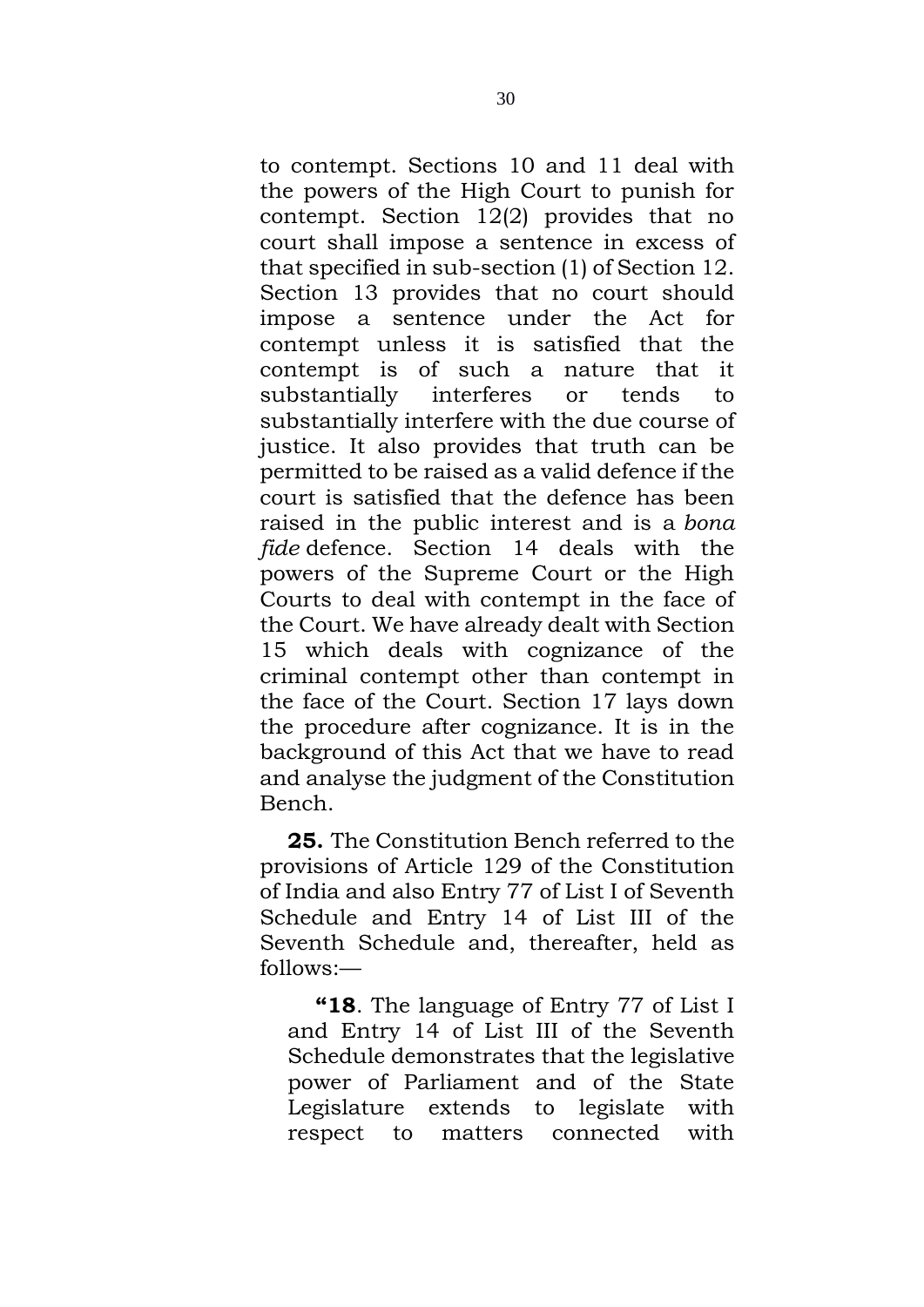to contempt. Sections 10 and 11 deal with the powers of the High Court to punish for contempt. Section 12(2) provides that no court shall impose a sentence in excess of that specified in sub-section (1) of Section 12. Section 13 provides that no court should impose a sentence under the Act for contempt unless it is satisfied that the contempt is of such a nature that it substantially interferes or tends to substantially interfere with the due course of justice. It also provides that truth can be permitted to be raised as a valid defence if the court is satisfied that the defence has been raised in the public interest and is a *bona fide* defence. Section 14 deals with the powers of the Supreme Court or the High Courts to deal with contempt in the face of the Court. We have already dealt with Section 15 which deals with cognizance of the criminal contempt other than contempt in the face of the Court. Section 17 lays down the procedure after cognizance. It is in the background of this Act that we have to read and analyse the judgment of the Constitution Bench.

**25.** The Constitution Bench referred to the provisions of Article 129 of the Constitution of India and also Entry 77 of List I of Seventh Schedule and Entry 14 of List III of the Seventh Schedule and, thereafter, held as follows:—

> **"18**. The language of Entry 77 of List I and Entry 14 of List III of the Seventh Schedule demonstrates that the legislative power of Parliament and of the State Legislature extends to legislate with respect to matters connected with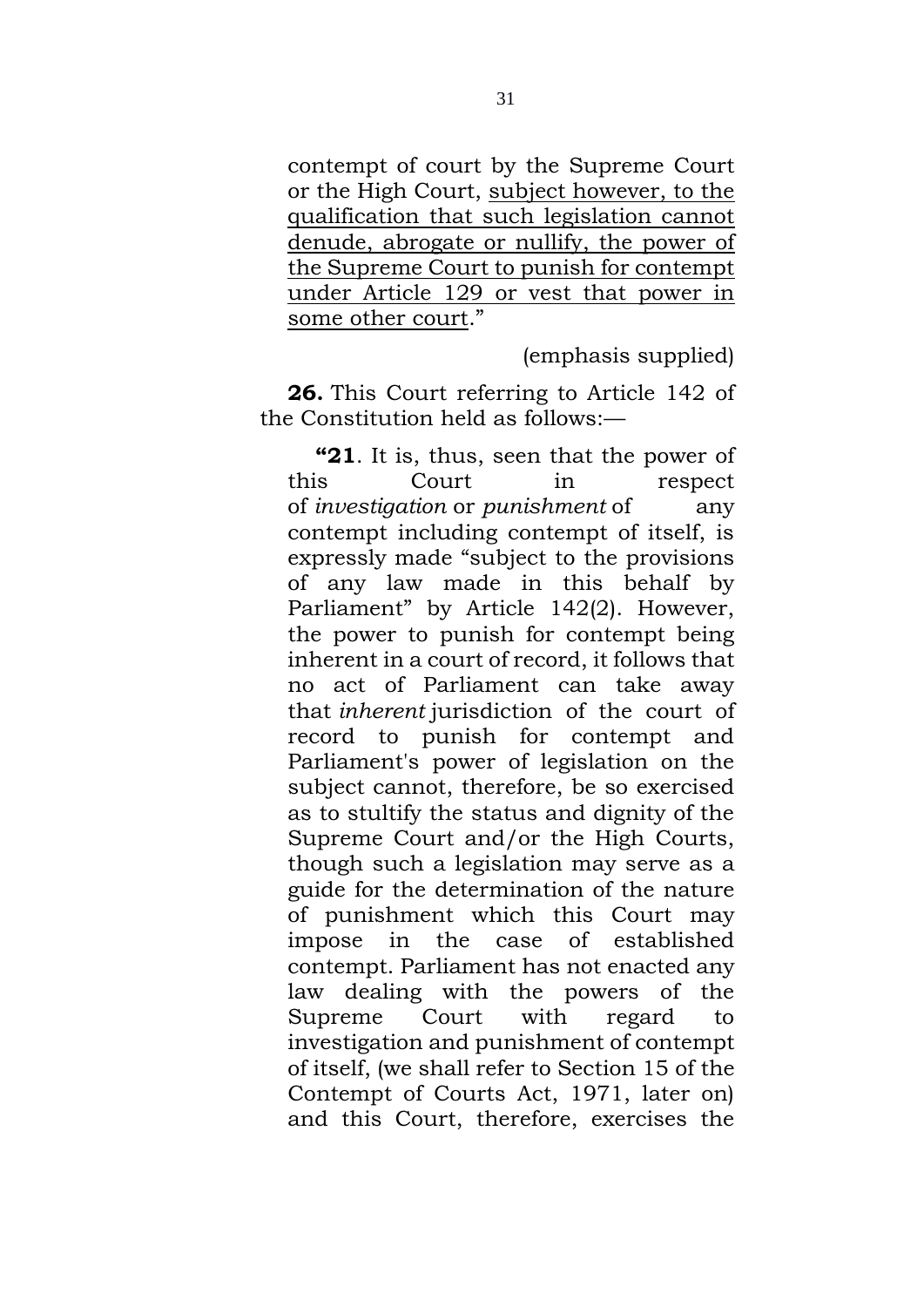contempt of court by the Supreme Court or the High Court, <u>subject however, to the qualification that such legislation cannot denude, abrogate or nullify, the power of the Supreme Court to punish for contempt under Article 129 or vest that power in some other court</u>."

(emphasis supplied)

**26.** This Court referring to Article 142 of the Constitution held as follows:—

> **"21**. It is, thus, seen that the power of this Court in respect of *investigation* or *punishment* of any contempt including contempt of itself, is expressly made "subject to the provisions of any law made in this behalf by Parliament" by Article 142(2). However, the power to punish for contempt being inherent in a court of record, it follows that no act of Parliament can take away that *inherent* jurisdiction of the court of record to punish for contempt and Parliament's power of legislation on the subject cannot, therefore, be so exercised as to stultify the status and dignity of the Supreme Court and/or the High Courts, though such a legislation may serve as a guide for the determination of the nature of punishment which this Court may impose in the case of established contempt. Parliament has not enacted any law dealing with the powers of the Supreme Court with regard to investigation and punishment of contempt of itself, (we shall refer to Section 15 of the Contempt of Courts Act, 1971, later on) and this Court, therefore, exercises the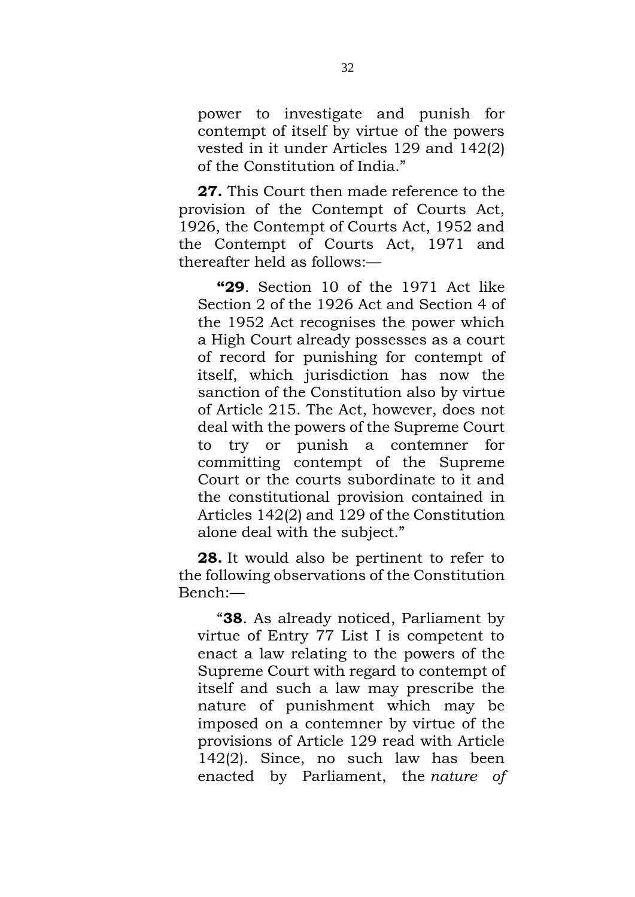> power to investigate and punish for contempt of itself by virtue of the powers vested in it under Articles 129 and 142(2) of the Constitution of India."

**27.** This Court then made reference to the provision of the Contempt of Courts Act, 1926, the Contempt of Courts Act, 1952 and the Contempt of Courts Act, 1971 and thereafter held as follows:—

> **"29**. Section 10 of the 1971 Act like Section 2 of the 1926 Act and Section 4 of the 1952 Act recognises the power which a High Court already possesses as a court of record for punishing for contempt of itself, which jurisdiction has now the sanction of the Constitution also by virtue of Article 215. The Act, however, does not deal with the powers of the Supreme Court to try or punish a contemner for committing contempt of the Supreme Court or the courts subordinate to it and the constitutional provision contained in Articles 142(2) and 129 of the Constitution alone deal with the subject."

**28.** It would also be pertinent to refer to the following observations of the Constitution Bench:—

> "**38**. As already noticed, Parliament by virtue of Entry 77 List I is competent to enact a law relating to the powers of the Supreme Court with regard to contempt of itself and such a law may prescribe the nature of punishment which may be imposed on a contemner by virtue of the provisions of Article 129 read with Article 142(2). Since, no such law has been enacted by Parliament, the *nature of*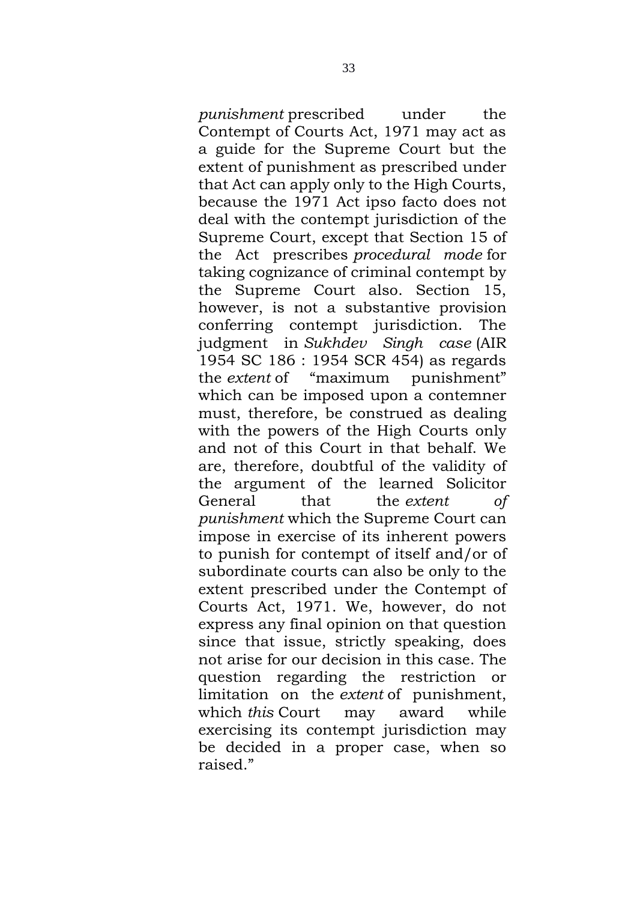*punishment* prescribed under the Contempt of Courts Act, 1971 may act as a guide for the Supreme Court but the extent of punishment as prescribed under that Act can apply only to the High Courts, because the 1971 Act ipso facto does not deal with the contempt jurisdiction of the Supreme Court, except that Section 15 of the Act prescribes *procedural mode* for taking cognizance of criminal contempt by the Supreme Court also. Section 15, however, is not a substantive provision conferring contempt jurisdiction. The judgment in *Sukhdev Singh case* (AIR 1954 SC 186 : 1954 SCR 454) as regards the *extent* of "maximum punishment" which can be imposed upon a contemner must, therefore, be construed as dealing with the powers of the High Courts only and not of this Court in that behalf. We are, therefore, doubtful of the validity of the argument of the learned Solicitor General that the *extent of punishment* which the Supreme Court can impose in exercise of its inherent powers to punish for contempt of itself and/or of subordinate courts can also be only to the extent prescribed under the Contempt of Courts Act, 1971. We, however, do not express any final opinion on that question since that issue, strictly speaking, does not arise for our decision in this case. The question regarding the restriction or limitation on the *extent* of punishment, which *this* Court may award while exercising its contempt jurisdiction may be decided in a proper case, when so raised."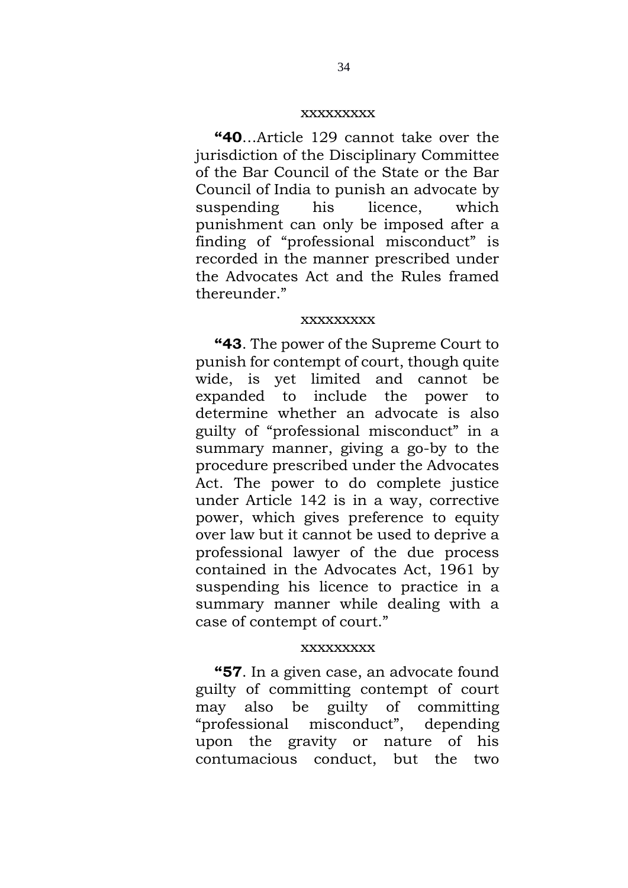xxxxxxxxx

> **"40**…Article 129 cannot take over the jurisdiction of the Disciplinary Committee of the Bar Council of the State or the Bar Council of India to punish an advocate by suspending his licence, which punishment can only be imposed after a finding of "professional misconduct" is recorded in the manner prescribed under the Advocates Act and the Rules framed thereunder."

xxxxxxxxx

> **"43**. The power of the Supreme Court to punish for contempt of court, though quite wide, is yet limited and cannot be expanded to include the power to determine whether an advocate is also guilty of "professional misconduct" in a summary manner, giving a go-by to the procedure prescribed under the Advocates Act. The power to do complete justice under Article 142 is in a way, corrective power, which gives preference to equity over law but it cannot be used to deprive a professional lawyer of the due process contained in the Advocates Act, 1961 by suspending his licence to practice in a summary manner while dealing with a case of contempt of court."

xxxxxxxxx

> **"57**. In a given case, an advocate found guilty of committing contempt of court may also be guilty of committing "professional misconduct", depending upon the gravity or nature of his contumacious conduct, but the two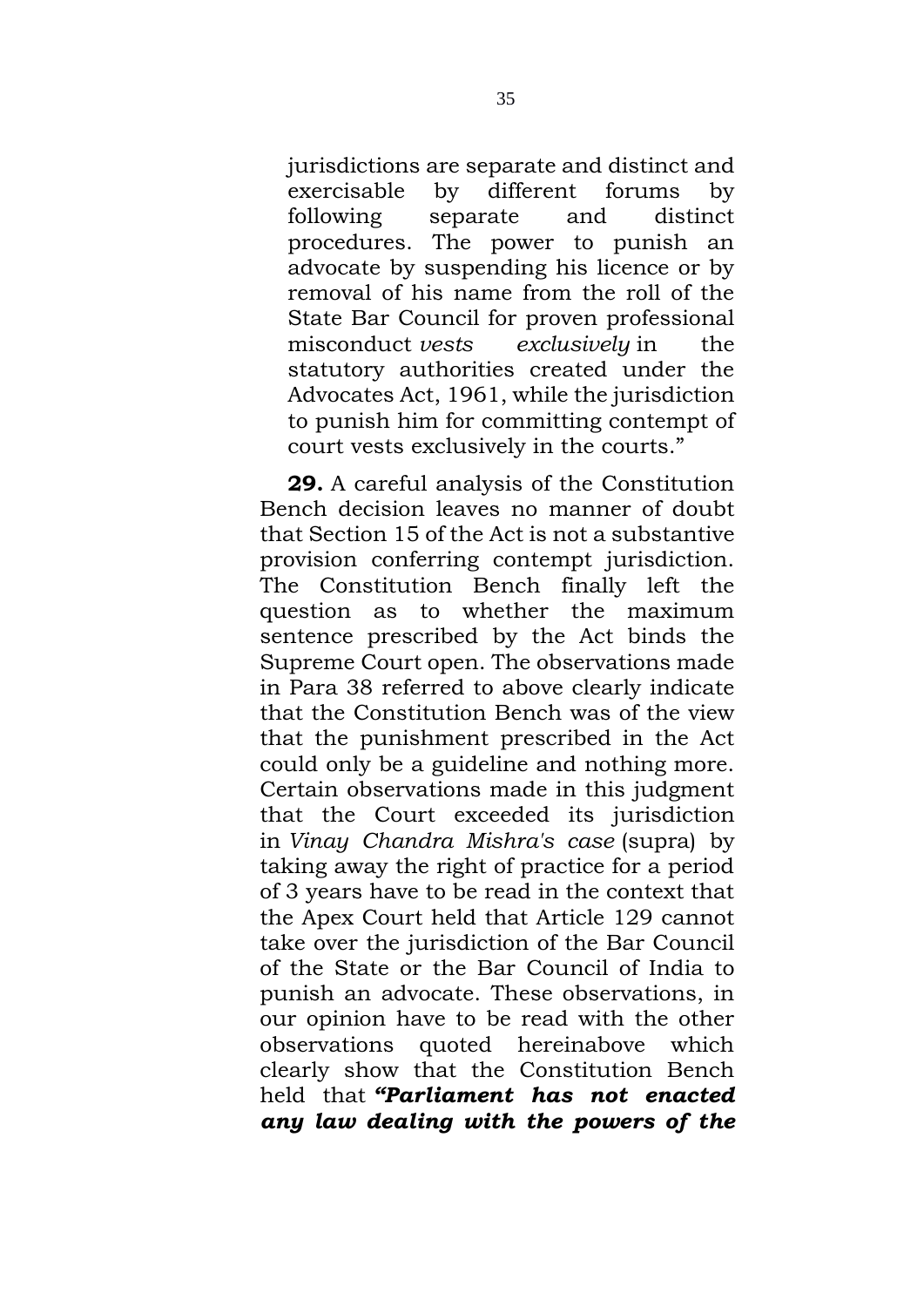jurisdictions are separate and distinct and exercisable by different forums by following separate and distinct procedures. The power to punish an advocate by suspending his licence or by removal of his name from the roll of the State Bar Council for proven professional misconduct *vests exclusively* in the statutory authorities created under the Advocates Act, 1961, while the jurisdiction to punish him for committing contempt of court vests exclusively in the courts."

**29.** A careful analysis of the Constitution Bench decision leaves no manner of doubt that Section 15 of the Act is not a substantive provision conferring contempt jurisdiction. The Constitution Bench finally left the question as to whether the maximum sentence prescribed by the Act binds the Supreme Court open. The observations made in Para 38 referred to above clearly indicate that the Constitution Bench was of the view that the punishment prescribed in the Act could only be a guideline and nothing more. Certain observations made in this judgment that the Court exceeded its jurisdiction in *Vinay Chandra Mishra's case* (supra) by taking away the right of practice for a period of 3 years have to be read in the context that the Apex Court held that Article 129 cannot take over the jurisdiction of the Bar Council of the State or the Bar Council of India to punish an advocate. These observations, in our opinion have to be read with the other observations quoted hereinabove which clearly show that the Constitution Bench held that ***"Parliament has not enacted any law dealing with the powers of the***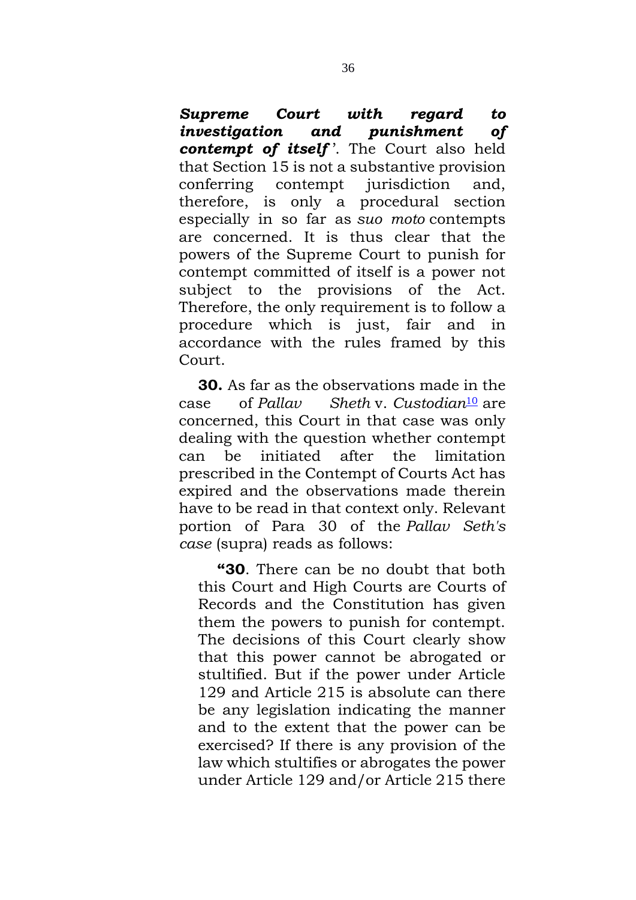***Supreme Court with regard to investigation and punishment of contempt of itself***'. The Court also held that Section 15 is not a substantive provision conferring contempt jurisdiction and, therefore, is only a procedural section especially in so far as *suo moto* contempts are concerned. It is thus clear that the powers of the Supreme Court to punish for contempt committed of itself is a power not subject to the provisions of the Act. Therefore, the only requirement is to follow a procedure which is just, fair and in accordance with the rules framed by this Court.

**30.** As far as the observations made in the case of *Pallav Sheth* v. *Custodian*[10] are concerned, this Court in that case was only dealing with the question whether contempt can be initiated after the limitation prescribed in the Contempt of Courts Act has expired and the observations made therein have to be read in that context only. Relevant portion of Para 30 of the *Pallav Seth's case* (supra) reads as follows:

> **"30**. There can be no doubt that both this Court and High Courts are Courts of Records and the Constitution has given them the powers to punish for contempt. The decisions of this Court clearly show that this power cannot be abrogated or stultified. But if the power under Article 129 and Article 215 is absolute can there be any legislation indicating the manner and to the extent that the power can be exercised? If there is any provision of the law which stultifies or abrogates the power under Article 129 and/or Article 215 there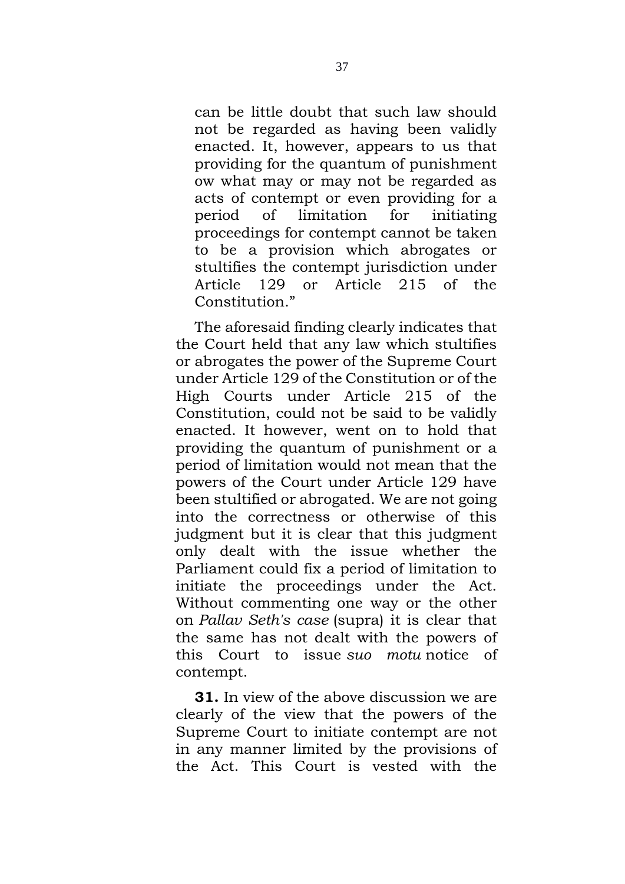can be little doubt that such law should not be regarded as having been validly enacted. It, however, appears to us that providing for the quantum of punishment ow what may or may not be regarded as acts of contempt or even providing for a period of limitation for initiating proceedings for contempt cannot be taken to be a provision which abrogates or stultifies the contempt jurisdiction under Article 129 or Article 215 of the Constitution."

The aforesaid finding clearly indicates that the Court held that any law which stultifies or abrogates the power of the Supreme Court under Article 129 of the Constitution or of the High Courts under Article 215 of the Constitution, could not be said to be validly enacted. It however, went on to hold that providing the quantum of punishment or a period of limitation would not mean that the powers of the Court under Article 129 have been stultified or abrogated. We are not going into the correctness or otherwise of this judgment but it is clear that this judgment only dealt with the issue whether the Parliament could fix a period of limitation to initiate the proceedings under the Act. Without commenting one way or the other on *Pallav Seth's case* (supra) it is clear that the same has not dealt with the powers of this Court to issue *suo motu* notice of contempt.

**31.** In view of the above discussion we are clearly of the view that the powers of the Supreme Court to initiate contempt are not in any manner limited by the provisions of the Act. This Court is vested with the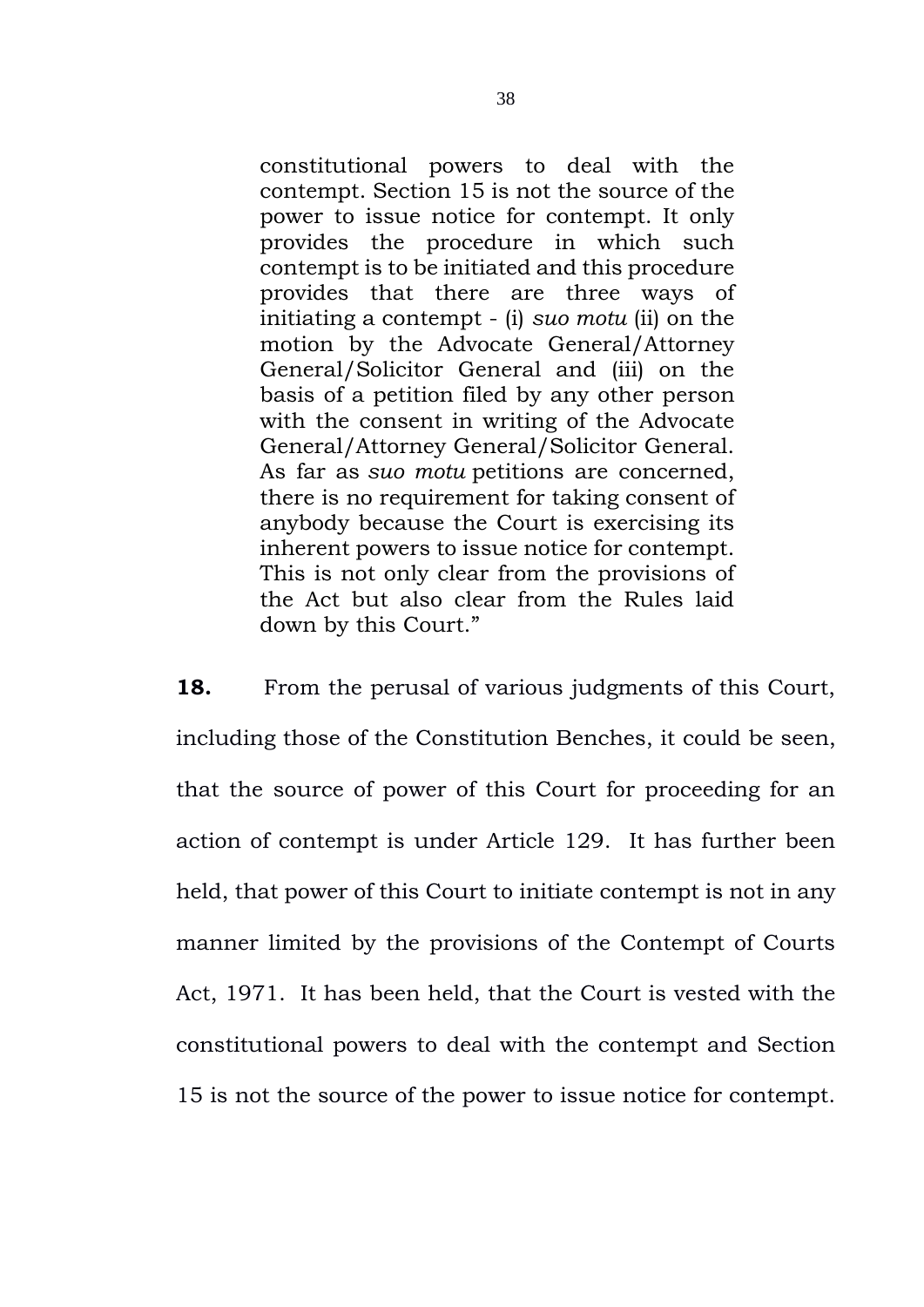> constitutional powers to deal with the contempt. Section 15 is not the source of the power to issue notice for contempt. It only provides the procedure in which such contempt is to be initiated and this procedure provides that there are three ways of initiating a contempt - (i) *suo motu* (ii) on the motion by the Advocate General/Attorney General/Solicitor General and (iii) on the basis of a petition filed by any other person with the consent in writing of the Advocate General/Attorney General/Solicitor General. As far as *suo motu* petitions are concerned, there is no requirement for taking consent of anybody because the Court is exercising its inherent powers to issue notice for contempt. This is not only clear from the provisions of the Act but also clear from the Rules laid down by this Court."

**18.** From the perusal of various judgments of this Court, including those of the Constitution Benches, it could be seen, that the source of power of this Court for proceeding for an action of contempt is under Article 129. It has further been held, that power of this Court to initiate contempt is not in any manner limited by the provisions of the Contempt of Courts Act, 1971. It has been held, that the Court is vested with the constitutional powers to deal with the contempt and Section 15 is not the source of the power to issue notice for contempt.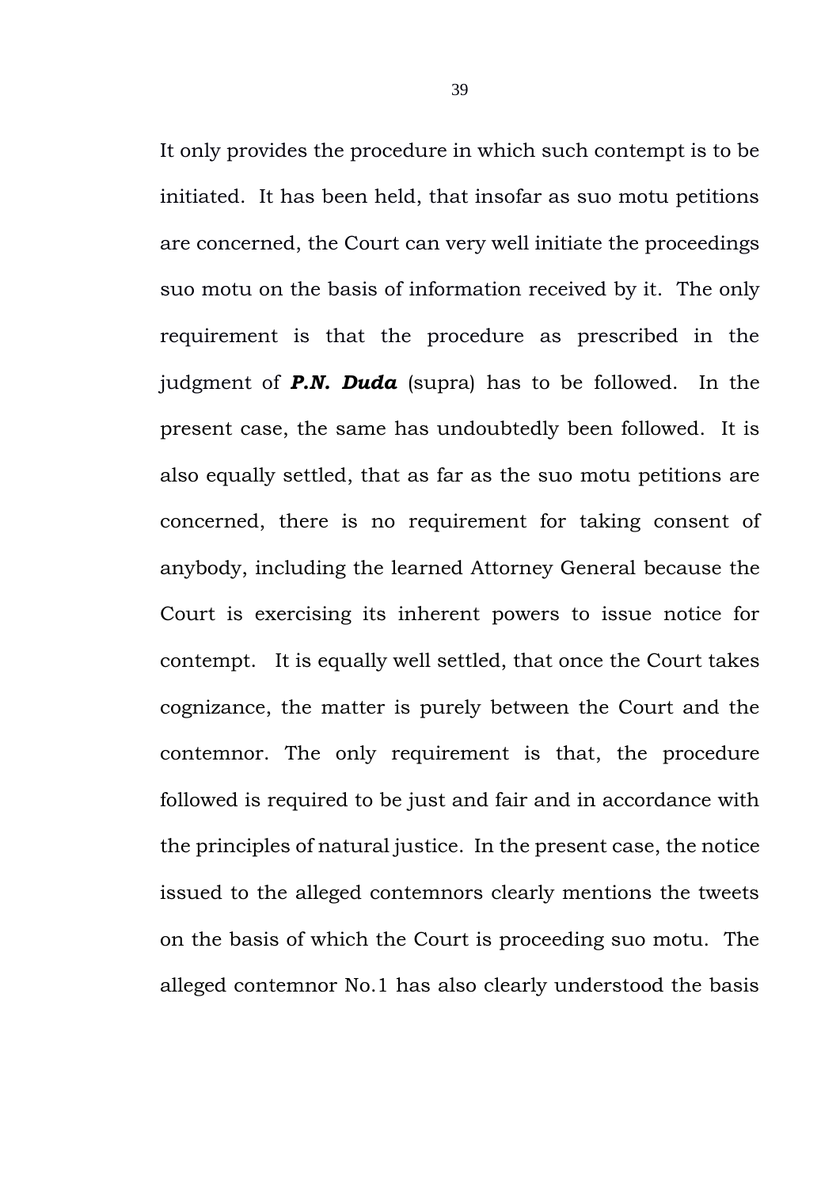It only provides the procedure in which such contempt is to be initiated. It has been held, that insofar as suo motu petitions are concerned, the Court can very well initiate the proceedings suo motu on the basis of information received by it. The only requirement is that the procedure as prescribed in the judgment of ***P.N. Duda*** (supra) has to be followed. In the present case, the same has undoubtedly been followed. It is also equally settled, that as far as the suo motu petitions are concerned, there is no requirement for taking consent of anybody, including the learned Attorney General because the Court is exercising its inherent powers to issue notice for contempt. It is equally well settled, that once the Court takes cognizance, the matter is purely between the Court and the contemnor. The only requirement is that, the procedure followed is required to be just and fair and in accordance with the principles of natural justice. In the present case, the notice issued to the alleged contemnors clearly mentions the tweets on the basis of which the Court is proceeding suo motu. The alleged contemnor No.1 has also clearly understood the basis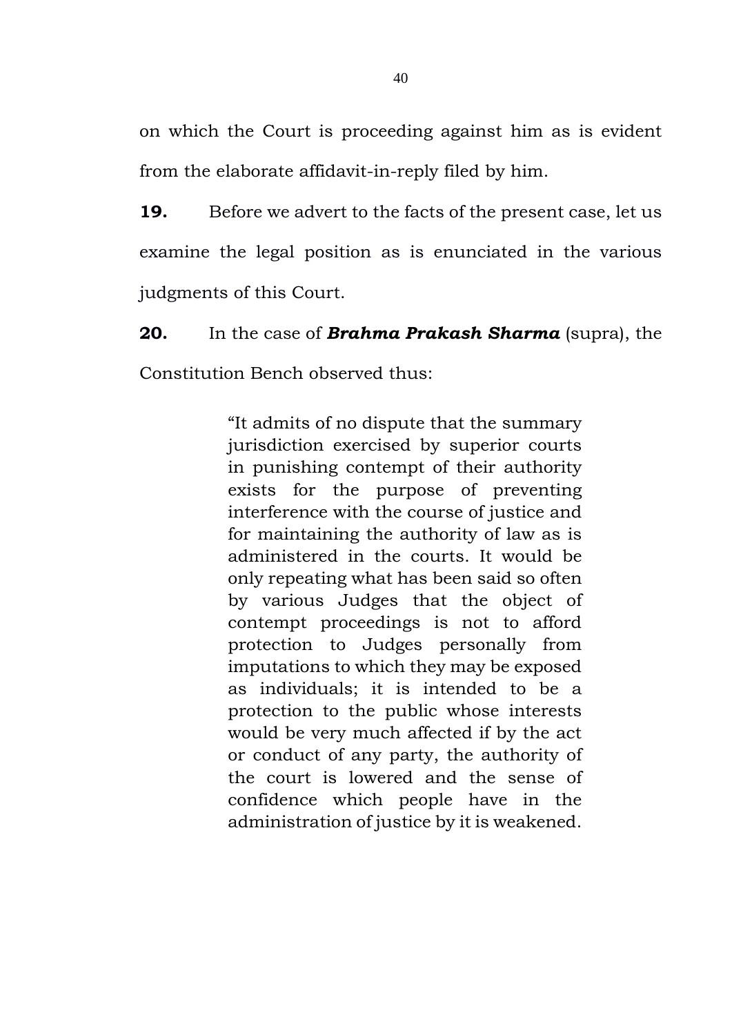on which the Court is proceeding against him as is evident from the elaborate affidavit-in-reply filed by him.

**19.** Before we advert to the facts of the present case, let us examine the legal position as is enunciated in the various judgments of this Court.

**20.** In the case of ***Brahma Prakash Sharma*** (supra), the Constitution Bench observed thus:

> "It admits of no dispute that the summary jurisdiction exercised by superior courts in punishing contempt of their authority exists for the purpose of preventing interference with the course of justice and for maintaining the authority of law as is administered in the courts. It would be only repeating what has been said so often by various Judges that the object of contempt proceedings is not to afford protection to Judges personally from imputations to which they may be exposed as individuals; it is intended to be a protection to the public whose interests would be very much affected if by the act or conduct of any party, the authority of the court is lowered and the sense of confidence which people have in the administration of justice by it is weakened.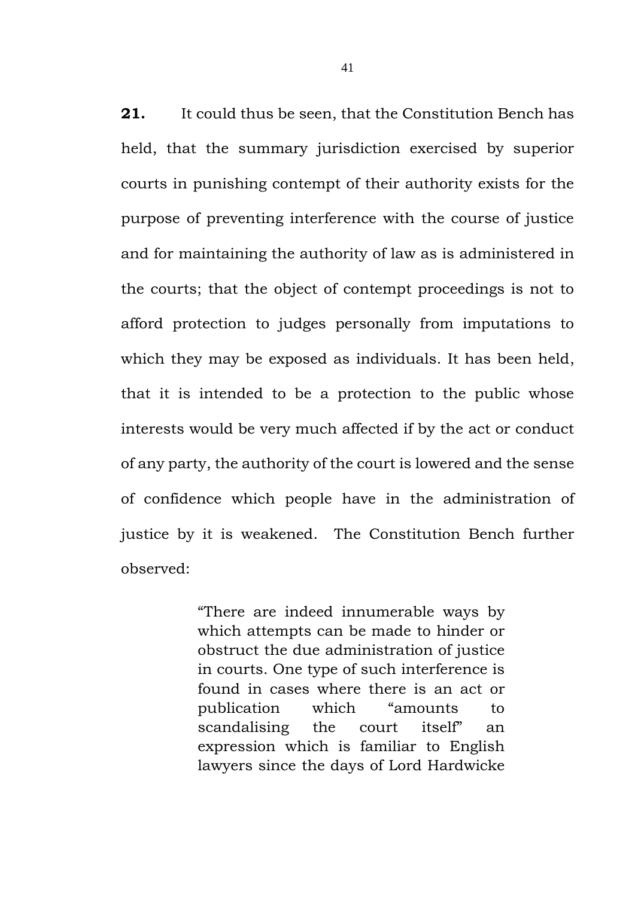**21.** It could thus be seen, that the Constitution Bench has held, that the summary jurisdiction exercised by superior courts in punishing contempt of their authority exists for the purpose of preventing interference with the course of justice and for maintaining the authority of law as is administered in the courts; that the object of contempt proceedings is not to afford protection to judges personally from imputations to which they may be exposed as individuals. It has been held, that it is intended to be a protection to the public whose interests would be very much affected if by the act or conduct of any party, the authority of the court is lowered and the sense of confidence which people have in the administration of justice by it is weakened. The Constitution Bench further observed:

> "There are indeed innumerable ways by which attempts can be made to hinder or obstruct the due administration of justice in courts. One type of such interference is found in cases where there is an act or publication which "amounts to scandalising the court itself" an expression which is familiar to English lawyers since the days of Lord Hardwicke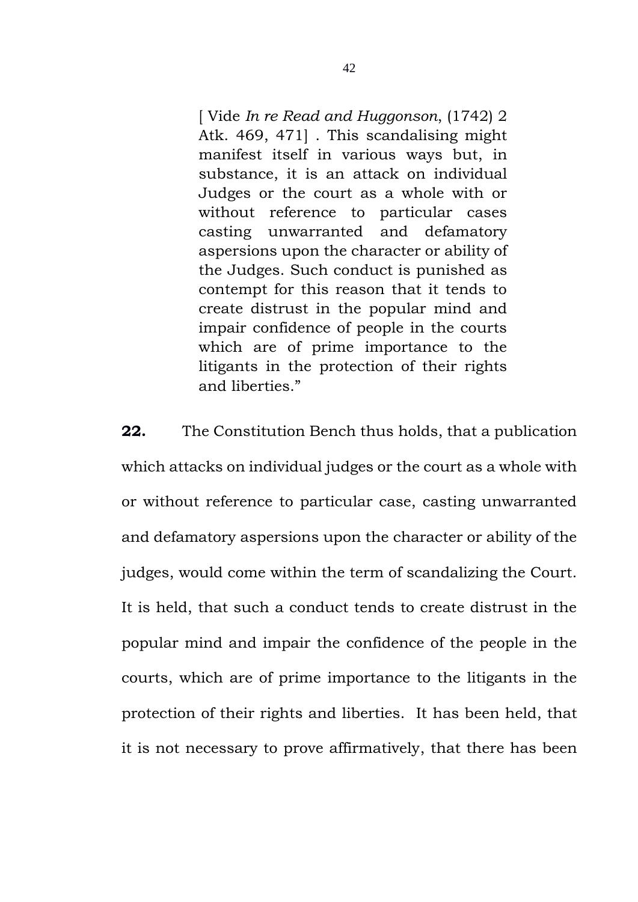> [ Vide *In re Read and Huggonson*, (1742) 2 Atk. 469, 471] . This scandalising might manifest itself in various ways but, in substance, it is an attack on individual Judges or the court as a whole with or without reference to particular cases casting unwarranted and defamatory aspersions upon the character or ability of the Judges. Such conduct is punished as contempt for this reason that it tends to create distrust in the popular mind and impair confidence of people in the courts which are of prime importance to the litigants in the protection of their rights and liberties."

**22.** The Constitution Bench thus holds, that a publication which attacks on individual judges or the court as a whole with or without reference to particular case, casting unwarranted and defamatory aspersions upon the character or ability of the judges, would come within the term of scandalizing the Court. It is held, that such a conduct tends to create distrust in the popular mind and impair the confidence of the people in the courts, which are of prime importance to the litigants in the protection of their rights and liberties. It has been held, that it is not necessary to prove affirmatively, that there has been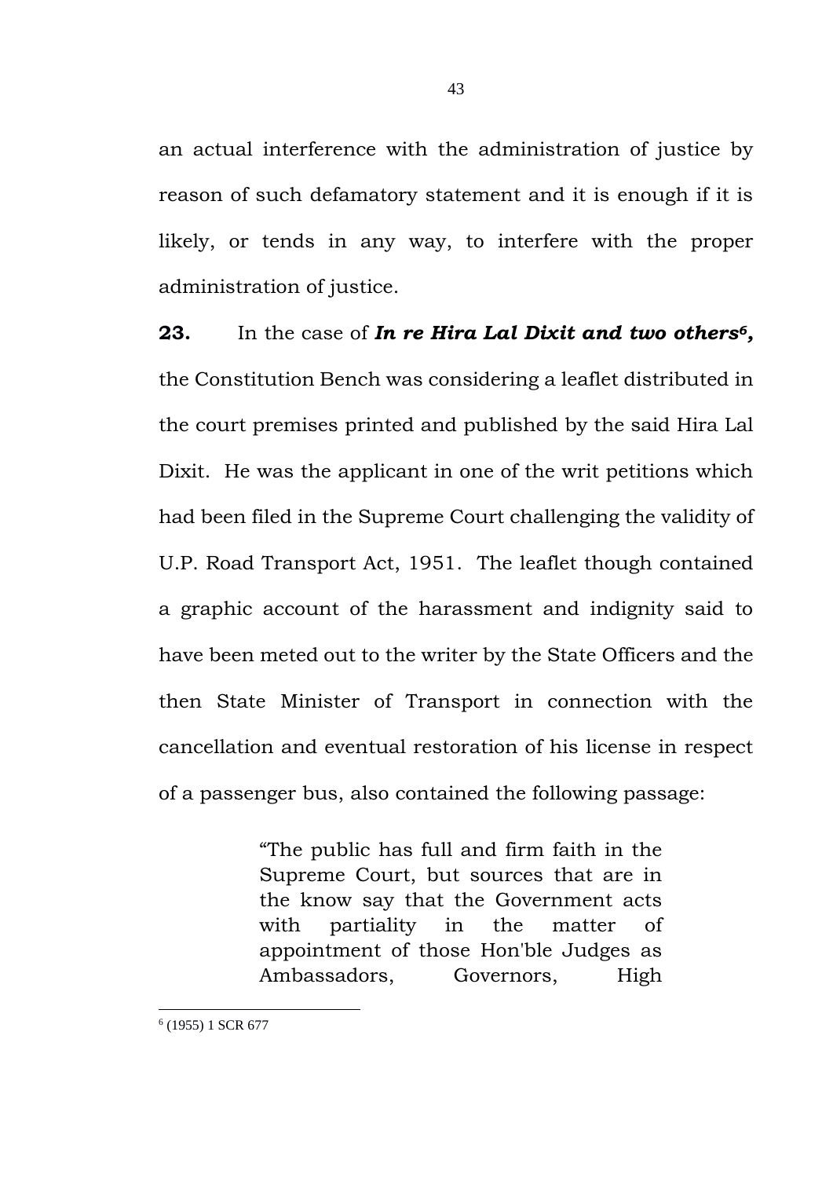an actual interference with the administration of justice by reason of such defamatory statement and it is enough if it is likely, or tends in any way, to interfere with the proper administration of justice.

**23.** In the case of ***In re Hira Lal Dixit and two others*[6],** the Constitution Bench was considering a leaflet distributed in the court premises printed and published by the said Hira Lal Dixit. He was the applicant in one of the writ petitions which had been filed in the Supreme Court challenging the validity of U.P. Road Transport Act, 1951. The leaflet though contained a graphic account of the harassment and indignity said to have been meted out to the writer by the State Officers and the then State Minister of Transport in connection with the cancellation and eventual restoration of his license in respect of a passenger bus, also contained the following passage:

> "The public has full and firm faith in the Supreme Court, but sources that are in the know say that the Government acts with partiality in the matter of appointment of those Hon'ble Judges as Ambassadors, Governors, High

---

[6] (1955) 1 SCR 677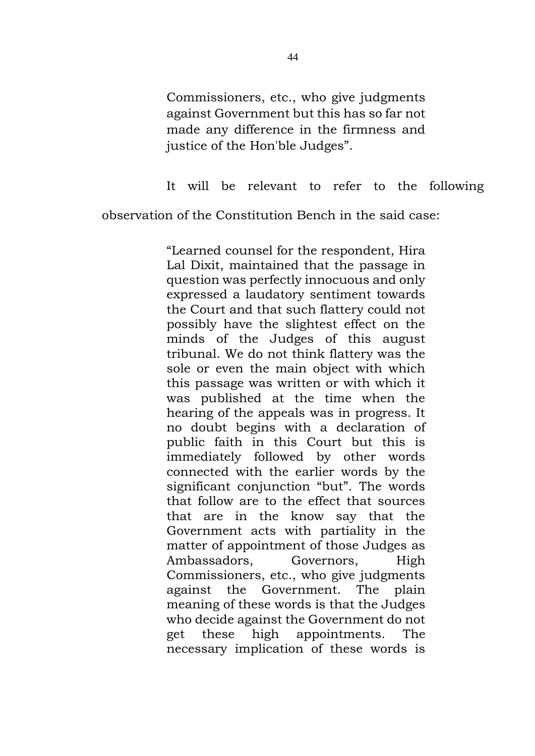> Commissioners, etc., who give judgments against Government but this has so far not made any difference in the firmness and justice of the Hon'ble Judges".

It will be relevant to refer to the following observation of the Constitution Bench in the said case:

> "Learned counsel for the respondent, Hira Lal Dixit, maintained that the passage in question was perfectly innocuous and only expressed a laudatory sentiment towards the Court and that such flattery could not possibly have the slightest effect on the minds of the Judges of this august tribunal. We do not think flattery was the sole or even the main object with which this passage was written or with which it was published at the time when the hearing of the appeals was in progress. It no doubt begins with a declaration of public faith in this Court but this is immediately followed by other words connected with the earlier words by the significant conjunction "but". The words that follow are to the effect that sources that are in the know say that the Government acts with partiality in the matter of appointment of those Judges as Ambassadors, Governors, High Commissioners, etc., who give judgments against the Government. The plain meaning of these words is that the Judges who decide against the Government do not get these high appointments. The necessary implication of these words is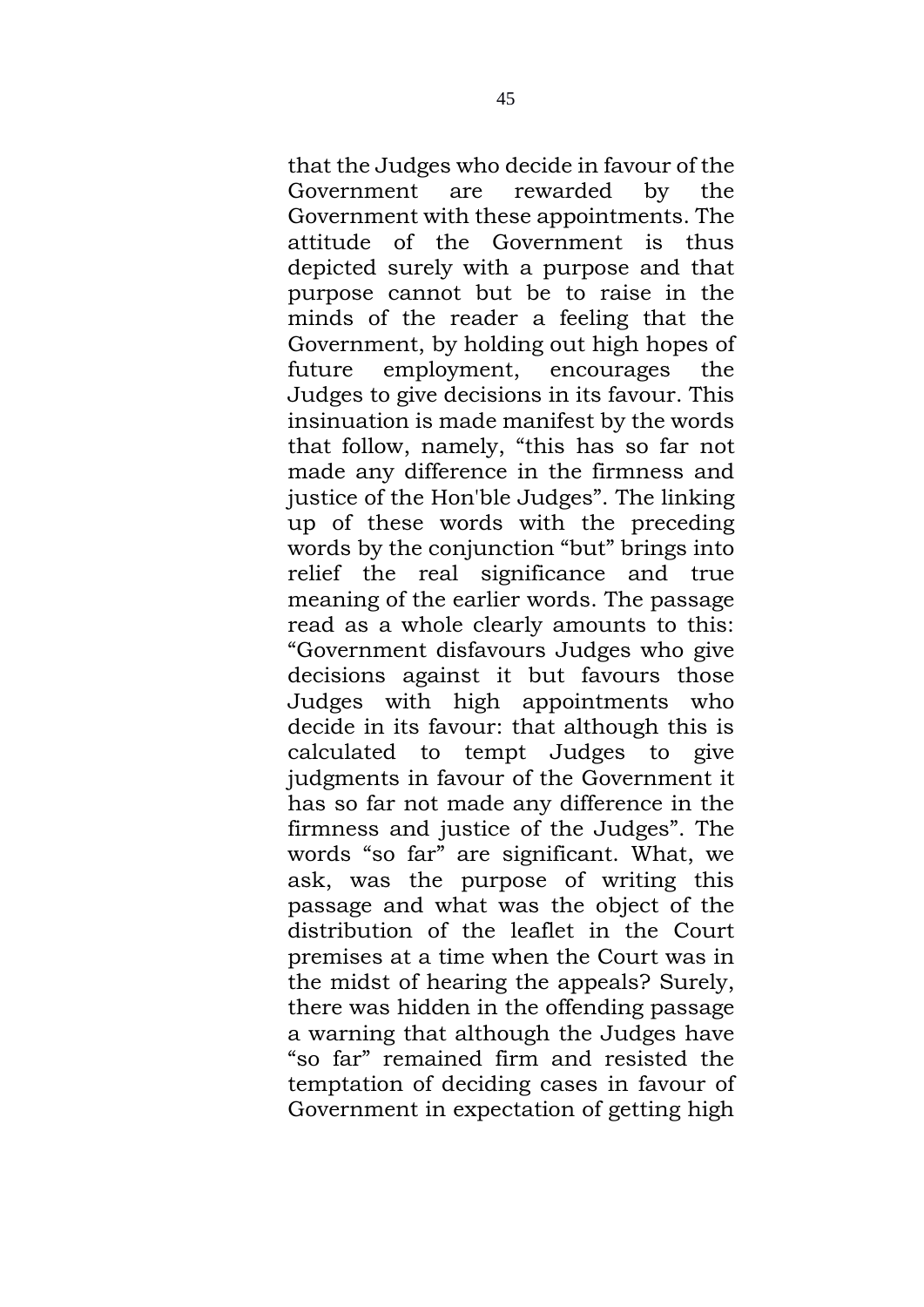that the Judges who decide in favour of the Government are rewarded by the Government with these appointments. The attitude of the Government is thus depicted surely with a purpose and that purpose cannot but be to raise in the minds of the reader a feeling that the Government, by holding out high hopes of future employment, encourages the Judges to give decisions in its favour. This insinuation is made manifest by the words that follow, namely, "this has so far not made any difference in the firmness and justice of the Hon'ble Judges". The linking up of these words with the preceding words by the conjunction "but" brings into relief the real significance and true meaning of the earlier words. The passage read as a whole clearly amounts to this: "Government disfavours Judges who give decisions against it but favours those Judges with high appointments who decide in its favour: that although this is calculated to tempt Judges to give judgments in favour of the Government it has so far not made any difference in the firmness and justice of the Judges". The words "so far" are significant. What, we ask, was the purpose of writing this passage and what was the object of the distribution of the leaflet in the Court premises at a time when the Court was in the midst of hearing the appeals? Surely, there was hidden in the offending passage a warning that although the Judges have "so far" remained firm and resisted the temptation of deciding cases in favour of Government in expectation of getting high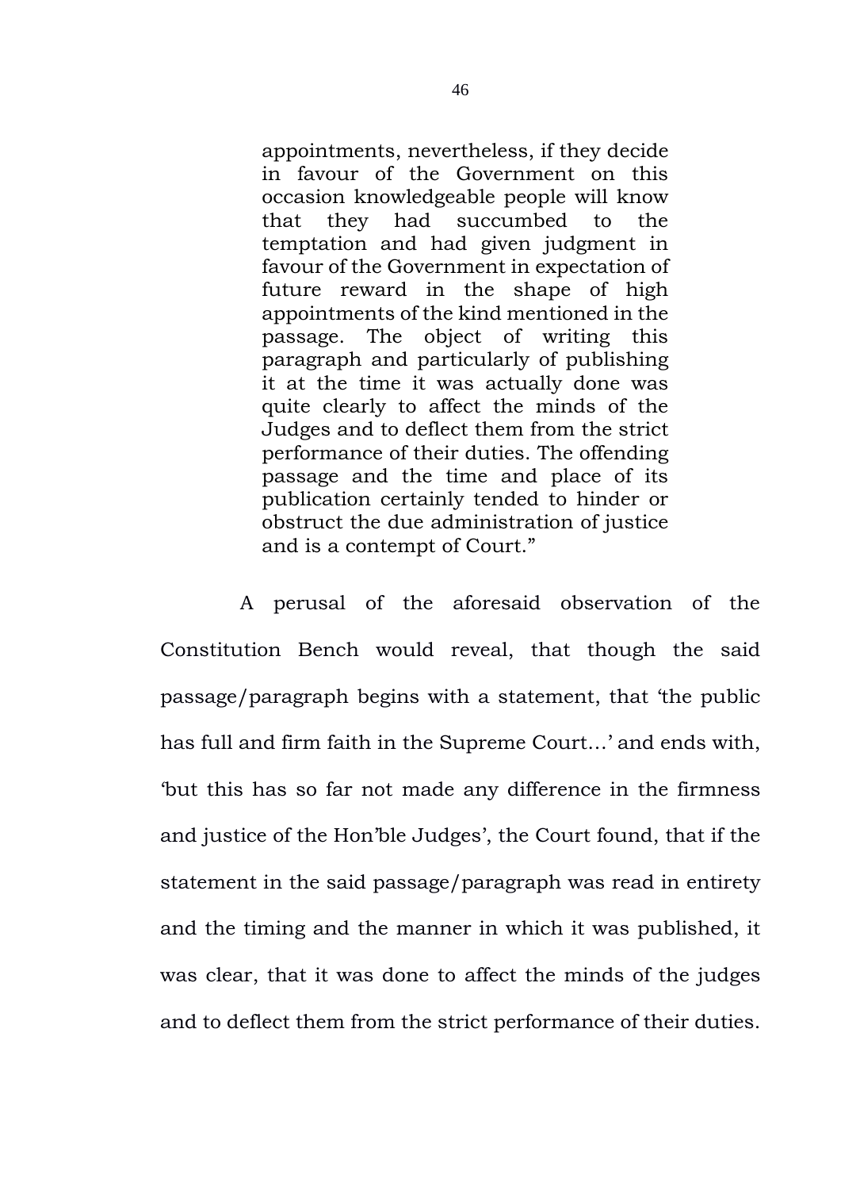> appointments, nevertheless, if they decide in favour of the Government on this occasion knowledgeable people will know that they had succumbed to the temptation and had given judgment in favour of the Government in expectation of future reward in the shape of high appointments of the kind mentioned in the passage. The object of writing this paragraph and particularly of publishing it at the time it was actually done was quite clearly to affect the minds of the Judges and to deflect them from the strict performance of their duties. The offending passage and the time and place of its publication certainly tended to hinder or obstruct the due administration of justice and is a contempt of Court."

A perusal of the aforesaid observation of the Constitution Bench would reveal, that though the said passage/paragraph begins with a statement, that 'the public has full and firm faith in the Supreme Court…' and ends with, 'but this has so far not made any difference in the firmness and justice of the Hon'ble Judges', the Court found, that if the statement in the said passage/paragraph was read in entirety and the timing and the manner in which it was published, it was clear, that it was done to affect the minds of the judges and to deflect them from the strict performance of their duties.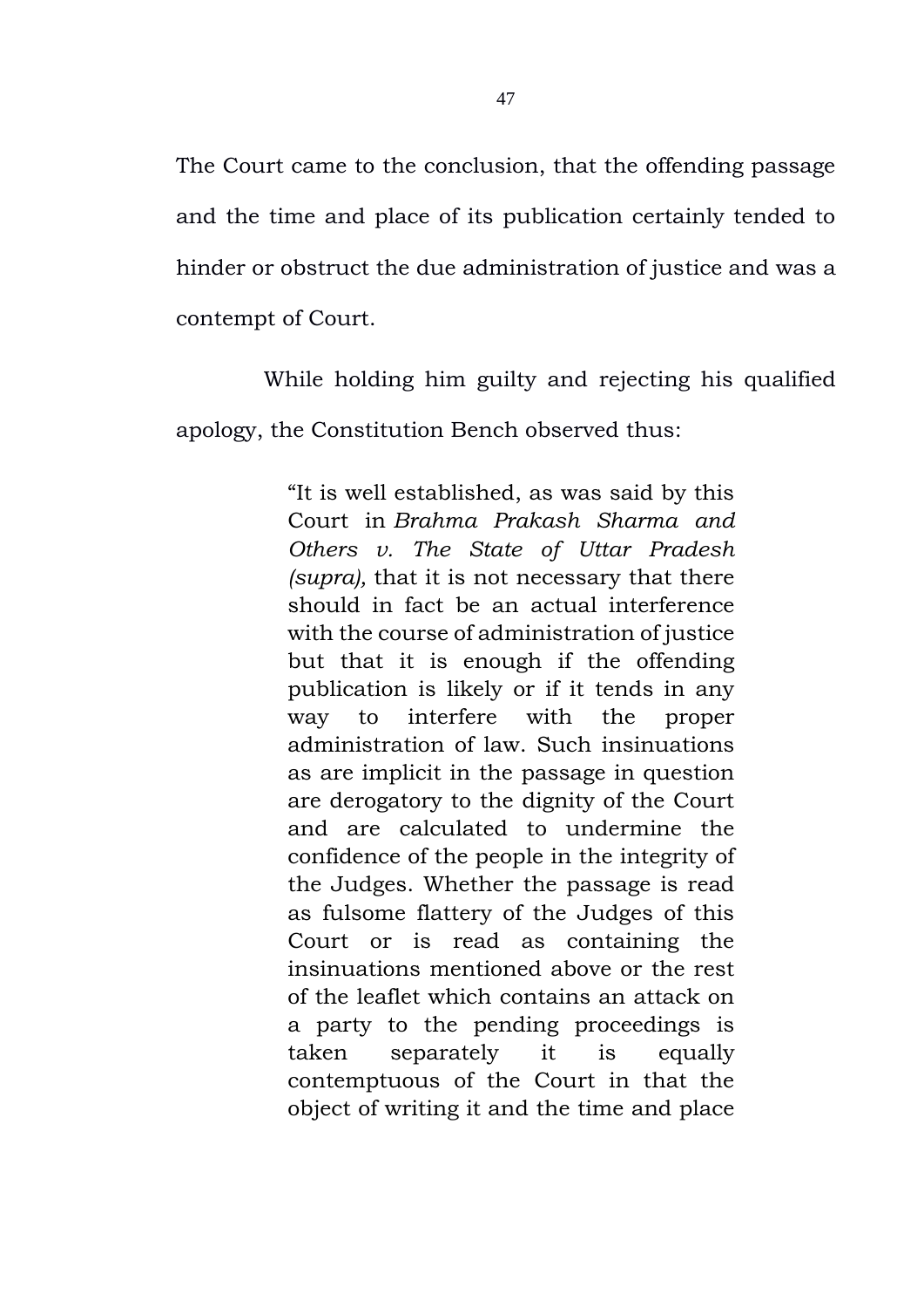The Court came to the conclusion, that the offending passage and the time and place of its publication certainly tended to hinder or obstruct the due administration of justice and was a contempt of Court.

While holding him guilty and rejecting his qualified apology, the Constitution Bench observed thus:

> "It is well established, as was said by this Court in *Brahma Prakash Sharma and Others v. The State of Uttar Pradesh (supra),* that it is not necessary that there should in fact be an actual interference with the course of administration of justice but that it is enough if the offending publication is likely or if it tends in any way to interfere with the proper administration of law. Such insinuations as are implicit in the passage in question are derogatory to the dignity of the Court and are calculated to undermine the confidence of the people in the integrity of the Judges. Whether the passage is read as fulsome flattery of the Judges of this Court or is read as containing the insinuations mentioned above or the rest of the leaflet which contains an attack on a party to the pending proceedings is taken separately it is equally contemptuous of the Court in that the object of writing it and the time and place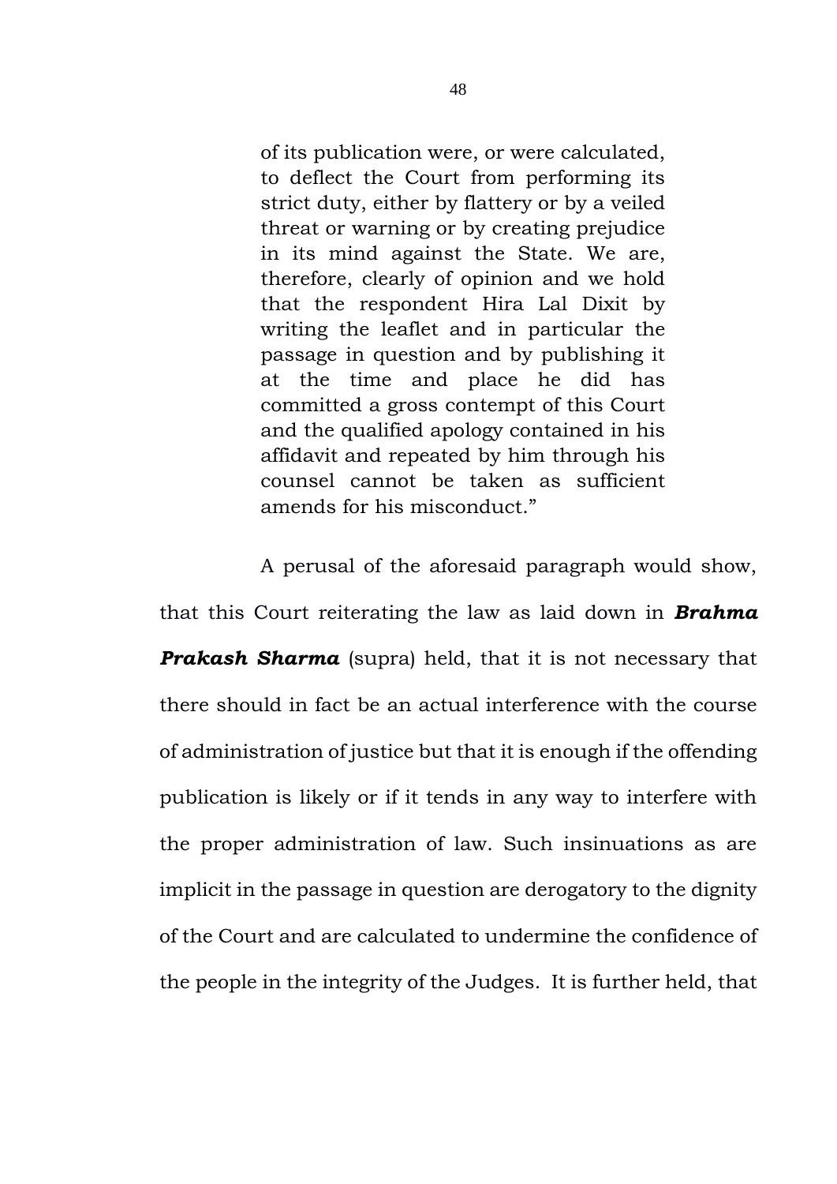> of its publication were, or were calculated, to deflect the Court from performing its strict duty, either by flattery or by a veiled threat or warning or by creating prejudice in its mind against the State. We are, therefore, clearly of opinion and we hold that the respondent Hira Lal Dixit by writing the leaflet and in particular the passage in question and by publishing it at the time and place he did has committed a gross contempt of this Court and the qualified apology contained in his affidavit and repeated by him through his counsel cannot be taken as sufficient amends for his misconduct."

A perusal of the aforesaid paragraph would show, that this Court reiterating the law as laid down in ***Brahma Prakash Sharma*** (supra) held, that it is not necessary that there should in fact be an actual interference with the course of administration of justice but that it is enough if the offending publication is likely or if it tends in any way to interfere with the proper administration of law. Such insinuations as are implicit in the passage in question are derogatory to the dignity of the Court and are calculated to undermine the confidence of the people in the integrity of the Judges. It is further held, that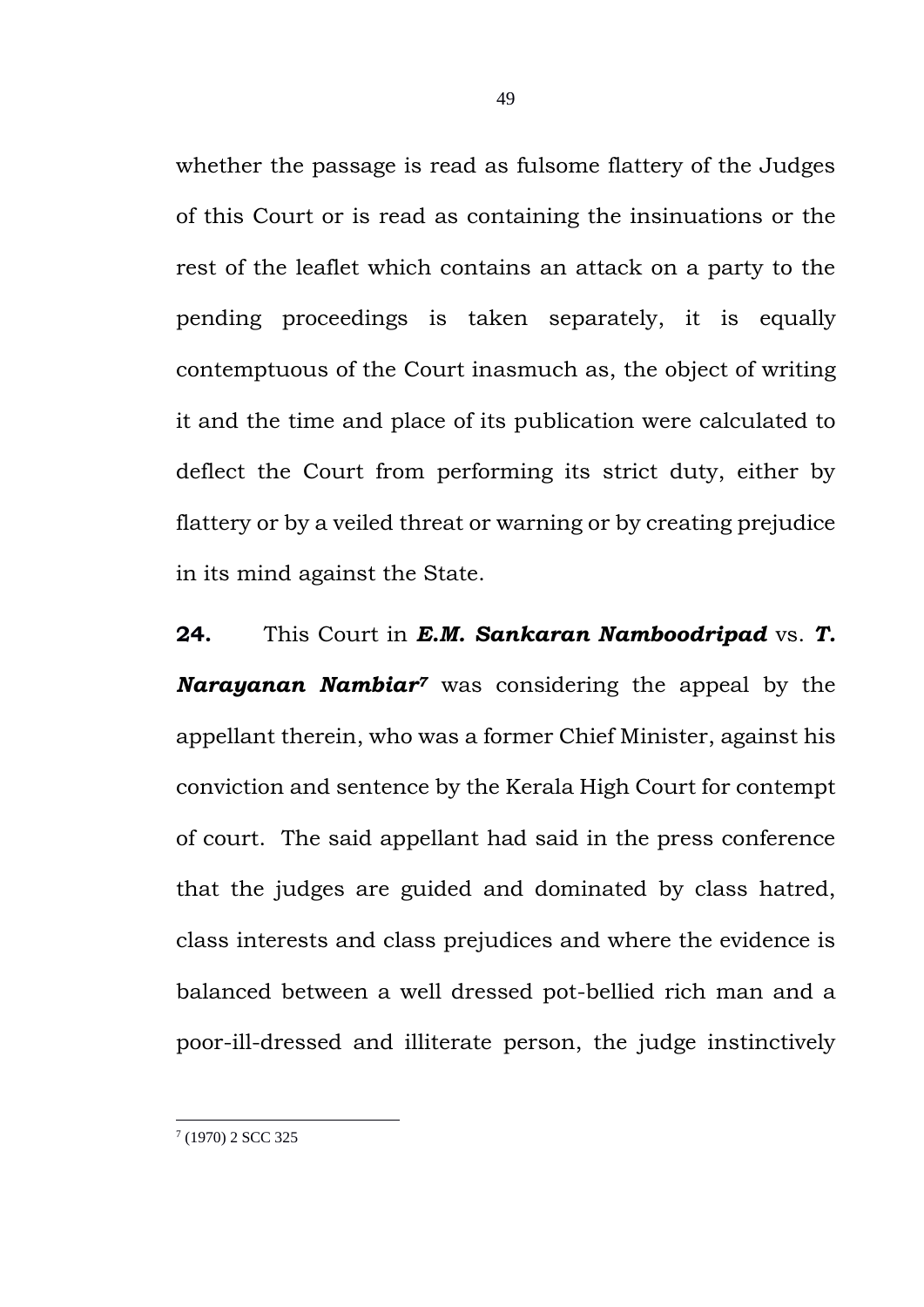whether the passage is read as fulsome flattery of the Judges of this Court or is read as containing the insinuations or the rest of the leaflet which contains an attack on a party to the pending proceedings is taken separately, it is equally contemptuous of the Court inasmuch as, the object of writing it and the time and place of its publication were calculated to deflect the Court from performing its strict duty, either by flattery or by a veiled threat or warning or by creating prejudice in its mind against the State.

**24.** This Court in ***E.M. Sankaran Namboodripad*** vs. ***T. Narayanan Nambiar***[7] was considering the appeal by the appellant therein, who was a former Chief Minister, against his conviction and sentence by the Kerala High Court for contempt of court. The said appellant had said in the press conference that the judges are guided and dominated by class hatred, class interests and class prejudices and where the evidence is balanced between a well dressed pot-bellied rich man and a poor-ill-dressed and illiterate person, the judge instinctively

---

[7] (1970) 2 SCC 325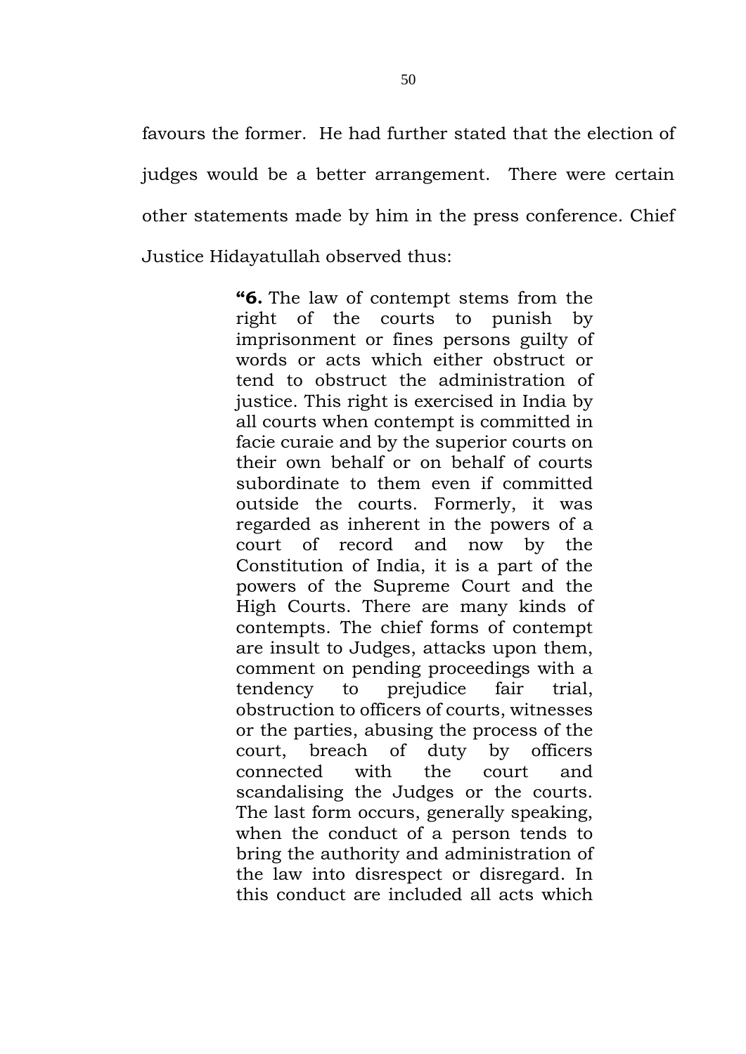favours the former. He had further stated that the election of judges would be a better arrangement. There were certain other statements made by him in the press conference. Chief Justice Hidayatullah observed thus:

> "**6.** The law of contempt stems from the right of the courts to punish by imprisonment or fines persons guilty of words or acts which either obstruct or tend to obstruct the administration of justice. This right is exercised in India by all courts when contempt is committed in facie curaie and by the superior courts on their own behalf or on behalf of courts subordinate to them even if committed outside the courts. Formerly, it was regarded as inherent in the powers of a court of record and now by the Constitution of India, it is a part of the powers of the Supreme Court and the High Courts. There are many kinds of contempts. The chief forms of contempt are insult to Judges, attacks upon them, comment on pending proceedings with a tendency to prejudice fair trial, obstruction to officers of courts, witnesses or the parties, abusing the process of the court, breach of duty by officers connected with the court and scandalising the Judges or the courts. The last form occurs, generally speaking, when the conduct of a person tends to bring the authority and administration of the law into disrespect or disregard. In this conduct are included all acts which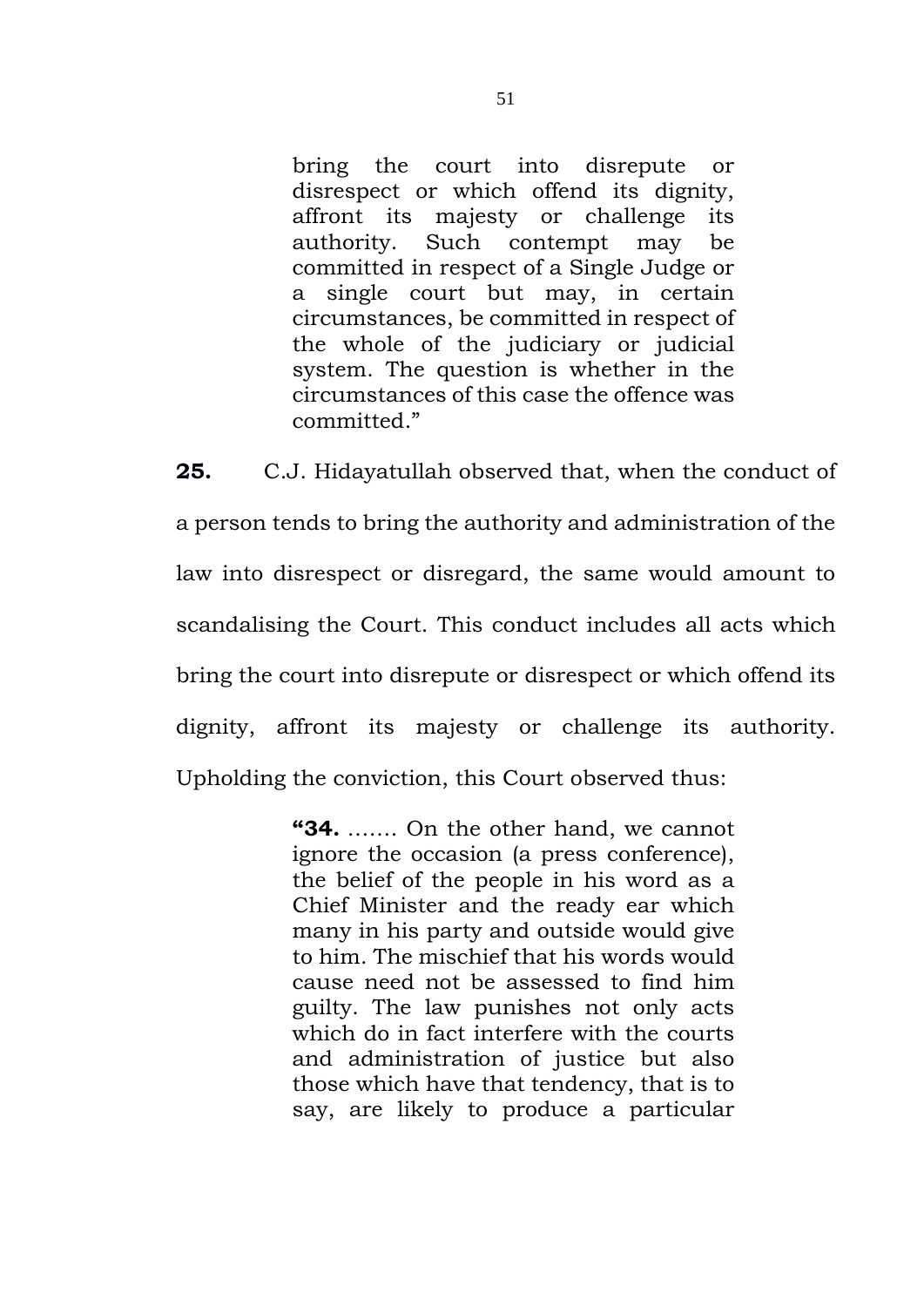> bring the court into disrepute or disrespect or which offend its dignity, affront its majesty or challenge its authority. Such contempt may be committed in respect of a Single Judge or a single court but may, in certain circumstances, be committed in respect of the whole of the judiciary or judicial system. The question is whether in the circumstances of this case the offence was committed."

**25.** C.J. Hidayatullah observed that, when the conduct of a person tends to bring the authority and administration of the law into disrespect or disregard, the same would amount to scandalising the Court. This conduct includes all acts which bring the court into disrepute or disrespect or which offend its dignity, affront its majesty or challenge its authority. Upholding the conviction, this Court observed thus:

> **"34.** ……. On the other hand, we cannot ignore the occasion (a press conference), the belief of the people in his word as a Chief Minister and the ready ear which many in his party and outside would give to him. The mischief that his words would cause need not be assessed to find him guilty. The law punishes not only acts which do in fact interfere with the courts and administration of justice but also those which have that tendency, that is to say, are likely to produce a particular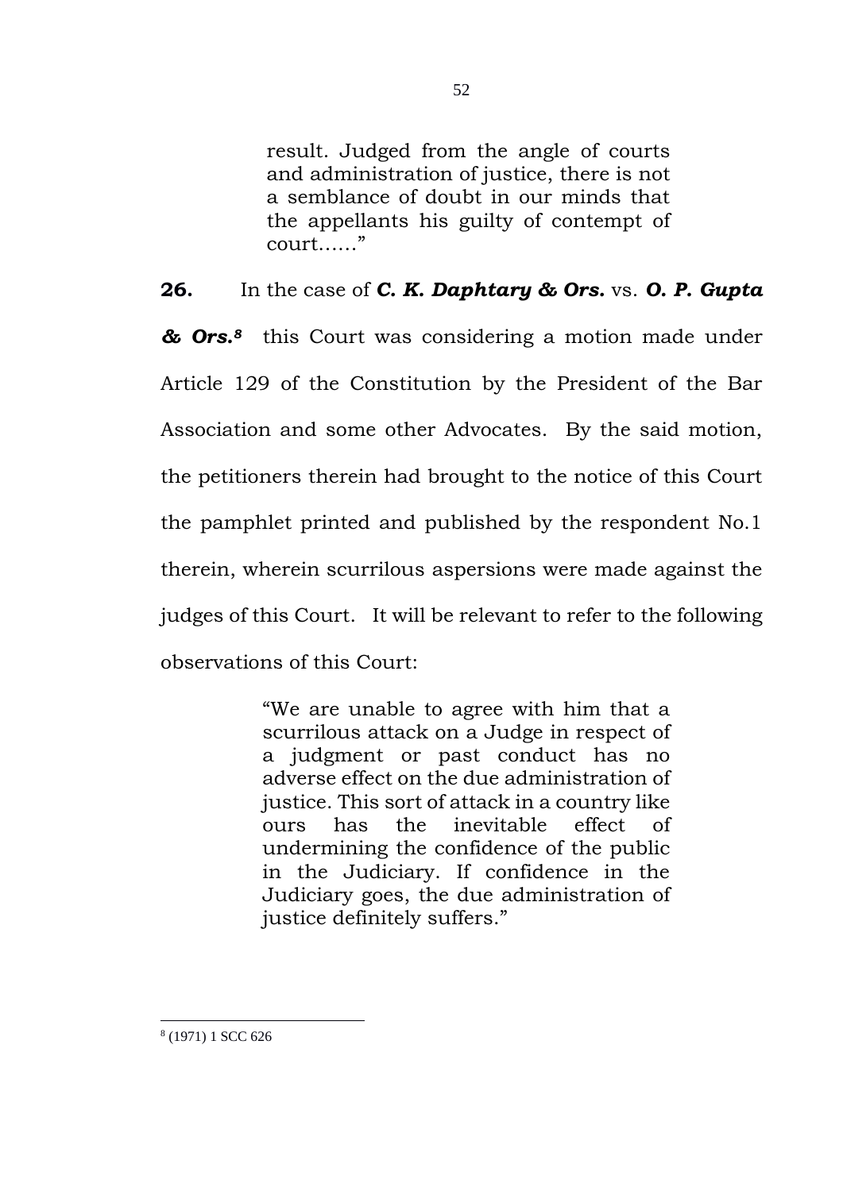> result. Judged from the angle of courts and administration of justice, there is not a semblance of doubt in our minds that the appellants his guilty of contempt of court……"

**26.** In the case of ***C. K. Daphtary & Ors.*** vs. ***O. P. Gupta & Ors.***[8] this Court was considering a motion made under Article 129 of the Constitution by the President of the Bar Association and some other Advocates. By the said motion, the petitioners therein had brought to the notice of this Court the pamphlet printed and published by the respondent No.1 therein, wherein scurrilous aspersions were made against the judges of this Court. It will be relevant to refer to the following observations of this Court:

> "We are unable to agree with him that a scurrilous attack on a Judge in respect of a judgment or past conduct has no adverse effect on the due administration of justice. This sort of attack in a country like ours has the inevitable effect of undermining the confidence of the public in the Judiciary. If confidence in the Judiciary goes, the due administration of justice definitely suffers."

---

[8] (1971) 1 SCC 626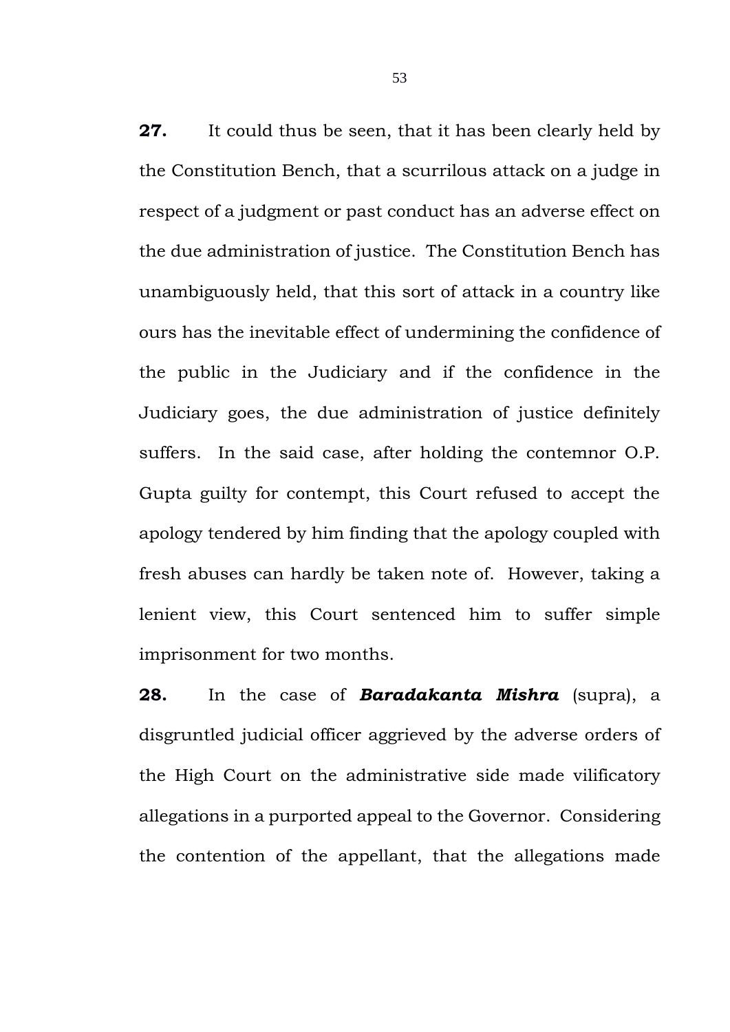**27.** It could thus be seen, that it has been clearly held by the Constitution Bench, that a scurrilous attack on a judge in respect of a judgment or past conduct has an adverse effect on the due administration of justice. The Constitution Bench has unambiguously held, that this sort of attack in a country like ours has the inevitable effect of undermining the confidence of the public in the Judiciary and if the confidence in the Judiciary goes, the due administration of justice definitely suffers. In the said case, after holding the contemnor O.P. Gupta guilty for contempt, this Court refused to accept the apology tendered by him finding that the apology coupled with fresh abuses can hardly be taken note of. However, taking a lenient view, this Court sentenced him to suffer simple imprisonment for two months.

**28.** In the case of ***Baradakanta Mishra*** (supra), a disgruntled judicial officer aggrieved by the adverse orders of the High Court on the administrative side made vilificatory allegations in a purported appeal to the Governor. Considering the contention of the appellant, that the allegations made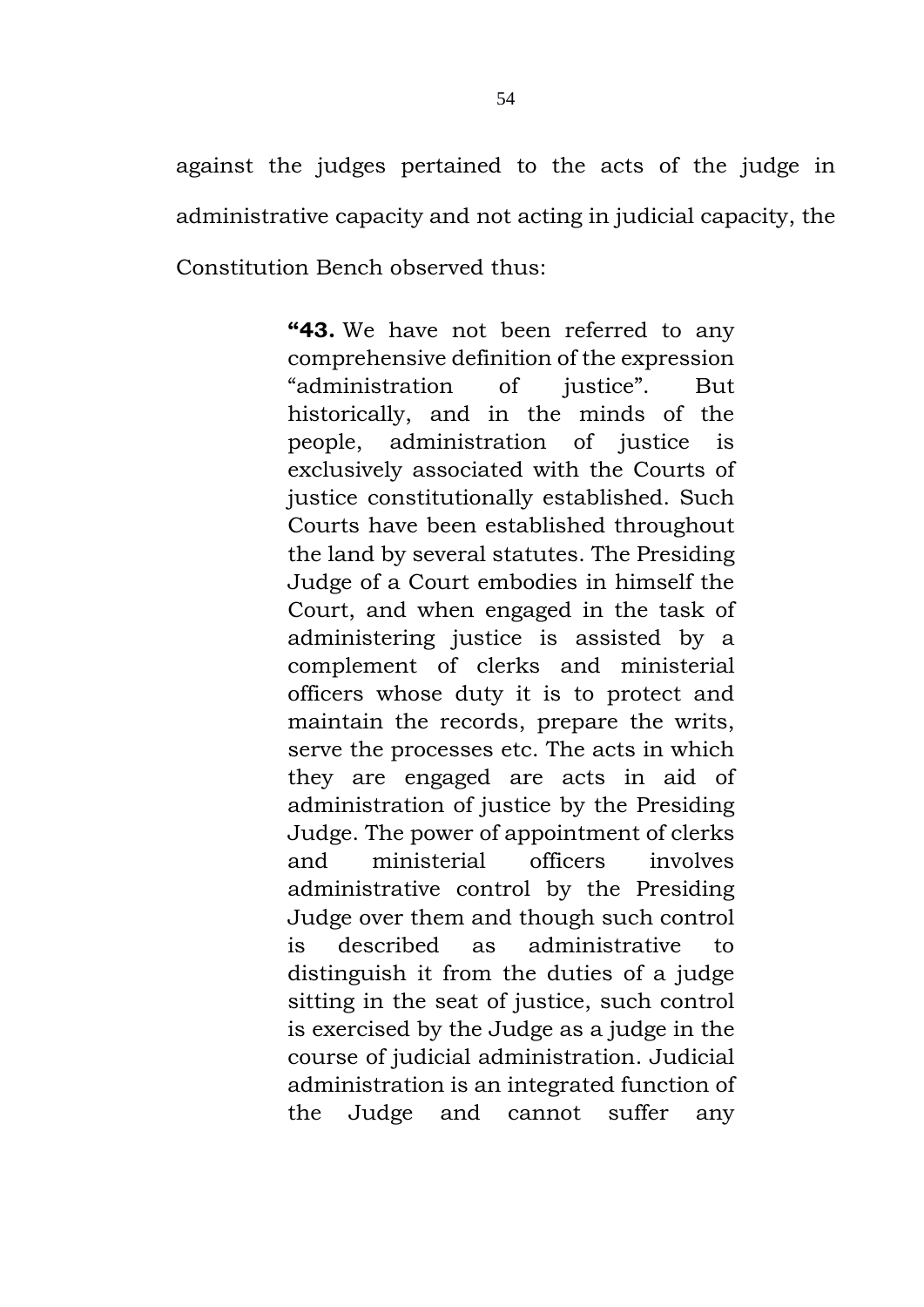against the judges pertained to the acts of the judge in administrative capacity and not acting in judicial capacity, the Constitution Bench observed thus:

> **"43.** We have not been referred to any comprehensive definition of the expression "administration of justice". But historically, and in the minds of the people, administration of justice is exclusively associated with the Courts of justice constitutionally established. Such Courts have been established throughout the land by several statutes. The Presiding Judge of a Court embodies in himself the Court, and when engaged in the task of administering justice is assisted by a complement of clerks and ministerial officers whose duty it is to protect and maintain the records, prepare the writs, serve the processes etc. The acts in which they are engaged are acts in aid of administration of justice by the Presiding Judge. The power of appointment of clerks and ministerial officers involves administrative control by the Presiding Judge over them and though such control is described as administrative to distinguish it from the duties of a judge sitting in the seat of justice, such control is exercised by the Judge as a judge in the course of judicial administration. Judicial administration is an integrated function of the Judge and cannot suffer any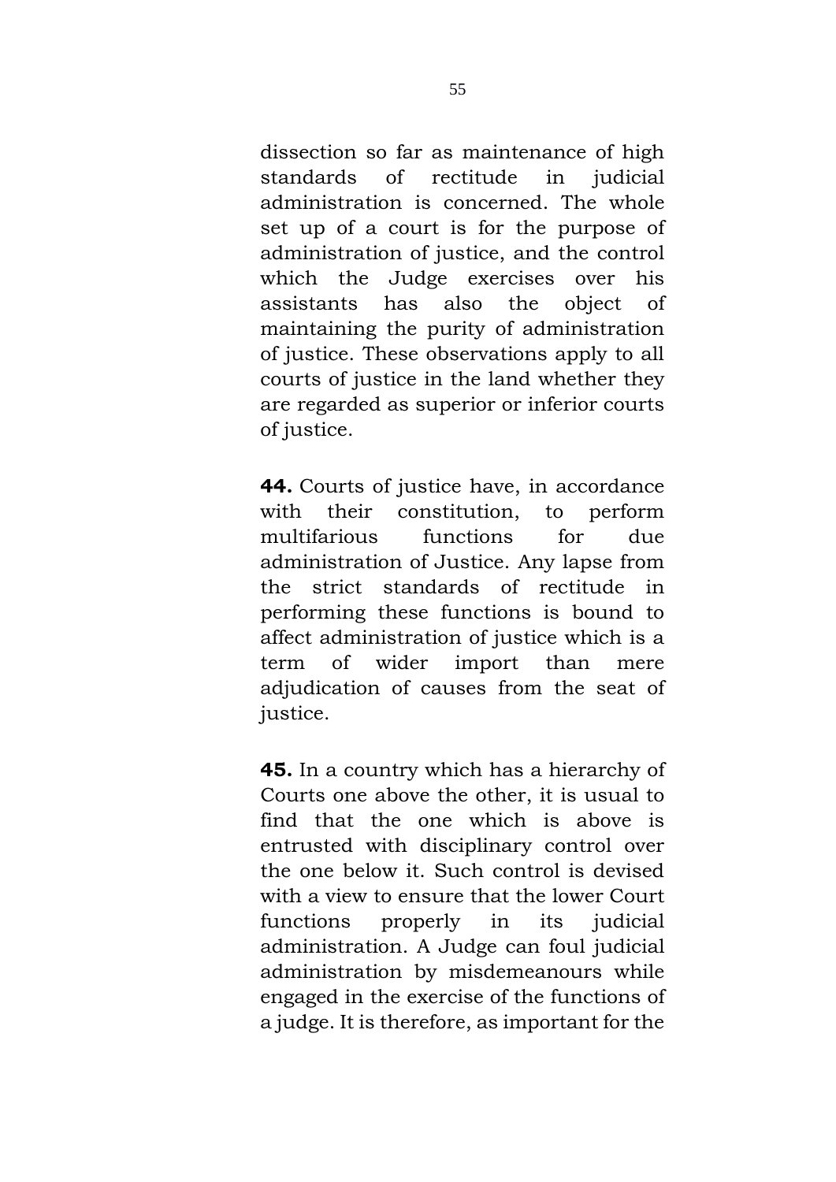dissection so far as maintenance of high standards of rectitude in judicial administration is concerned. The whole set up of a court is for the purpose of administration of justice, and the control which the Judge exercises over his assistants has also the object of maintaining the purity of administration of justice. These observations apply to all courts of justice in the land whether they are regarded as superior or inferior courts of justice.

**44.** Courts of justice have, in accordance with their constitution, to perform multifarious functions for due administration of Justice. Any lapse from the strict standards of rectitude in performing these functions is bound to affect administration of justice which is a term of wider import than mere adjudication of causes from the seat of justice.

**45.** In a country which has a hierarchy of Courts one above the other, it is usual to find that the one which is above is entrusted with disciplinary control over the one below it. Such control is devised with a view to ensure that the lower Court functions properly in its judicial administration. A Judge can foul judicial administration by misdemeanours while engaged in the exercise of the functions of a judge. It is therefore, as important for the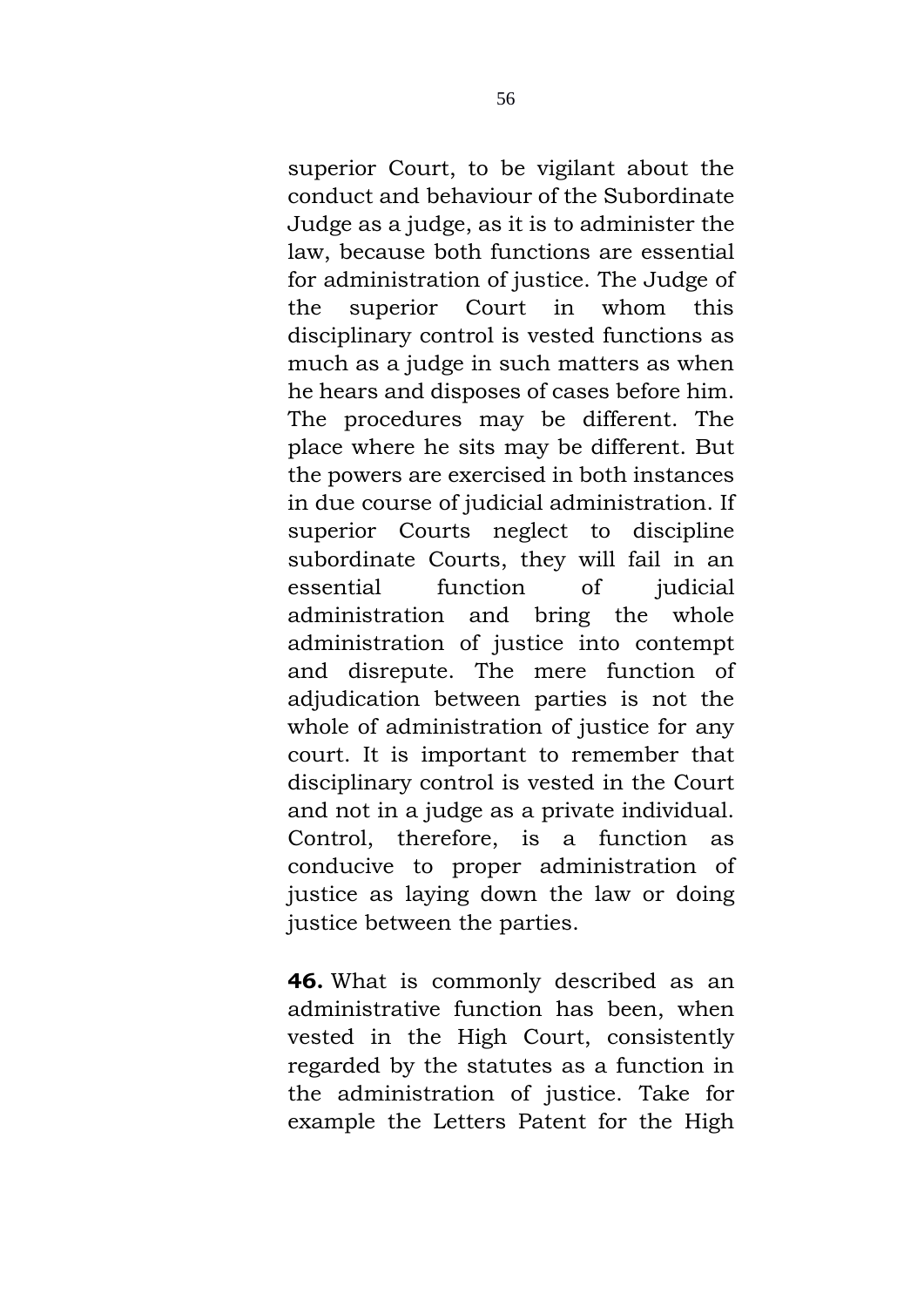superior Court, to be vigilant about the conduct and behaviour of the Subordinate Judge as a judge, as it is to administer the law, because both functions are essential for administration of justice. The Judge of the superior Court in whom this disciplinary control is vested functions as much as a judge in such matters as when he hears and disposes of cases before him. The procedures may be different. The place where he sits may be different. But the powers are exercised in both instances in due course of judicial administration. If superior Courts neglect to discipline subordinate Courts, they will fail in an essential function of judicial administration and bring the whole administration of justice into contempt and disrepute. The mere function of adjudication between parties is not the whole of administration of justice for any court. It is important to remember that disciplinary control is vested in the Court and not in a judge as a private individual. Control, therefore, is a function as conducive to proper administration of justice as laying down the law or doing justice between the parties.

**46.** What is commonly described as an administrative function has been, when vested in the High Court, consistently regarded by the statutes as a function in the administration of justice. Take for example the Letters Patent for the High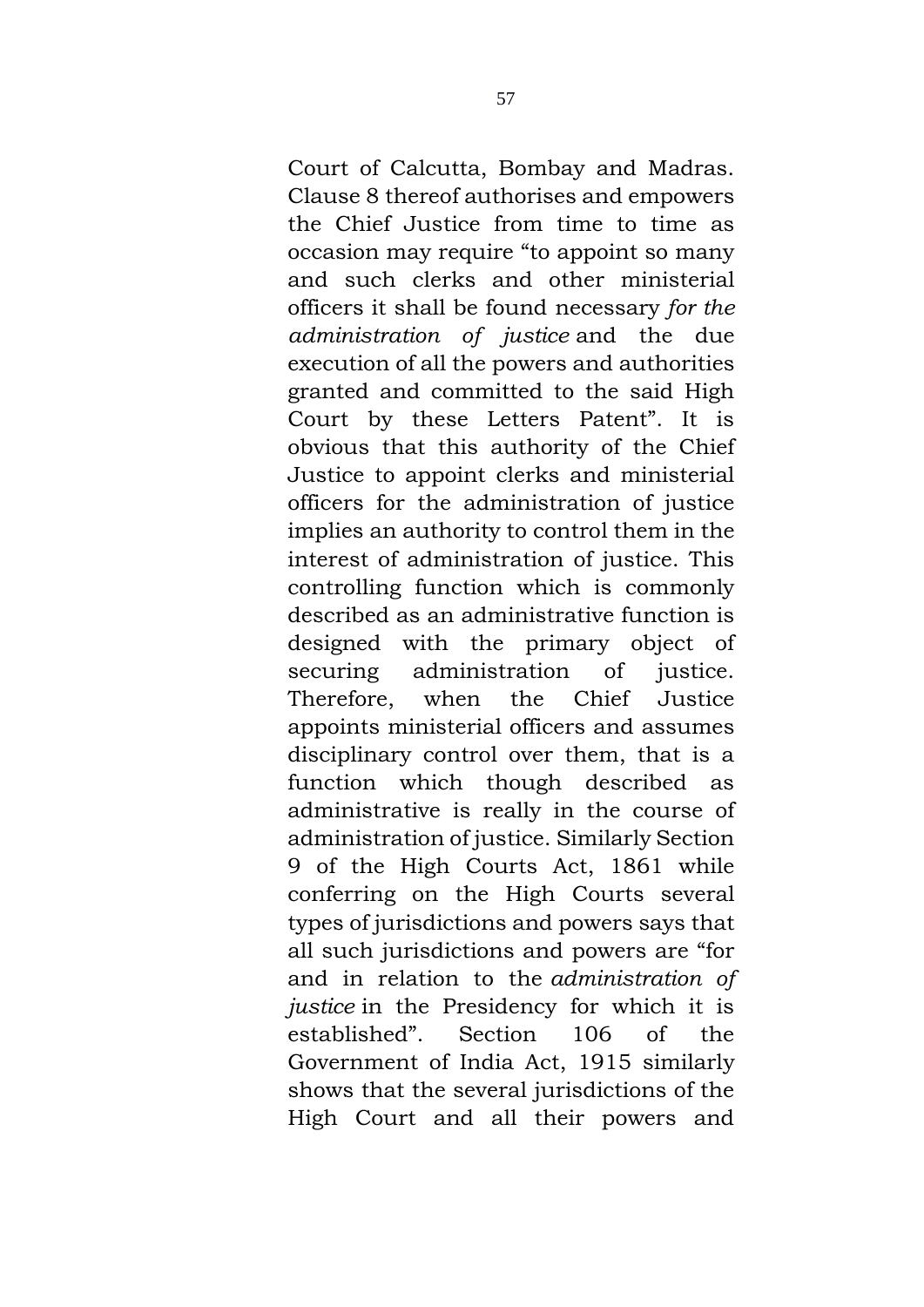Court of Calcutta, Bombay and Madras. Clause 8 thereof authorises and empowers the Chief Justice from time to time as occasion may require "to appoint so many and such clerks and other ministerial officers it shall be found necessary *for the administration of justice* and the due execution of all the powers and authorities granted and committed to the said High Court by these Letters Patent". It is obvious that this authority of the Chief Justice to appoint clerks and ministerial officers for the administration of justice implies an authority to control them in the interest of administration of justice. This controlling function which is commonly described as an administrative function is designed with the primary object of securing administration of justice. Therefore, when the Chief Justice appoints ministerial officers and assumes disciplinary control over them, that is a function which though described as administrative is really in the course of administration of justice. Similarly Section 9 of the High Courts Act, 1861 while conferring on the High Courts several types of jurisdictions and powers says that all such jurisdictions and powers are "for and in relation to the *administration of justice* in the Presidency for which it is established". Section 106 of the Government of India Act, 1915 similarly shows that the several jurisdictions of the High Court and all their powers and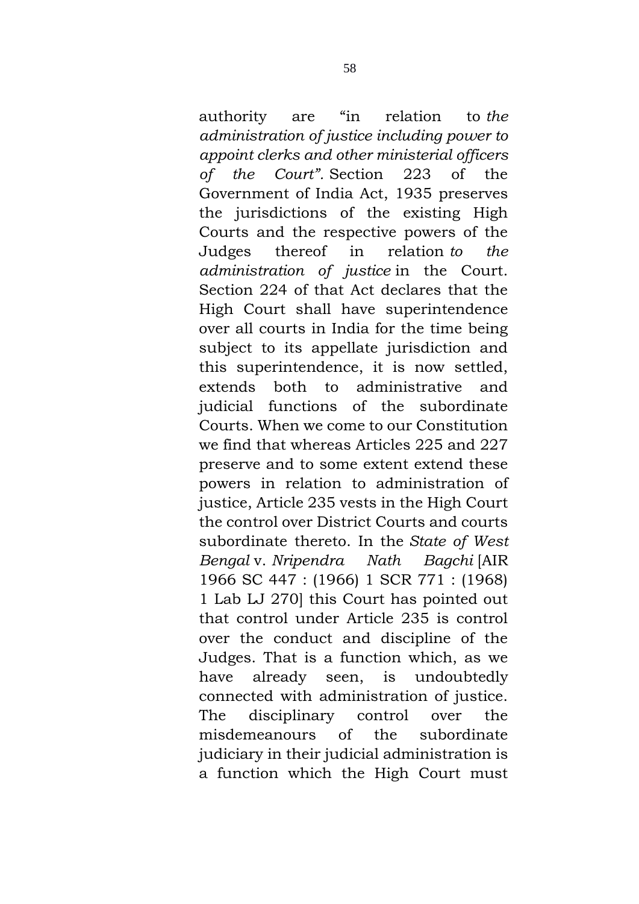authority are "in relation to *the administration of justice including power to appoint clerks and other ministerial officers of the Court".* Section 223 of the Government of India Act, 1935 preserves the jurisdictions of the existing High Courts and the respective powers of the Judges thereof in relation *to the administration of justice* in the Court. Section 224 of that Act declares that the High Court shall have superintendence over all courts in India for the time being subject to its appellate jurisdiction and this superintendence, it is now settled, extends both to administrative and judicial functions of the subordinate Courts. When we come to our Constitution we find that whereas Articles 225 and 227 preserve and to some extent extend these powers in relation to administration of justice, Article 235 vests in the High Court the control over District Courts and courts subordinate thereto. In the *State of West Bengal* v. *Nripendra Nath Bagchi* [AIR 1966 SC 447 : (1966) 1 SCR 771 : (1968) 1 Lab LJ 270] this Court has pointed out that control under Article 235 is control over the conduct and discipline of the Judges. That is a function which, as we have already seen, is undoubtedly connected with administration of justice. The disciplinary control over the misdemeanours of the subordinate judiciary in their judicial administration is a function which the High Court must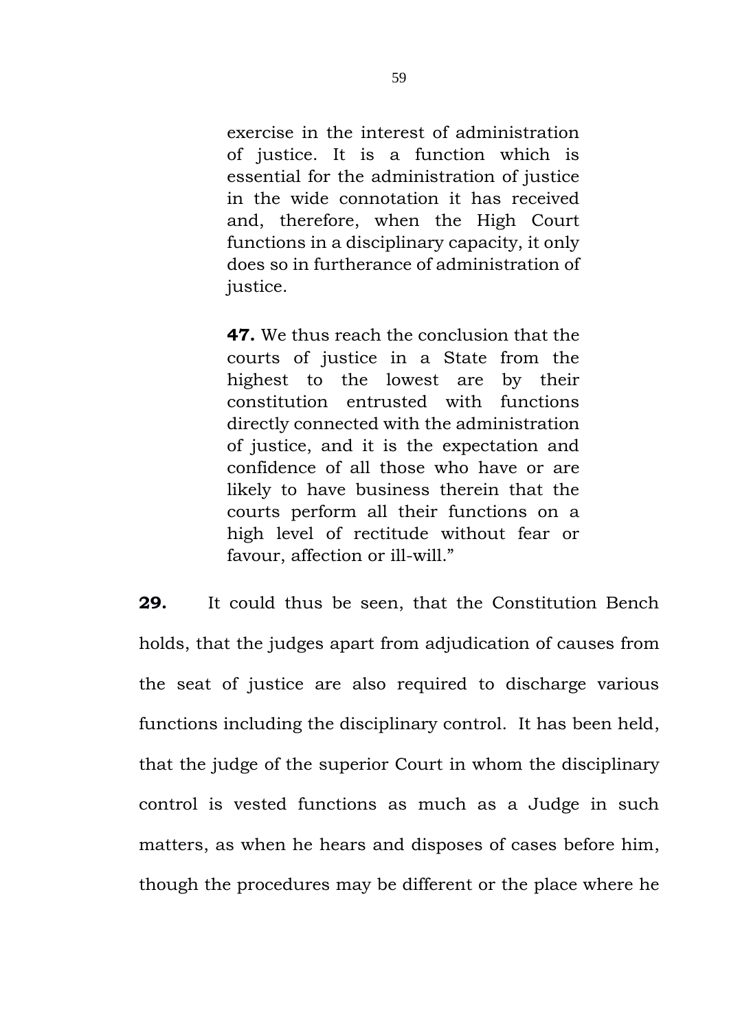> exercise in the interest of administration of justice. It is a function which is essential for the administration of justice in the wide connotation it has received and, therefore, when the High Court functions in a disciplinary capacity, it only does so in furtherance of administration of justice.
>
> **47.** We thus reach the conclusion that the courts of justice in a State from the highest to the lowest are by their constitution entrusted with functions directly connected with the administration of justice, and it is the expectation and confidence of all those who have or are likely to have business therein that the courts perform all their functions on a high level of rectitude without fear or favour, affection or ill-will."

**29.** It could thus be seen, that the Constitution Bench holds, that the judges apart from adjudication of causes from the seat of justice are also required to discharge various functions including the disciplinary control. It has been held, that the judge of the superior Court in whom the disciplinary control is vested functions as much as a Judge in such matters, as when he hears and disposes of cases before him, though the procedures may be different or the place where he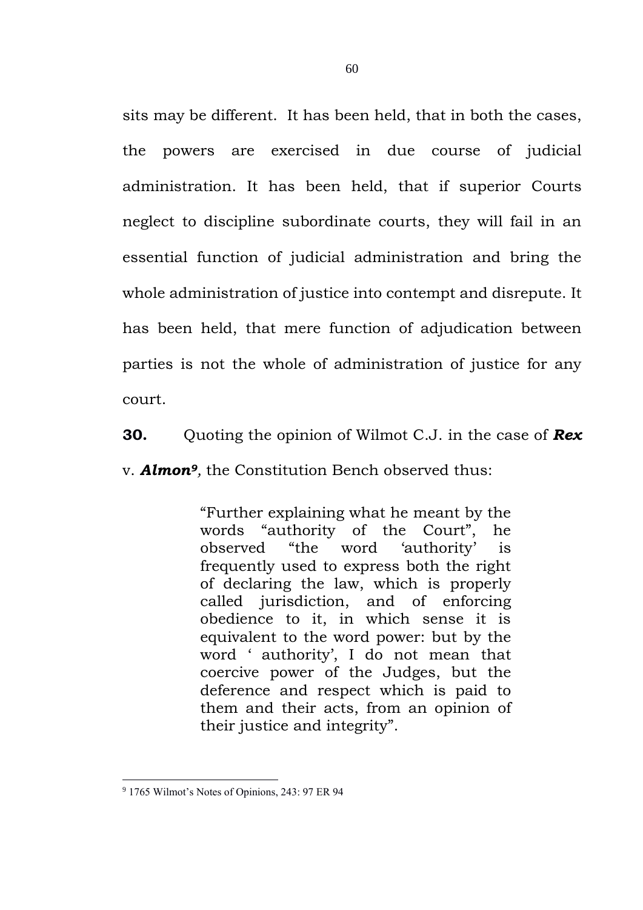sits may be different. It has been held, that in both the cases, the powers are exercised in due course of judicial administration. It has been held, that if superior Courts neglect to discipline subordinate courts, they will fail in an essential function of judicial administration and bring the whole administration of justice into contempt and disrepute. It has been held, that mere function of adjudication between parties is not the whole of administration of justice for any court.

**30.** Quoting the opinion of Wilmot C.J. in the case of ***Rex*** v. ***Almon***[9], the Constitution Bench observed thus:

> "Further explaining what he meant by the words "authority of the Court", he observed "the word 'authority' is frequently used to express both the right of declaring the law, which is properly called jurisdiction, and of enforcing obedience to it, in which sense it is equivalent to the word power: but by the word ' authority', I do not mean that coercive power of the Judges, but the deference and respect which is paid to them and their acts, from an opinion of their justice and integrity".

[9] 1765 Wilmot's Notes of Opinions, 243: 97 ER 94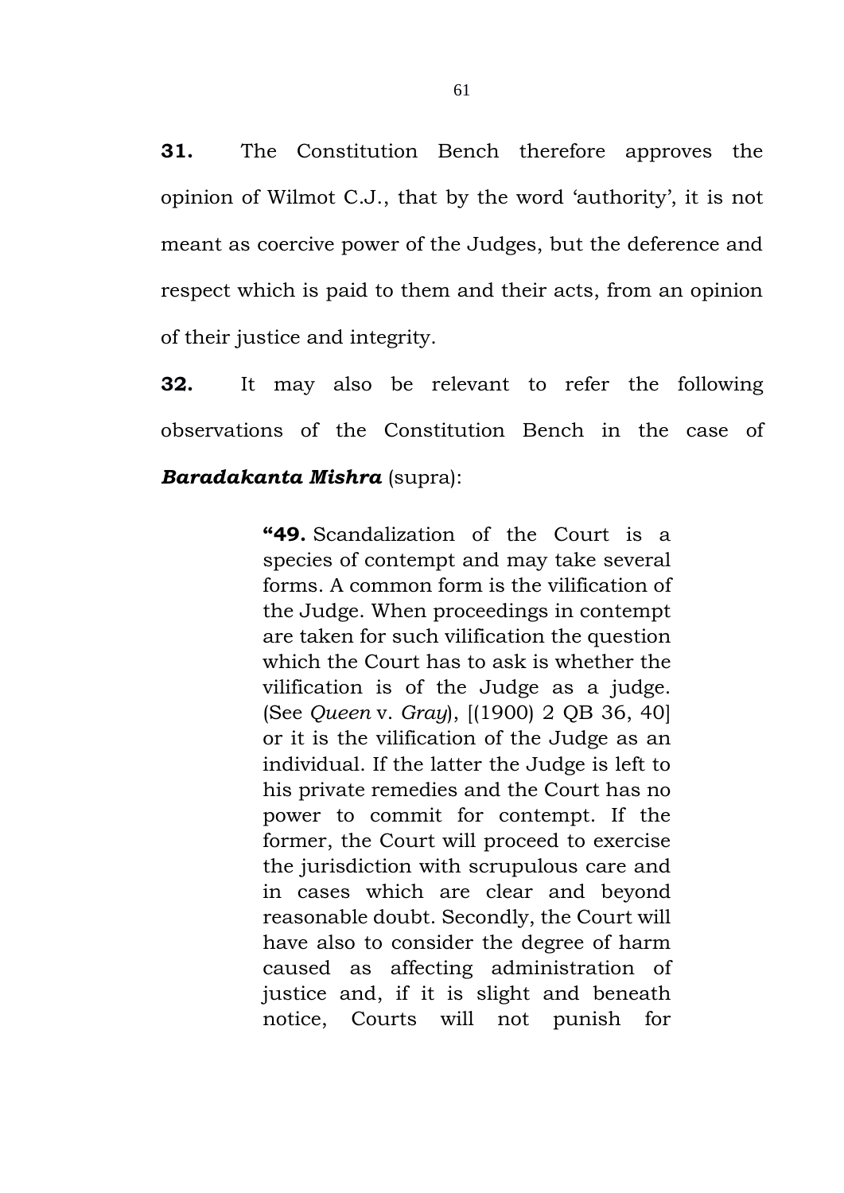**31.** The Constitution Bench therefore approves the opinion of Wilmot C.J., that by the word 'authority', it is not meant as coercive power of the Judges, but the deference and respect which is paid to them and their acts, from an opinion of their justice and integrity.

**32.** It may also be relevant to refer the following observations of the Constitution Bench in the case of ***Baradakanta Mishra*** (supra):

> **"49.** Scandalization of the Court is a species of contempt and may take several forms. A common form is the vilification of the Judge. When proceedings in contempt are taken for such vilification the question which the Court has to ask is whether the vilification is of the Judge as a judge. (See *Queen* v. *Gray*), [(1900) 2 QB 36, 40] or it is the vilification of the Judge as an individual. If the latter the Judge is left to his private remedies and the Court has no power to commit for contempt. If the former, the Court will proceed to exercise the jurisdiction with scrupulous care and in cases which are clear and beyond reasonable doubt. Secondly, the Court will have also to consider the degree of harm caused as affecting administration of justice and, if it is slight and beneath notice, Courts will not punish for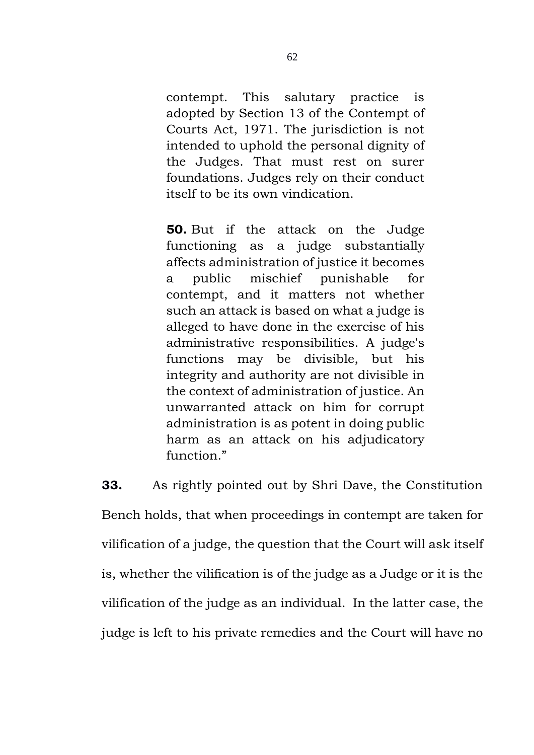> contempt. This salutary practice is adopted by Section 13 of the Contempt of Courts Act, 1971. The jurisdiction is not intended to uphold the personal dignity of the Judges. That must rest on surer foundations. Judges rely on their conduct itself to be its own vindication.
>
> **50.** But if the attack on the Judge functioning as a judge substantially affects administration of justice it becomes a public mischief punishable for contempt, and it matters not whether such an attack is based on what a judge is alleged to have done in the exercise of his administrative responsibilities. A judge's functions may be divisible, but his integrity and authority are not divisible in the context of administration of justice. An unwarranted attack on him for corrupt administration is as potent in doing public harm as an attack on his adjudicatory function."

**33.** As rightly pointed out by Shri Dave, the Constitution Bench holds, that when proceedings in contempt are taken for vilification of a judge, the question that the Court will ask itself is, whether the vilification is of the judge as a Judge or it is the vilification of the judge as an individual. In the latter case, the judge is left to his private remedies and the Court will have no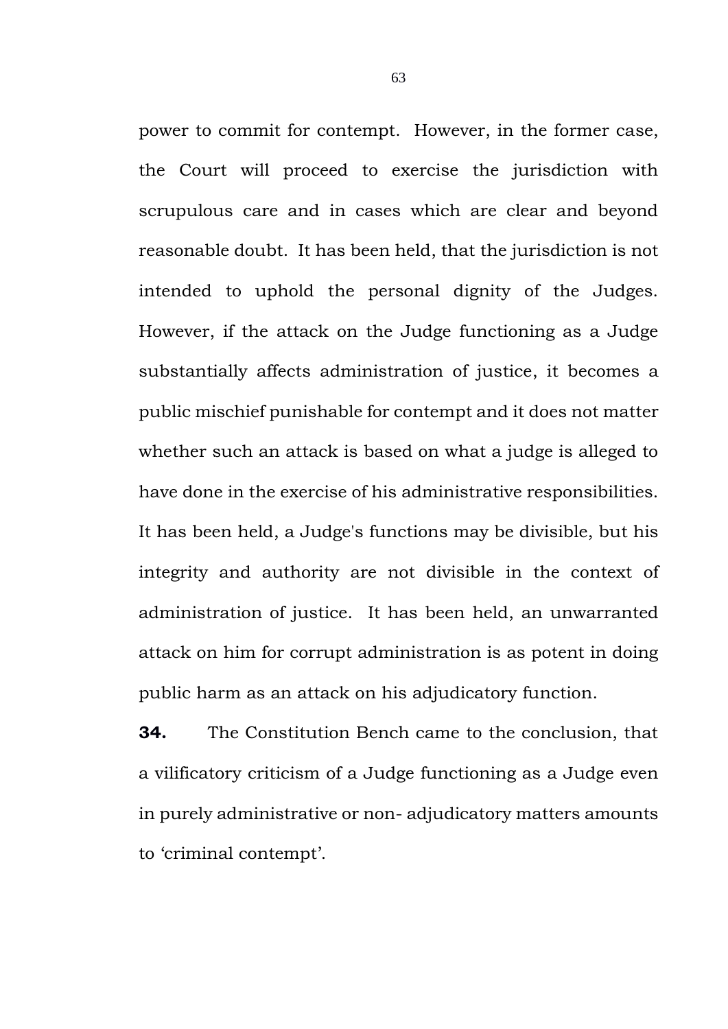power to commit for contempt. However, in the former case, the Court will proceed to exercise the jurisdiction with scrupulous care and in cases which are clear and beyond reasonable doubt. It has been held, that the jurisdiction is not intended to uphold the personal dignity of the Judges. However, if the attack on the Judge functioning as a Judge substantially affects administration of justice, it becomes a public mischief punishable for contempt and it does not matter whether such an attack is based on what a judge is alleged to have done in the exercise of his administrative responsibilities. It has been held, a Judge's functions may be divisible, but his integrity and authority are not divisible in the context of administration of justice. It has been held, an unwarranted attack on him for corrupt administration is as potent in doing public harm as an attack on his adjudicatory function.

**34.** The Constitution Bench came to the conclusion, that a vilificatory criticism of a Judge functioning as a Judge even in purely administrative or non- adjudicatory matters amounts to 'criminal contempt'.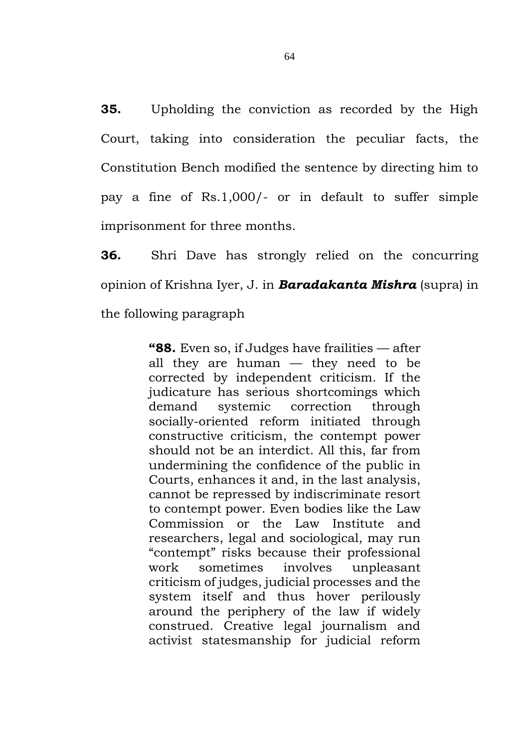**35.** Upholding the conviction as recorded by the High Court, taking into consideration the peculiar facts, the Constitution Bench modified the sentence by directing him to pay a fine of Rs.1,000/- or in default to suffer simple imprisonment for three months.

**36.** Shri Dave has strongly relied on the concurring opinion of Krishna Iyer, J. in ***Baradakanta Mishra*** (supra) in the following paragraph

> **"88.** Even so, if Judges have frailities — after all they are human — they need to be corrected by independent criticism. If the judicature has serious shortcomings which demand systemic correction through socially-oriented reform initiated through constructive criticism, the contempt power should not be an interdict. All this, far from undermining the confidence of the public in Courts, enhances it and, in the last analysis, cannot be repressed by indiscriminate resort to contempt power. Even bodies like the Law Commission or the Law Institute and researchers, legal and sociological, may run "contempt" risks because their professional work sometimes involves unpleasant criticism of judges, judicial processes and the system itself and thus hover perilously around the periphery of the law if widely construed. Creative legal journalism and activist statesmanship for judicial reform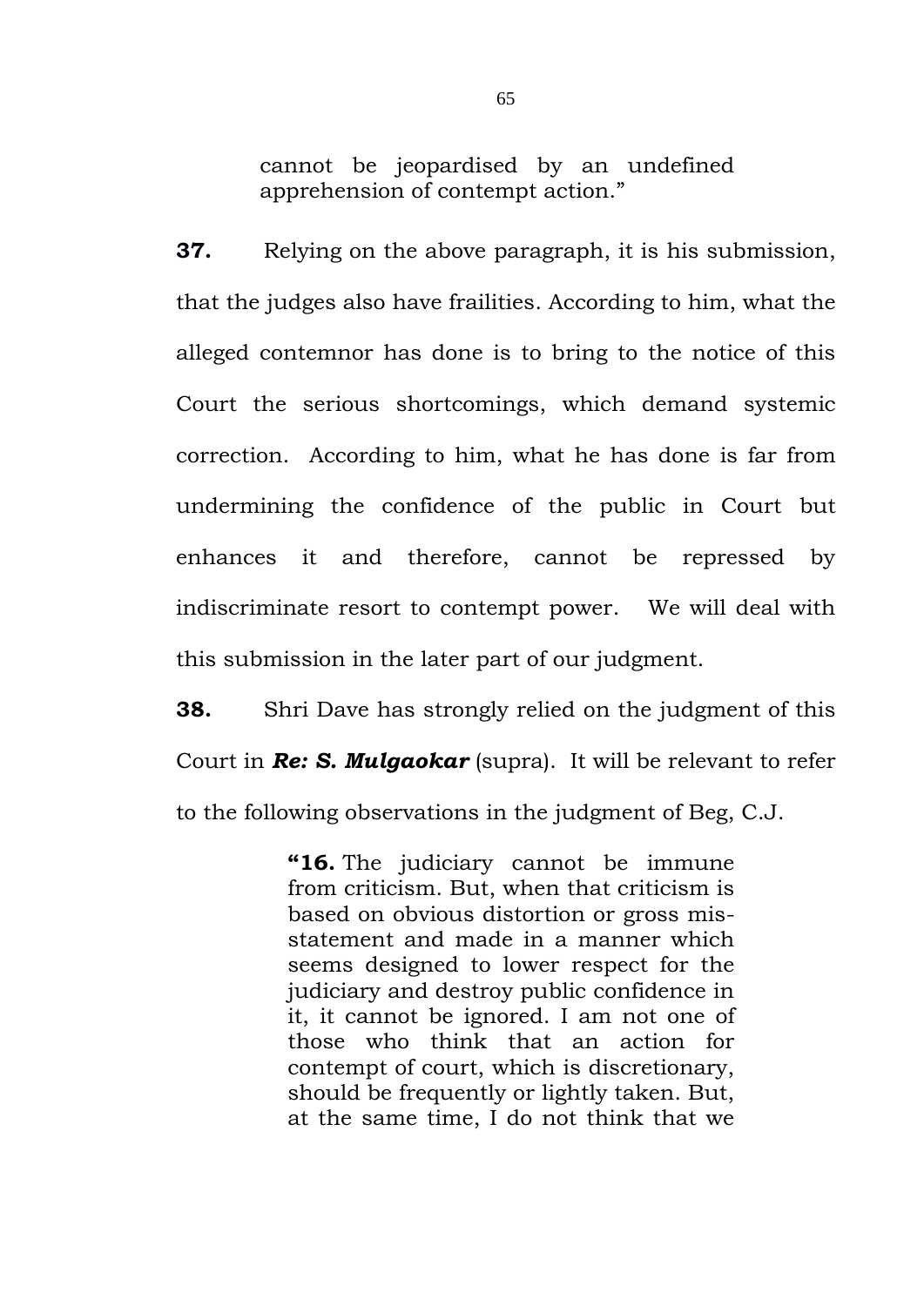> cannot be jeopardised by an undefined apprehension of contempt action."

**37.** Relying on the above paragraph, it is his submission, that the judges also have frailities. According to him, what the alleged contemnor has done is to bring to the notice of this Court the serious shortcomings, which demand systemic correction. According to him, what he has done is far from undermining the confidence of the public in Court but enhances it and therefore, cannot be repressed by indiscriminate resort to contempt power. We will deal with this submission in the later part of our judgment.

**38.** Shri Dave has strongly relied on the judgment of this Court in ***Re: S. Mulgaokar*** (supra). It will be relevant to refer to the following observations in the judgment of Beg, C.J.

> **"16.** The judiciary cannot be immune from criticism. But, when that criticism is based on obvious distortion or gross mis-statement and made in a manner which seems designed to lower respect for the judiciary and destroy public confidence in it, it cannot be ignored. I am not one of those who think that an action for contempt of court, which is discretionary, should be frequently or lightly taken. But, at the same time, I do not think that we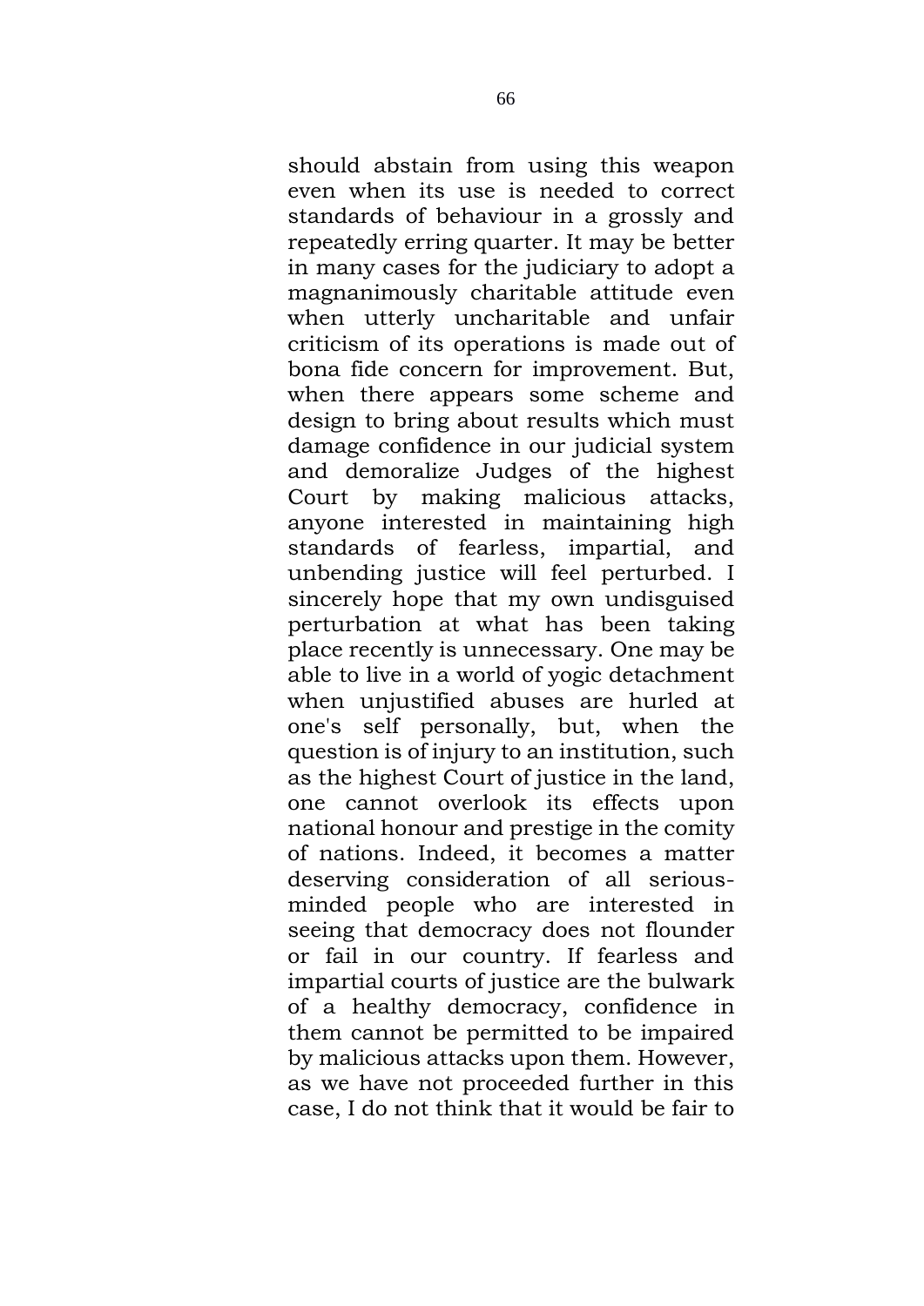should abstain from using this weapon even when its use is needed to correct standards of behaviour in a grossly and repeatedly erring quarter. It may be better in many cases for the judiciary to adopt a magnanimously charitable attitude even when utterly uncharitable and unfair criticism of its operations is made out of bona fide concern for improvement. But, when there appears some scheme and design to bring about results which must damage confidence in our judicial system and demoralize Judges of the highest Court by making malicious attacks, anyone interested in maintaining high standards of fearless, impartial, and unbending justice will feel perturbed. I sincerely hope that my own undisguised perturbation at what has been taking place recently is unnecessary. One may be able to live in a world of yogic detachment when unjustified abuses are hurled at one's self personally, but, when the question is of injury to an institution, such as the highest Court of justice in the land, one cannot overlook its effects upon national honour and prestige in the comity of nations. Indeed, it becomes a matter deserving consideration of all serious-minded people who are interested in seeing that democracy does not flounder or fail in our country. If fearless and impartial courts of justice are the bulwark of a healthy democracy, confidence in them cannot be permitted to be impaired by malicious attacks upon them. However, as we have not proceeded further in this case, I do not think that it would be fair to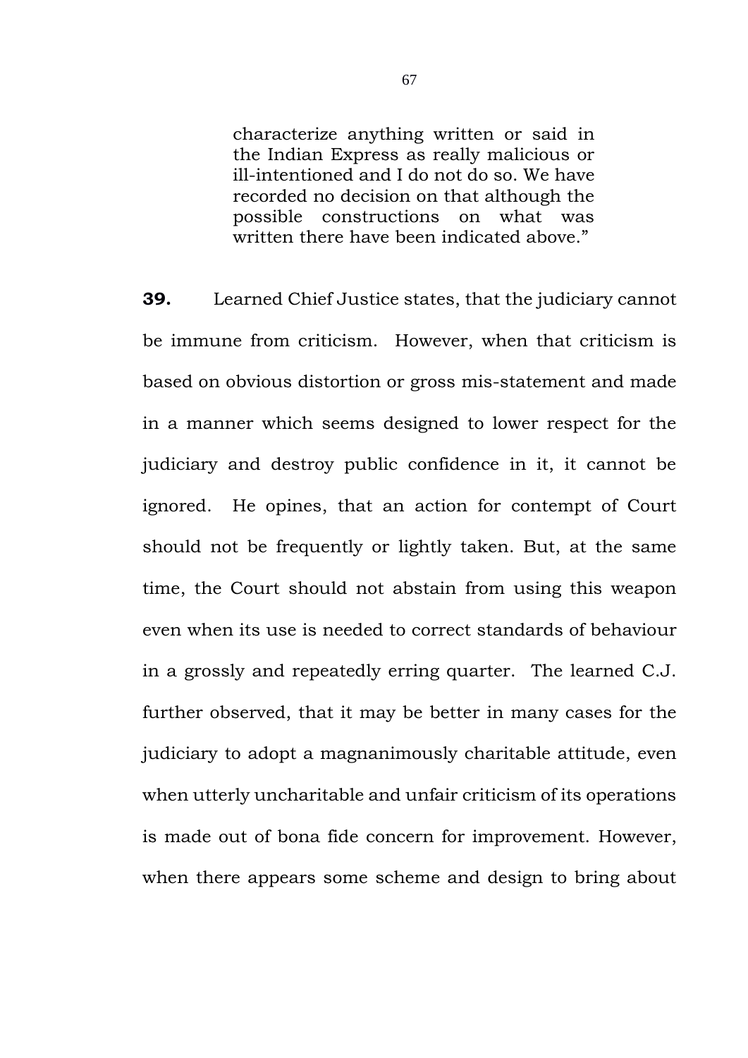> characterize anything written or said in the Indian Express as really malicious or ill-intentioned and I do not do so. We have recorded no decision on that although the possible constructions on what was written there have been indicated above."

**39.** Learned Chief Justice states, that the judiciary cannot be immune from criticism. However, when that criticism is based on obvious distortion or gross mis-statement and made in a manner which seems designed to lower respect for the judiciary and destroy public confidence in it, it cannot be ignored. He opines, that an action for contempt of Court should not be frequently or lightly taken. But, at the same time, the Court should not abstain from using this weapon even when its use is needed to correct standards of behaviour in a grossly and repeatedly erring quarter. The learned C.J. further observed, that it may be better in many cases for the judiciary to adopt a magnanimously charitable attitude, even when utterly uncharitable and unfair criticism of its operations is made out of bona fide concern for improvement. However, when there appears some scheme and design to bring about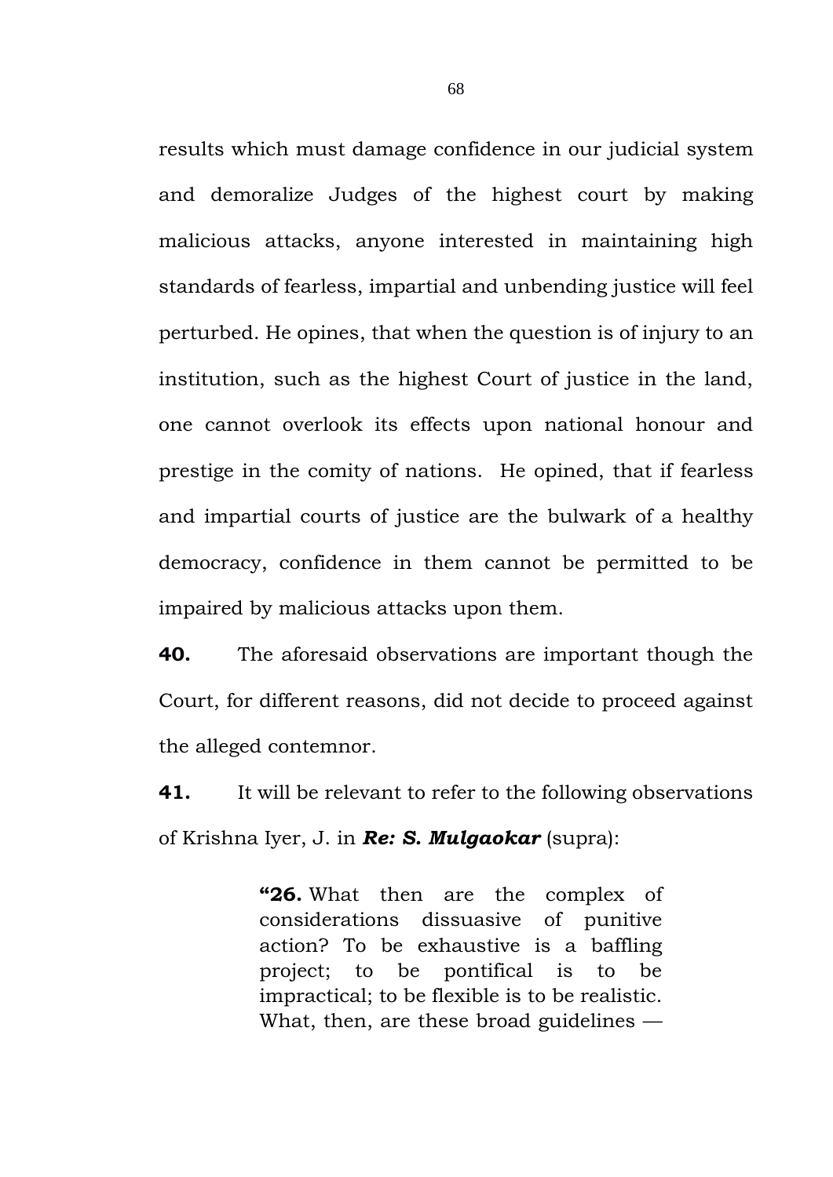results which must damage confidence in our judicial system and demoralize Judges of the highest court by making malicious attacks, anyone interested in maintaining high standards of fearless, impartial and unbending justice will feel perturbed. He opines, that when the question is of injury to an institution, such as the highest Court of justice in the land, one cannot overlook its effects upon national honour and prestige in the comity of nations. He opined, that if fearless and impartial courts of justice are the bulwark of a healthy democracy, confidence in them cannot be permitted to be impaired by malicious attacks upon them.

**40.** The aforesaid observations are important though the Court, for different reasons, did not decide to proceed against the alleged contemnor.

**41.** It will be relevant to refer to the following observations of Krishna Iyer, J. in ***Re: S. Mulgaokar*** (supra):

> **"26.** What then are the complex of considerations dissuasive of punitive action? To be exhaustive is a baffling project; to be pontifical is to be impractical; to be flexible is to be realistic. What, then, are these broad guidelines —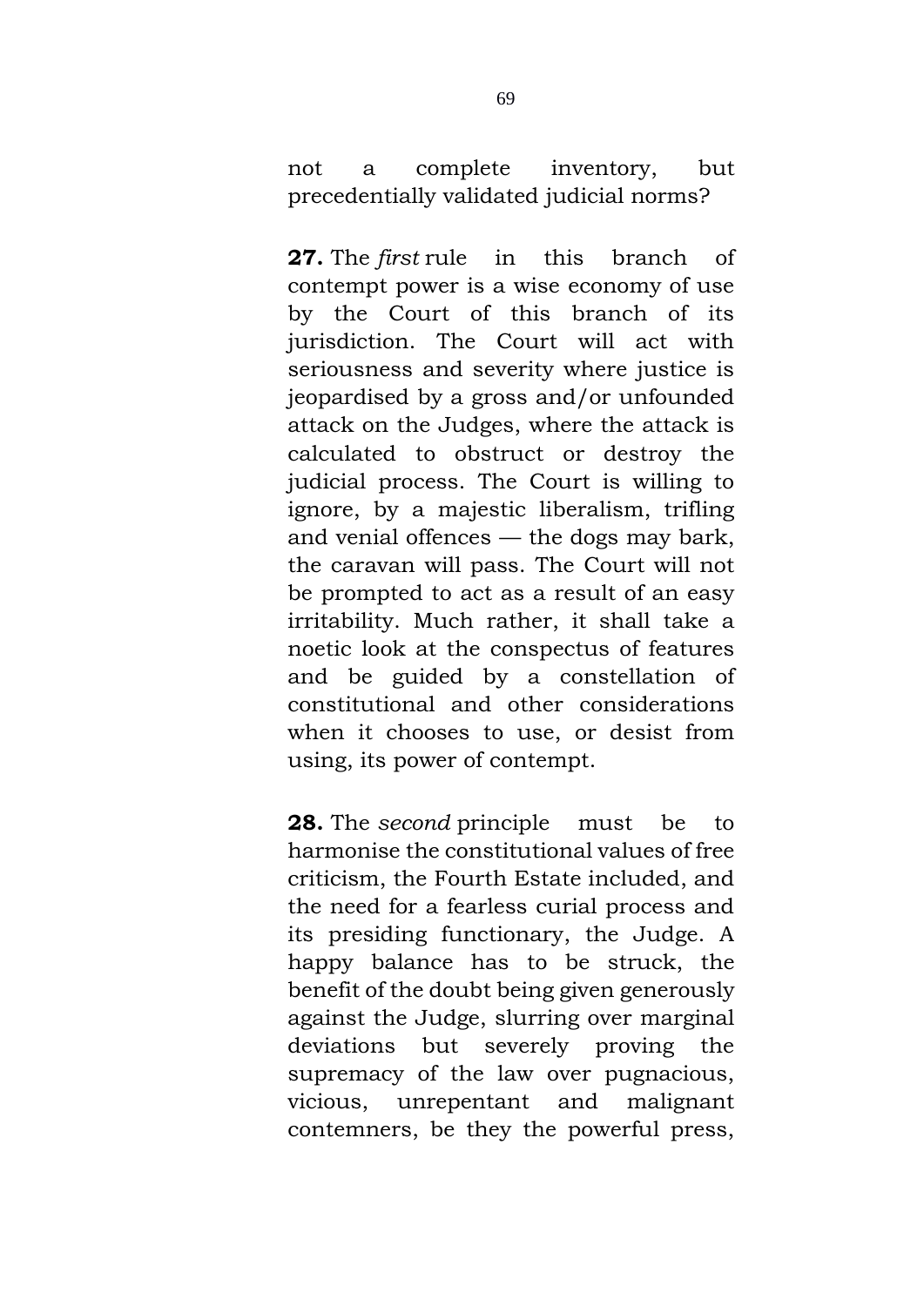not a complete inventory, but precedentially validated judicial norms?

**27.** The *first* rule in this branch of contempt power is a wise economy of use by the Court of this branch of its jurisdiction. The Court will act with seriousness and severity where justice is jeopardised by a gross and/or unfounded attack on the Judges, where the attack is calculated to obstruct or destroy the judicial process. The Court is willing to ignore, by a majestic liberalism, trifling and venial offences — the dogs may bark, the caravan will pass. The Court will not be prompted to act as a result of an easy irritability. Much rather, it shall take a noetic look at the conspectus of features and be guided by a constellation of constitutional and other considerations when it chooses to use, or desist from using, its power of contempt.

**28.** The *second* principle must be to harmonise the constitutional values of free criticism, the Fourth Estate included, and the need for a fearless curial process and its presiding functionary, the Judge. A happy balance has to be struck, the benefit of the doubt being given generously against the Judge, slurring over marginal deviations but severely proving the supremacy of the law over pugnacious, vicious, unrepentant and malignant contemners, be they the powerful press,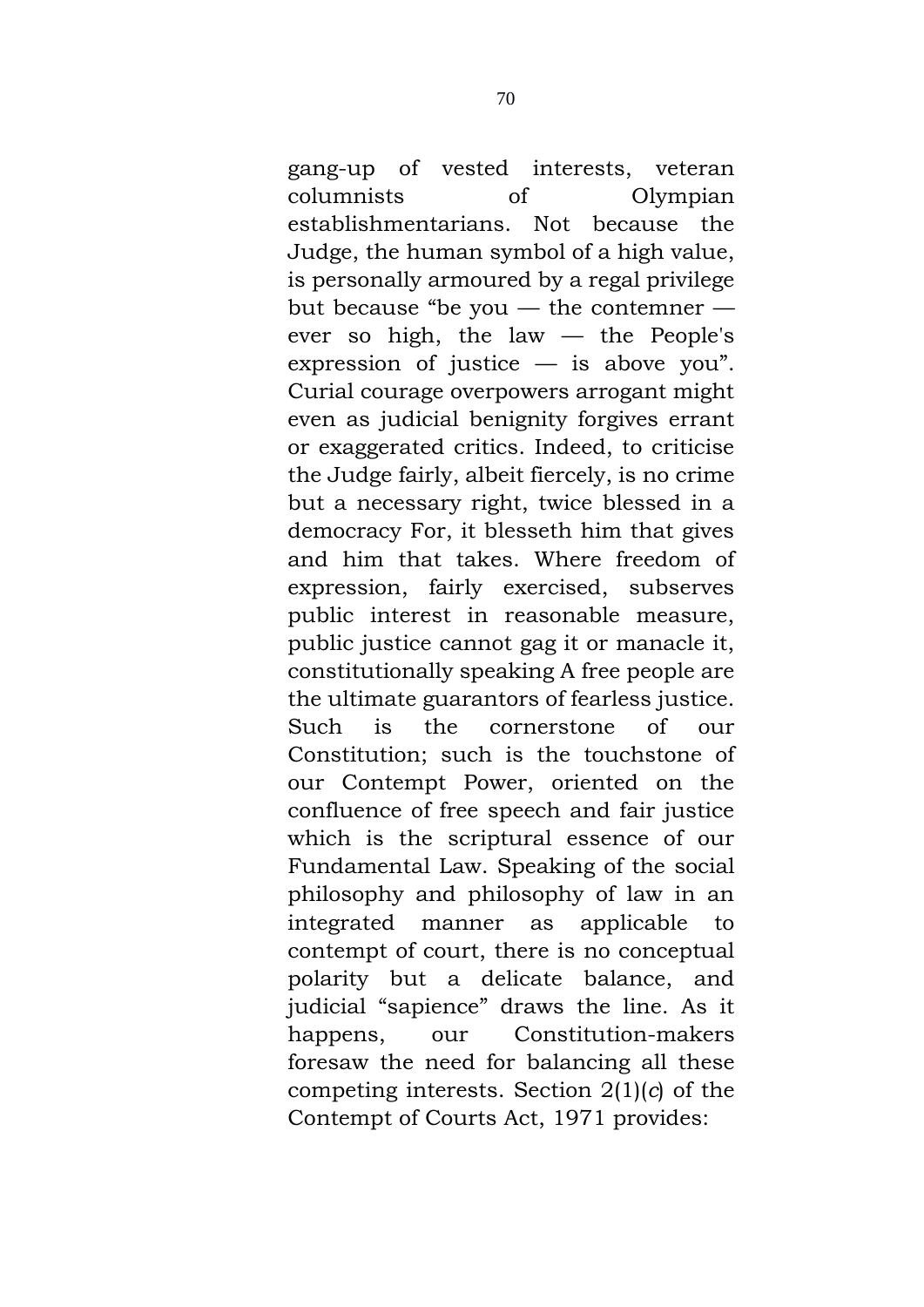gang-up of vested interests, veteran columnists of Olympian establishmentarians. Not because the Judge, the human symbol of a high value, is personally armoured by a regal privilege but because “be you — the contemner — ever so high, the law — the People's expression of justice — is above you”. Curial courage overpowers arrogant might even as judicial benignity forgives errant or exaggerated critics. Indeed, to criticise the Judge fairly, albeit fiercely, is no crime but a necessary right, twice blessed in a democracy For, it blesseth him that gives and him that takes. Where freedom of expression, fairly exercised, subserves public interest in reasonable measure, public justice cannot gag it or manacle it, constitutionally speaking A free people are the ultimate guarantors of fearless justice. Such is the cornerstone of our Constitution; such is the touchstone of our Contempt Power, oriented on the confluence of free speech and fair justice which is the scriptural essence of our Fundamental Law. Speaking of the social philosophy and philosophy of law in an integrated manner as applicable to contempt of court, there is no conceptual polarity but a delicate balance, and judicial “sapience” draws the line. As it happens, our Constitution-makers foresaw the need for balancing all these competing interests. Section 2(1)(*c*) of the Contempt of Courts Act, 1971 provides: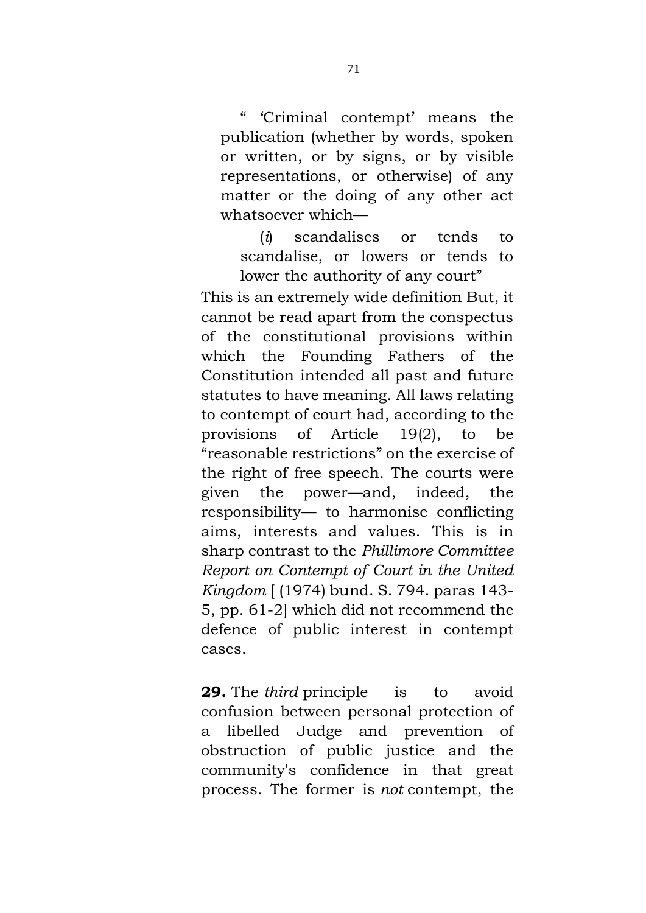> " 'Criminal contempt' means the publication (whether by words, spoken or written, or by signs, or by visible representations, or otherwise) of any matter or the doing of any other act whatsoever which—
>
> > (*i*) scandalises or tends to scandalise, or lowers or tends to lower the authority of any court"

This is an extremely wide definition But, it cannot be read apart from the conspectus of the constitutional provisions within which the Founding Fathers of the Constitution intended all past and future statutes to have meaning. All laws relating to contempt of court had, according to the provisions of Article 19(2), to be "reasonable restrictions" on the exercise of the right of free speech. The courts were given the power—and, indeed, the responsibility— to harmonise conflicting aims, interests and values. This is in sharp contrast to the *Phillimore Committee Report on Contempt of Court in the United Kingdom* [ (1974) bund. S. 794. paras 143-5, pp. 61-2] which did not recommend the defence of public interest in contempt cases.

**29.** The *third* principle is to avoid confusion between personal protection of a libelled Judge and prevention of obstruction of public justice and the community's confidence in that great process. The former is *not* contempt, the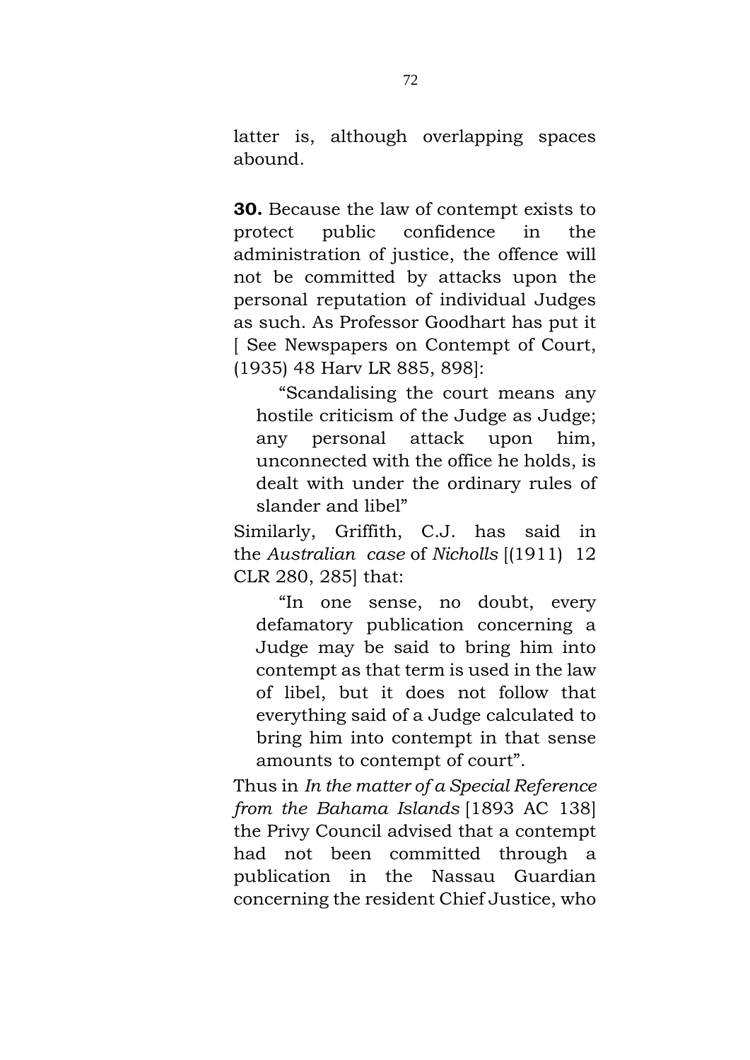latter is, although overlapping spaces abound.

**30.** Because the law of contempt exists to protect public confidence in the administration of justice, the offence will not be committed by attacks upon the personal reputation of individual Judges as such. As Professor Goodhart has put it [ See Newspapers on Contempt of Court, (1935) 48 Harv LR 885, 898]:

> "Scandalising the court means any hostile criticism of the Judge as Judge; any personal attack upon him, unconnected with the office he holds, is dealt with under the ordinary rules of slander and libel"

Similarly, Griffith, C.J. has said in the *Australian case* of *Nicholls* [(1911) 12 CLR 280, 285] that:

> "In one sense, no doubt, every defamatory publication concerning a Judge may be said to bring him into contempt as that term is used in the law of libel, but it does not follow that everything said of a Judge calculated to bring him into contempt in that sense amounts to contempt of court".

Thus in *In the matter of a Special Reference from the Bahama Islands* [1893 AC 138] the Privy Council advised that a contempt had not been committed through a publication in the Nassau Guardian concerning the resident Chief Justice, who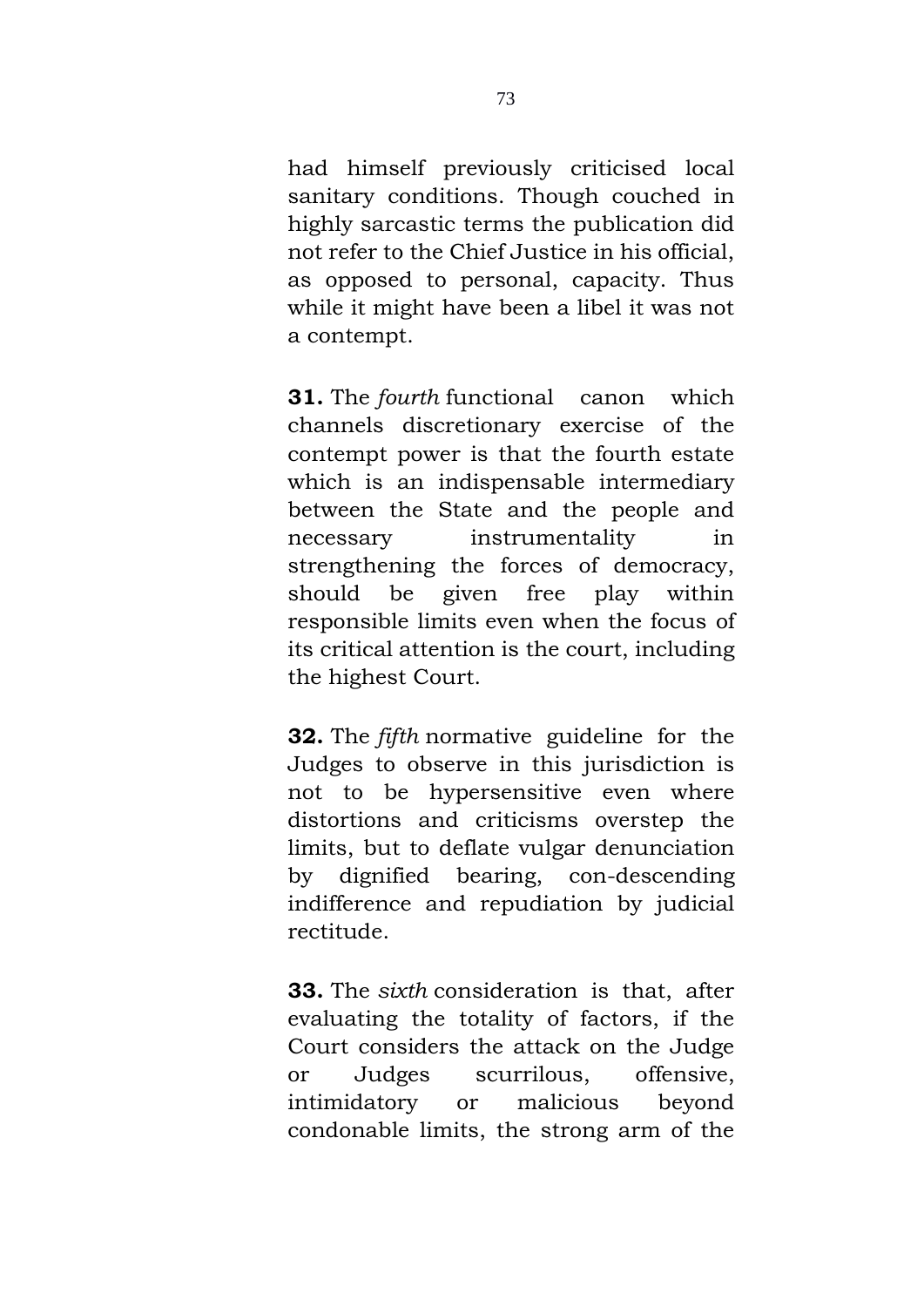had himself previously criticised local sanitary conditions. Though couched in highly sarcastic terms the publication did not refer to the Chief Justice in his official, as opposed to personal, capacity. Thus while it might have been a libel it was not a contempt.

**31.** The *fourth* functional canon which channels discretionary exercise of the contempt power is that the fourth estate which is an indispensable intermediary between the State and the people and necessary instrumentality in strengthening the forces of democracy, should be given free play within responsible limits even when the focus of its critical attention is the court, including the highest Court.

**32.** The *fifth* normative guideline for the Judges to observe in this jurisdiction is not to be hypersensitive even where distortions and criticisms overstep the limits, but to deflate vulgar denunciation by dignified bearing, con-descending indifference and repudiation by judicial rectitude.

**33.** The *sixth* consideration is that, after evaluating the totality of factors, if the Court considers the attack on the Judge or Judges scurrilous, offensive, intimidatory or malicious beyond condonable limits, the strong arm of the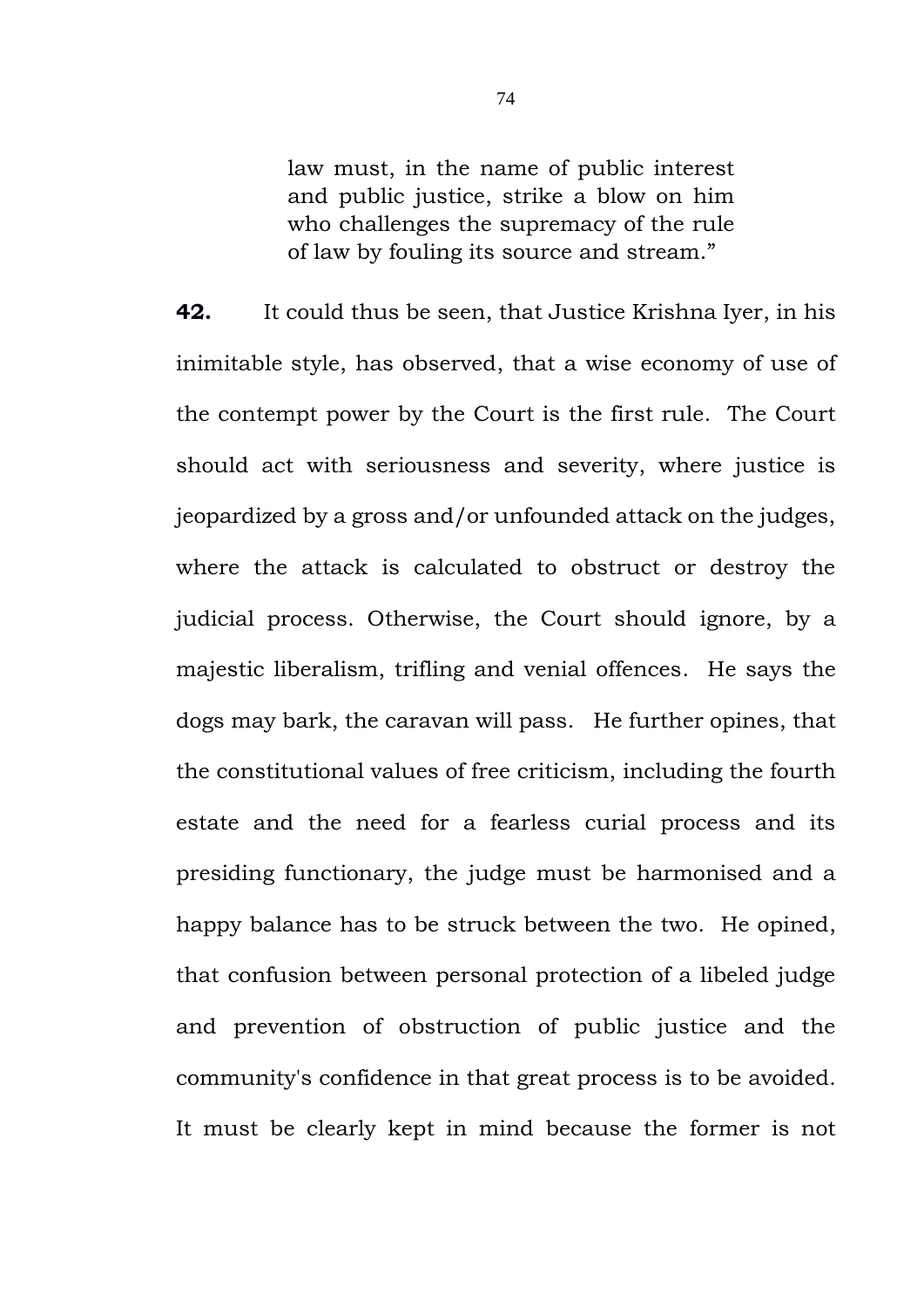> law must, in the name of public interest and public justice, strike a blow on him who challenges the supremacy of the rule of law by fouling its source and stream."

**42.** It could thus be seen, that Justice Krishna Iyer, in his inimitable style, has observed, that a wise economy of use of the contempt power by the Court is the first rule. The Court should act with seriousness and severity, where justice is jeopardized by a gross and/or unfounded attack on the judges, where the attack is calculated to obstruct or destroy the judicial process. Otherwise, the Court should ignore, by a majestic liberalism, trifling and venial offences. He says the dogs may bark, the caravan will pass. He further opines, that the constitutional values of free criticism, including the fourth estate and the need for a fearless curial process and its presiding functionary, the judge must be harmonised and a happy balance has to be struck between the two. He opined, that confusion between personal protection of a libeled judge and prevention of obstruction of public justice and the community's confidence in that great process is to be avoided. It must be clearly kept in mind because the former is not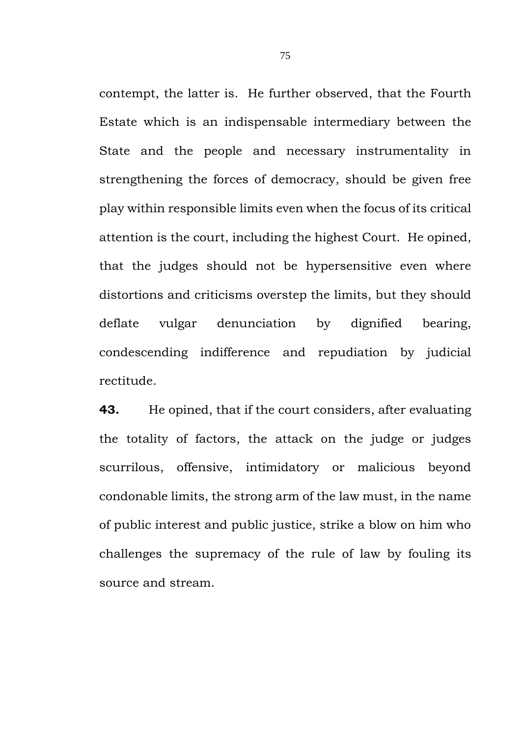contempt, the latter is. He further observed, that the Fourth Estate which is an indispensable intermediary between the State and the people and necessary instrumentality in strengthening the forces of democracy, should be given free play within responsible limits even when the focus of its critical attention is the court, including the highest Court. He opined, that the judges should not be hypersensitive even where distortions and criticisms overstep the limits, but they should deflate vulgar denunciation by dignified bearing, condescending indifference and repudiation by judicial rectitude.

**43.** He opined, that if the court considers, after evaluating the totality of factors, the attack on the judge or judges scurrilous, offensive, intimidatory or malicious beyond condonable limits, the strong arm of the law must, in the name of public interest and public justice, strike a blow on him who challenges the supremacy of the rule of law by fouling its source and stream.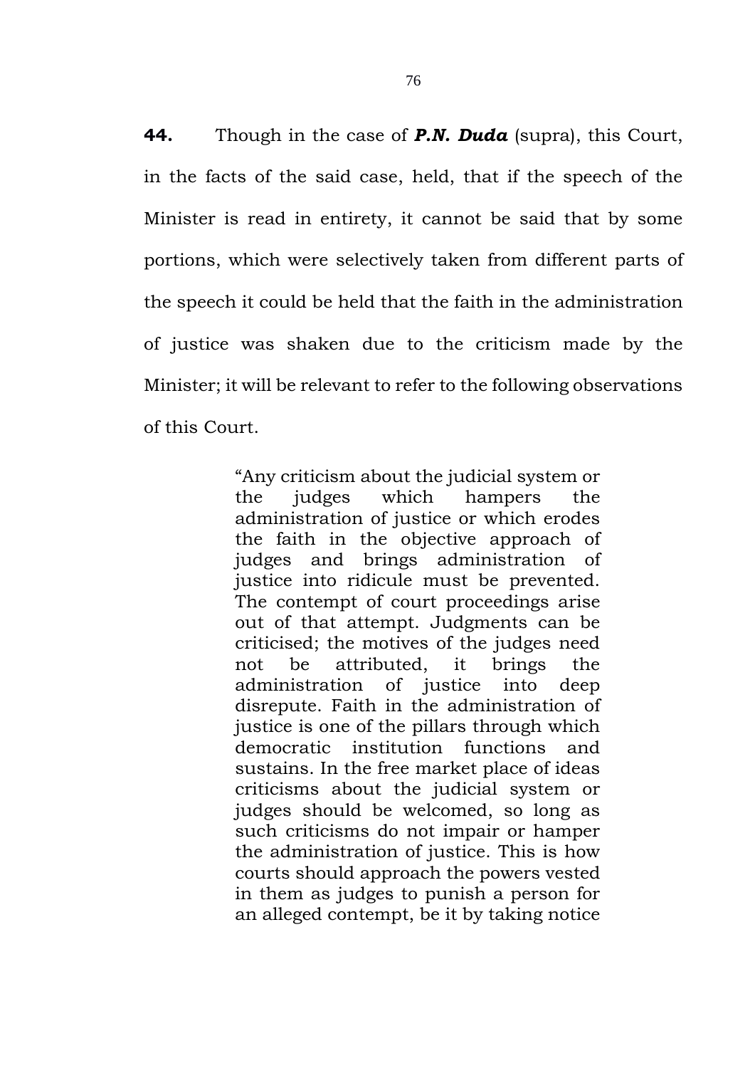**44.** Though in the case of ***P.N. Duda*** (supra), this Court, in the facts of the said case, held, that if the speech of the Minister is read in entirety, it cannot be said that by some portions, which were selectively taken from different parts of the speech it could be held that the faith in the administration of justice was shaken due to the criticism made by the Minister; it will be relevant to refer to the following observations of this Court.

> "Any criticism about the judicial system or the judges which hampers the administration of justice or which erodes the faith in the objective approach of judges and brings administration of justice into ridicule must be prevented. The contempt of court proceedings arise out of that attempt. Judgments can be criticised; the motives of the judges need not be attributed, it brings the administration of justice into deep disrepute. Faith in the administration of justice is one of the pillars through which democratic institution functions and sustains. In the free market place of ideas criticisms about the judicial system or judges should be welcomed, so long as such criticisms do not impair or hamper the administration of justice. This is how courts should approach the powers vested in them as judges to punish a person for an alleged contempt, be it by taking notice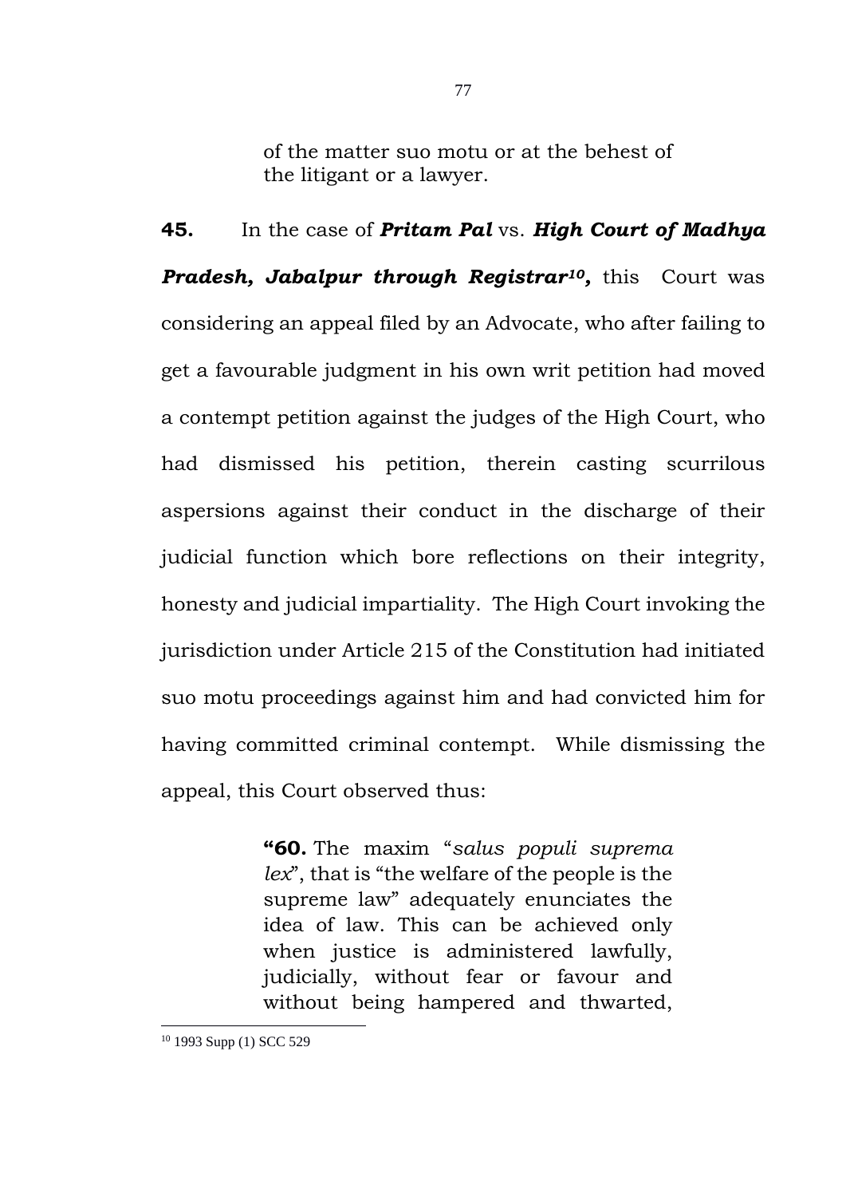> of the matter suo motu or at the behest of the litigant or a lawyer.

**45.** In the case of ***Pritam Pal*** vs. ***High Court of Madhya Pradesh, Jabalpur through Registrar***[10]**,** this Court was considering an appeal filed by an Advocate, who after failing to get a favourable judgment in his own writ petition had moved a contempt petition against the judges of the High Court, who had dismissed his petition, therein casting scurrilous aspersions against their conduct in the discharge of their judicial function which bore reflections on their integrity, honesty and judicial impartiality. The High Court invoking the jurisdiction under Article 215 of the Constitution had initiated suo motu proceedings against him and had convicted him for having committed criminal contempt. While dismissing the appeal, this Court observed thus:

> **"60.** The maxim "*salus populi suprema lex*", that is "the welfare of the people is the supreme law" adequately enunciates the idea of law. This can be achieved only when justice is administered lawfully, judicially, without fear or favour and without being hampered and thwarted,

---

[10] 1993 Supp (1) SCC 529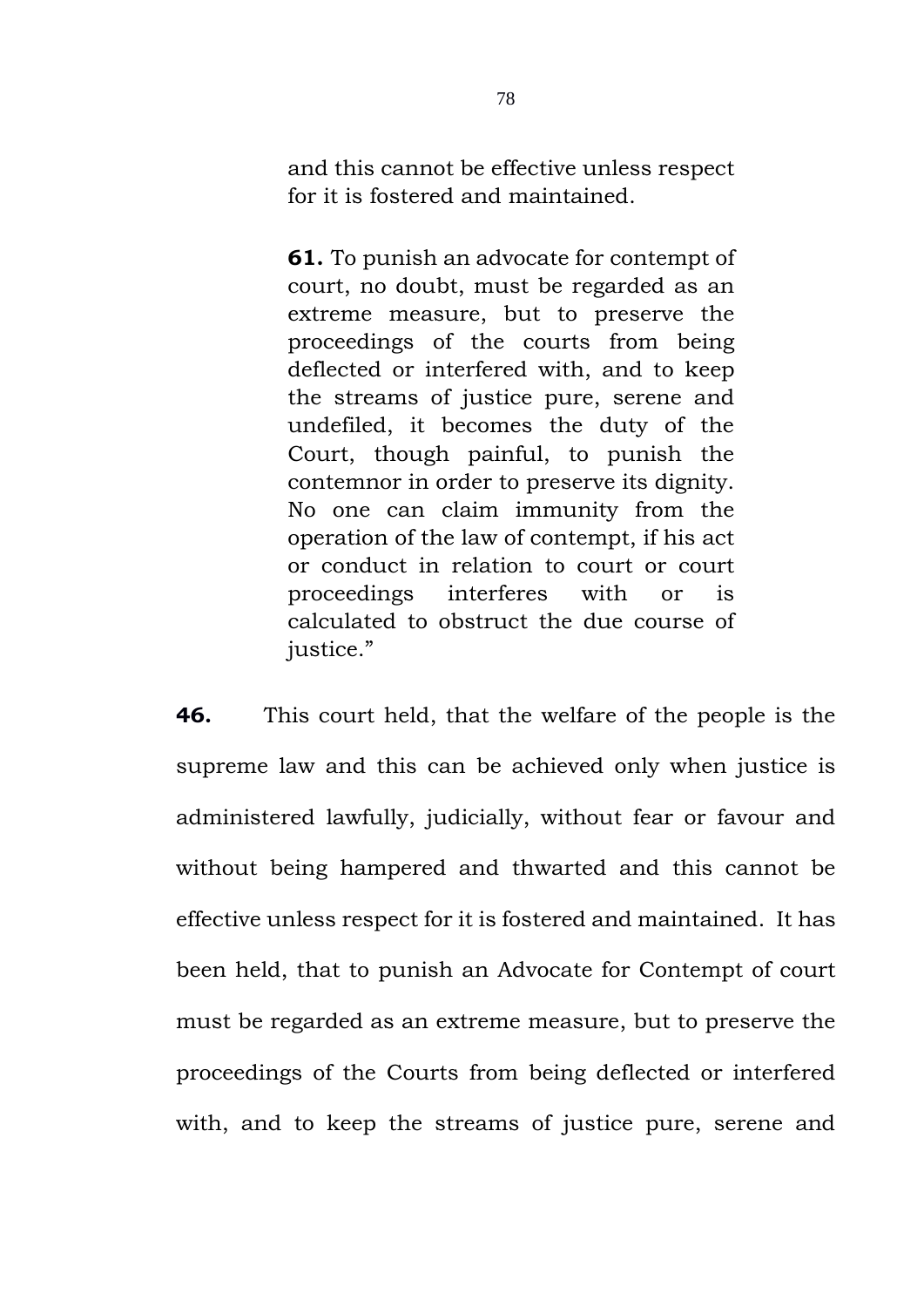> and this cannot be effective unless respect for it is fostered and maintained.
>
> **61.** To punish an advocate for contempt of court, no doubt, must be regarded as an extreme measure, but to preserve the proceedings of the courts from being deflected or interfered with, and to keep the streams of justice pure, serene and undefiled, it becomes the duty of the Court, though painful, to punish the contemnor in order to preserve its dignity. No one can claim immunity from the operation of the law of contempt, if his act or conduct in relation to court or court proceedings interferes with or is calculated to obstruct the due course of justice."

**46.** This court held, that the welfare of the people is the supreme law and this can be achieved only when justice is administered lawfully, judicially, without fear or favour and without being hampered and thwarted and this cannot be effective unless respect for it is fostered and maintained. It has been held, that to punish an Advocate for Contempt of court must be regarded as an extreme measure, but to preserve the proceedings of the Courts from being deflected or interfered with, and to keep the streams of justice pure, serene and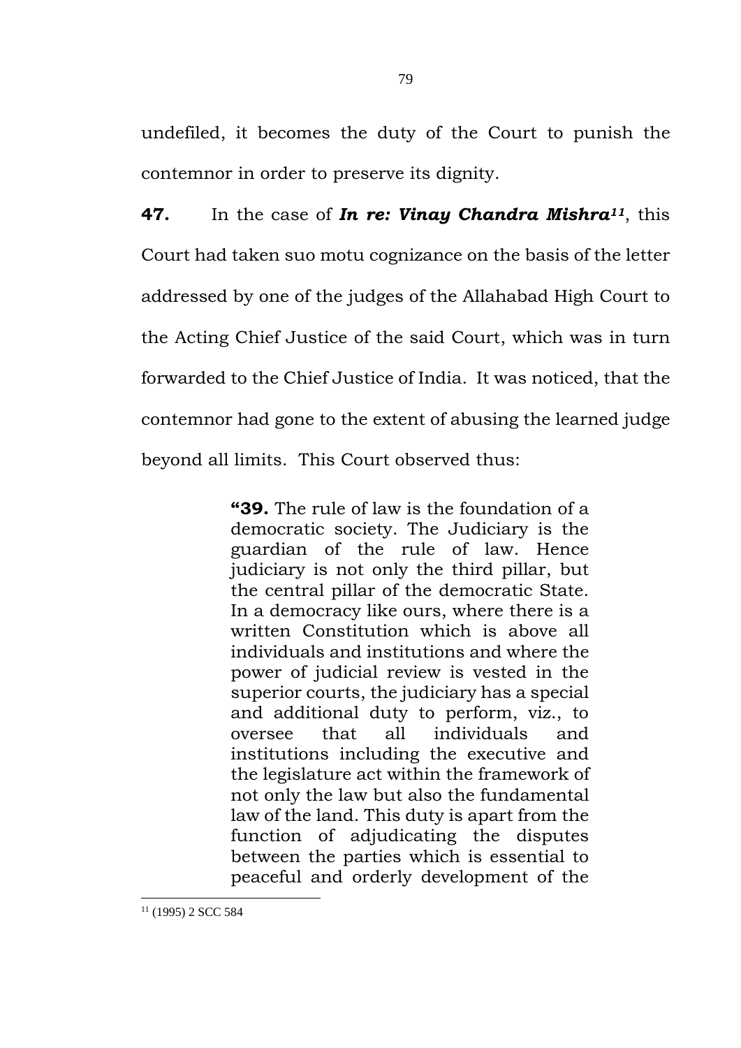undefiled, it becomes the duty of the Court to punish the contemnor in order to preserve its dignity.

**47.** In the case of ***In re: Vinay Chandra Mishra***[11], this Court had taken suo motu cognizance on the basis of the letter addressed by one of the judges of the Allahabad High Court to the Acting Chief Justice of the said Court, which was in turn forwarded to the Chief Justice of India. It was noticed, that the contemnor had gone to the extent of abusing the learned judge beyond all limits. This Court observed thus:

> **"39.** The rule of law is the foundation of a democratic society. The Judiciary is the guardian of the rule of law. Hence judiciary is not only the third pillar, but the central pillar of the democratic State. In a democracy like ours, where there is a written Constitution which is above all individuals and institutions and where the power of judicial review is vested in the superior courts, the judiciary has a special and additional duty to perform, viz., to oversee that all individuals and institutions including the executive and the legislature act within the framework of not only the law but also the fundamental law of the land. This duty is apart from the function of adjudicating the disputes between the parties which is essential to peaceful and orderly development of the

---

[11] (1995) 2 SCC 584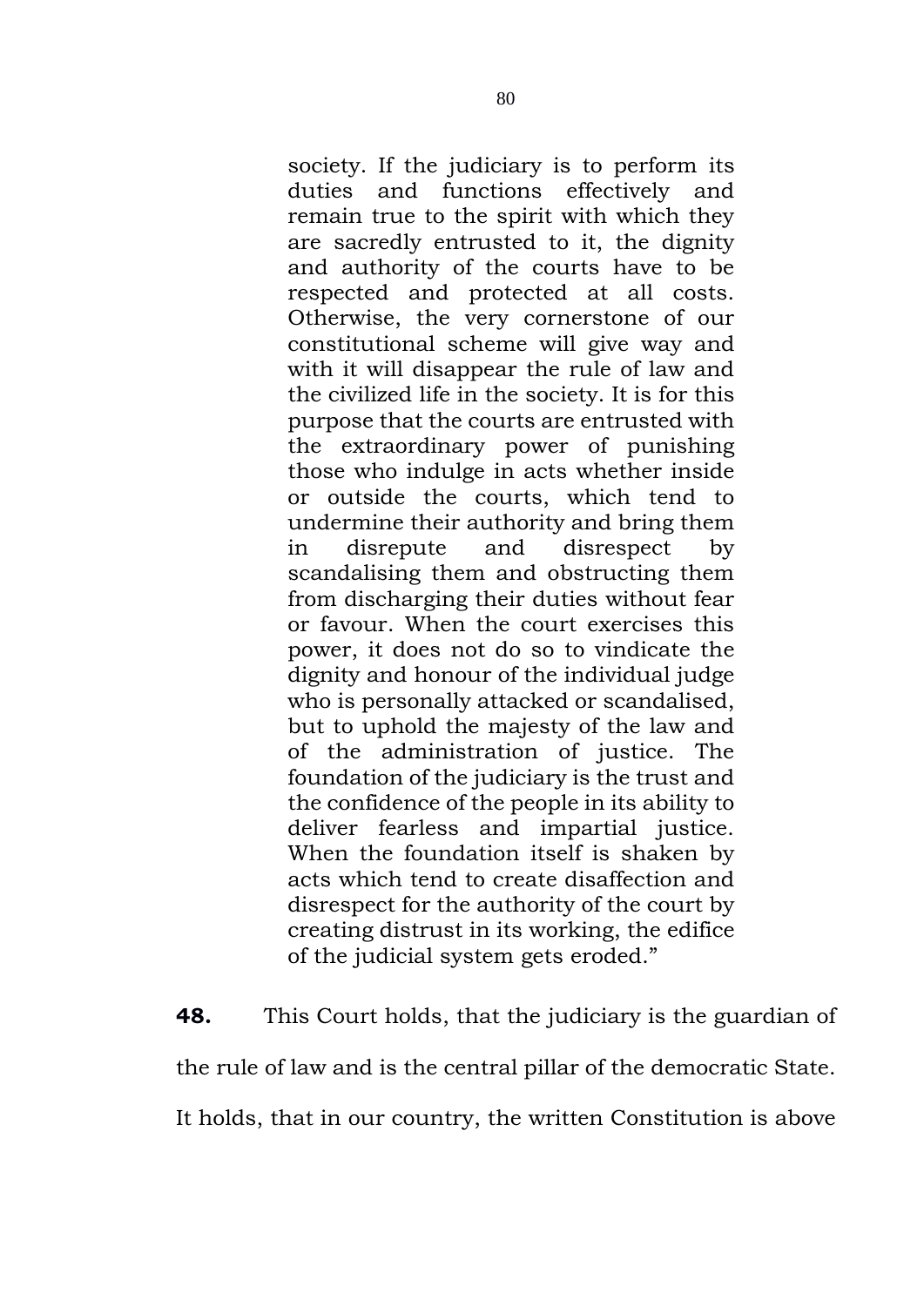> society. If the judiciary is to perform its duties and functions effectively and remain true to the spirit with which they are sacredly entrusted to it, the dignity and authority of the courts have to be respected and protected at all costs. Otherwise, the very cornerstone of our constitutional scheme will give way and with it will disappear the rule of law and the civilized life in the society. It is for this purpose that the courts are entrusted with the extraordinary power of punishing those who indulge in acts whether inside or outside the courts, which tend to undermine their authority and bring them in disrepute and disrespect by scandalising them and obstructing them from discharging their duties without fear or favour. When the court exercises this power, it does not do so to vindicate the dignity and honour of the individual judge who is personally attacked or scandalised, but to uphold the majesty of the law and of the administration of justice. The foundation of the judiciary is the trust and the confidence of the people in its ability to deliver fearless and impartial justice. When the foundation itself is shaken by acts which tend to create disaffection and disrespect for the authority of the court by creating distrust in its working, the edifice of the judicial system gets eroded."

**48.** This Court holds, that the judiciary is the guardian of the rule of law and is the central pillar of the democratic State. It holds, that in our country, the written Constitution is above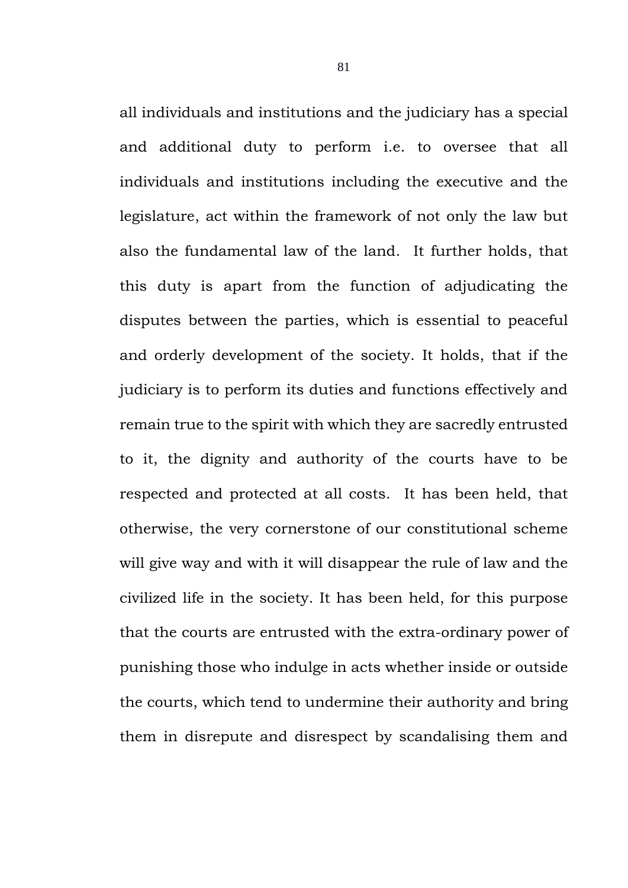all individuals and institutions and the judiciary has a special and additional duty to perform i.e. to oversee that all individuals and institutions including the executive and the legislature, act within the framework of not only the law but also the fundamental law of the land. It further holds, that this duty is apart from the function of adjudicating the disputes between the parties, which is essential to peaceful and orderly development of the society. It holds, that if the judiciary is to perform its duties and functions effectively and remain true to the spirit with which they are sacredly entrusted to it, the dignity and authority of the courts have to be respected and protected at all costs. It has been held, that otherwise, the very cornerstone of our constitutional scheme will give way and with it will disappear the rule of law and the civilized life in the society. It has been held, for this purpose that the courts are entrusted with the extra-ordinary power of punishing those who indulge in acts whether inside or outside the courts, which tend to undermine their authority and bring them in disrepute and disrespect by scandalising them and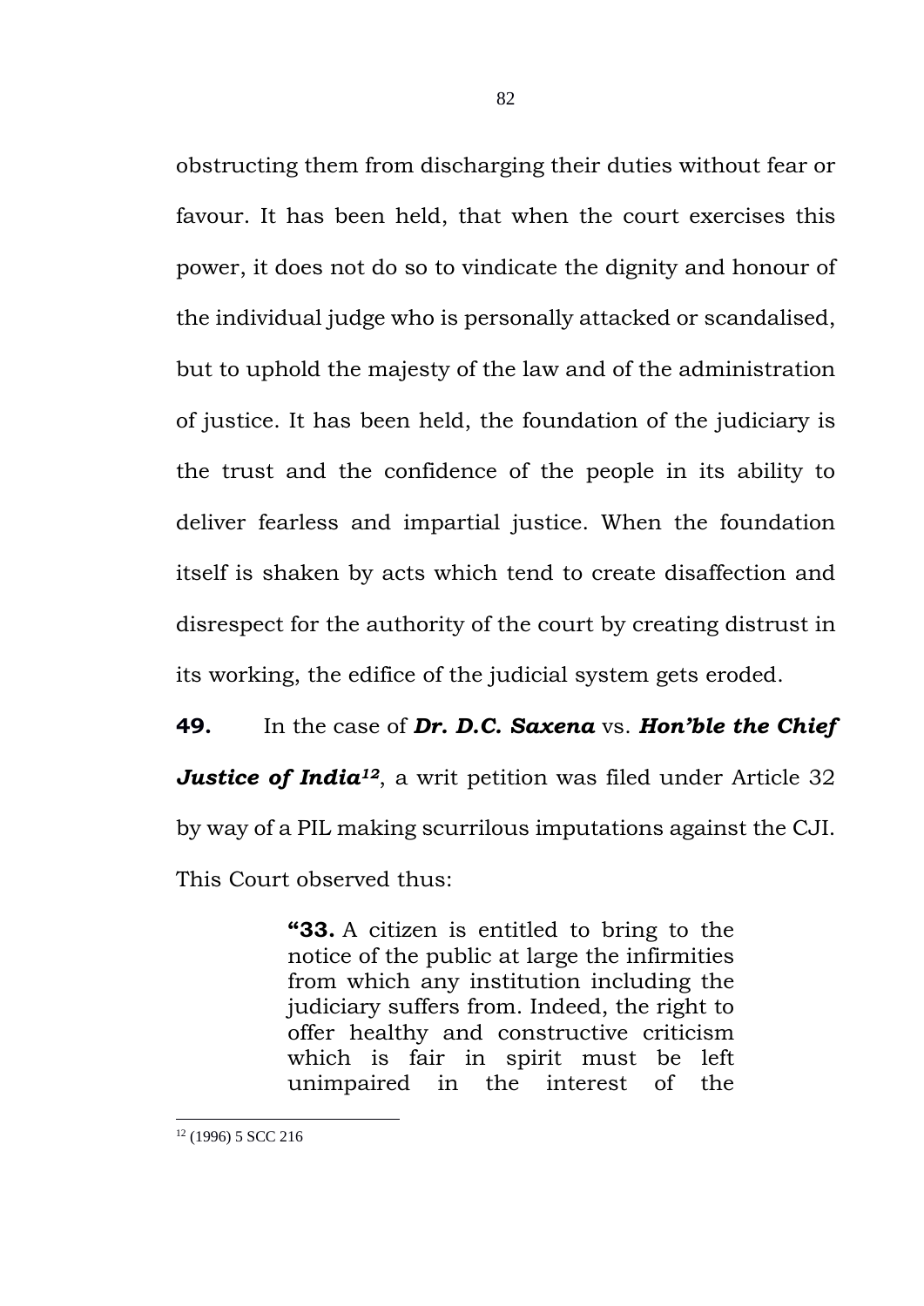obstructing them from discharging their duties without fear or favour. It has been held, that when the court exercises this power, it does not do so to vindicate the dignity and honour of the individual judge who is personally attacked or scandalised, but to uphold the majesty of the law and of the administration of justice. It has been held, the foundation of the judiciary is the trust and the confidence of the people in its ability to deliver fearless and impartial justice. When the foundation itself is shaken by acts which tend to create disaffection and disrespect for the authority of the court by creating distrust in its working, the edifice of the judicial system gets eroded.

**49.** In the case of ***Dr. D.C. Saxena*** vs. ***Hon'ble the Chief Justice of India***[12], a writ petition was filed under Article 32 by way of a PIL making scurrilous imputations against the CJI. This Court observed thus:

> **"33.** A citizen is entitled to bring to the notice of the public at large the infirmities from which any institution including the judiciary suffers from. Indeed, the right to offer healthy and constructive criticism which is fair in spirit must be left unimpaired in the interest of the

[12] (1996) 5 SCC 216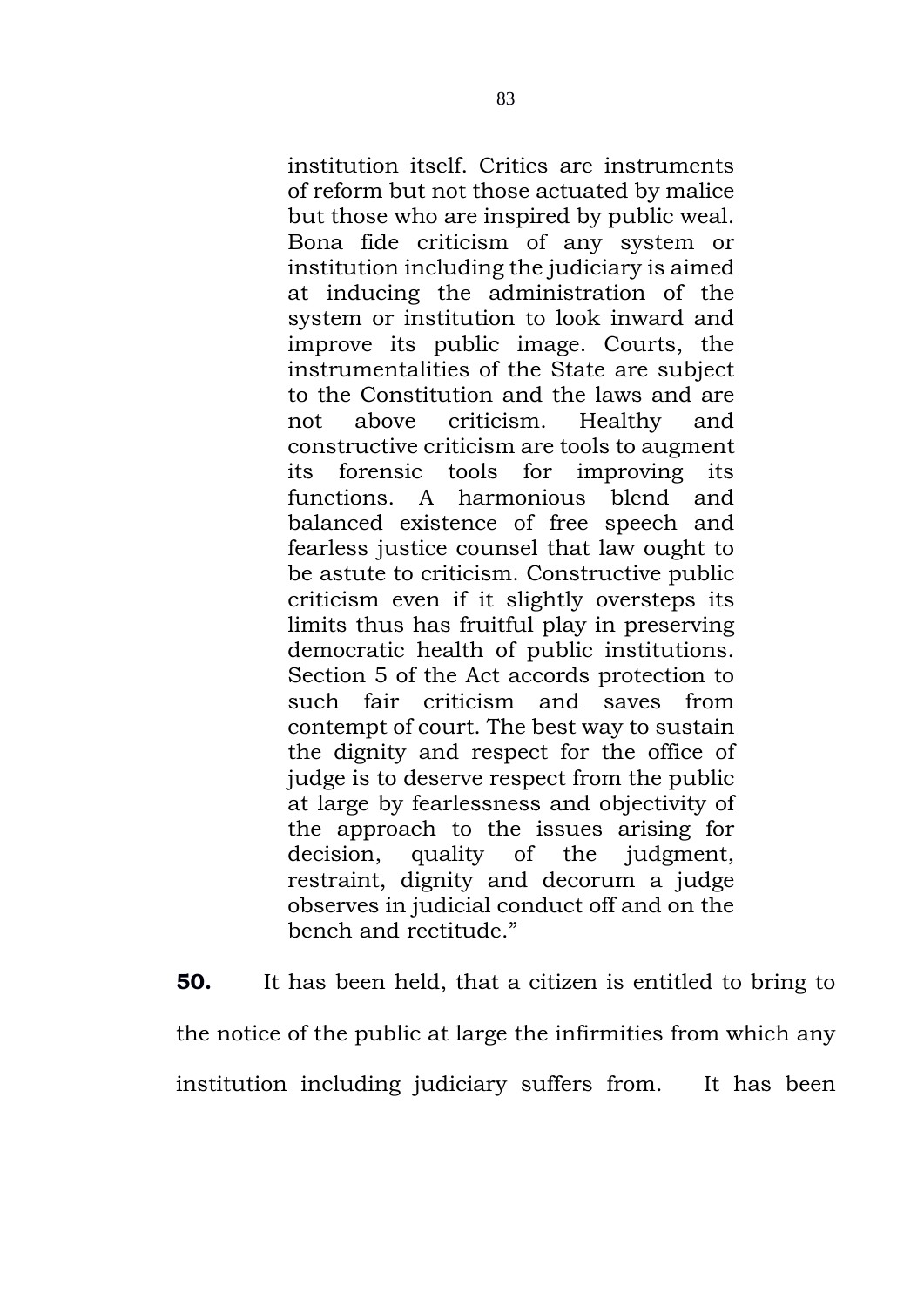> institution itself. Critics are instruments of reform but not those actuated by malice but those who are inspired by public weal. Bona fide criticism of any system or institution including the judiciary is aimed at inducing the administration of the system or institution to look inward and improve its public image. Courts, the instrumentalities of the State are subject to the Constitution and the laws and are not above criticism. Healthy and constructive criticism are tools to augment its forensic tools for improving its functions. A harmonious blend and balanced existence of free speech and fearless justice counsel that law ought to be astute to criticism. Constructive public criticism even if it slightly oversteps its limits thus has fruitful play in preserving democratic health of public institutions. Section 5 of the Act accords protection to such fair criticism and saves from contempt of court. The best way to sustain the dignity and respect for the office of judge is to deserve respect from the public at large by fearlessness and objectivity of the approach to the issues arising for decision, quality of the judgment, restraint, dignity and decorum a judge observes in judicial conduct off and on the bench and rectitude."

**50.** It has been held, that a citizen is entitled to bring to the notice of the public at large the infirmities from which any institution including judiciary suffers from. It has been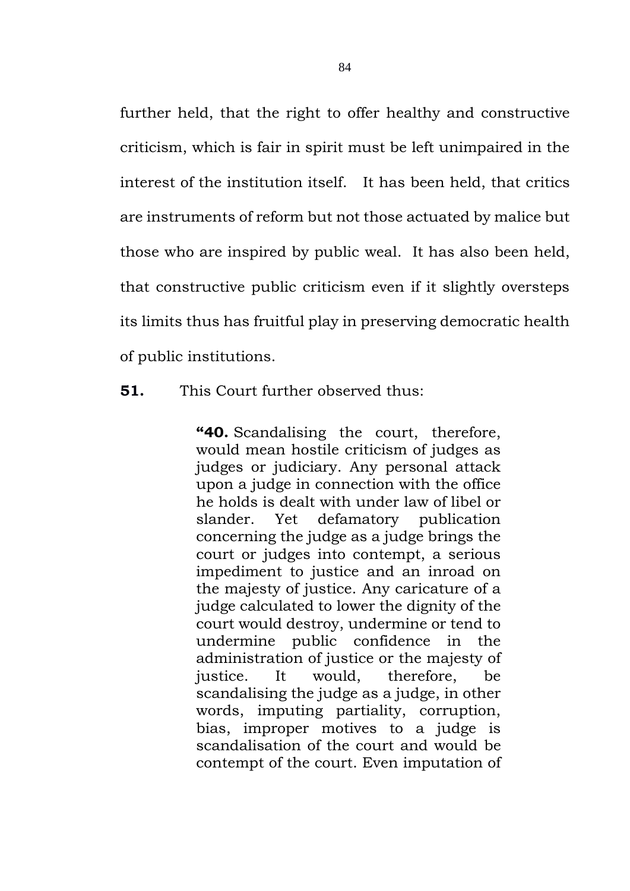further held, that the right to offer healthy and constructive criticism, which is fair in spirit must be left unimpaired in the interest of the institution itself. It has been held, that critics are instruments of reform but not those actuated by malice but those who are inspired by public weal. It has also been held, that constructive public criticism even if it slightly oversteps its limits thus has fruitful play in preserving democratic health of public institutions.

**51.** This Court further observed thus:

> **"40.** Scandalising the court, therefore, would mean hostile criticism of judges as judges or judiciary. Any personal attack upon a judge in connection with the office he holds is dealt with under law of libel or slander. Yet defamatory publication concerning the judge as a judge brings the court or judges into contempt, a serious impediment to justice and an inroad on the majesty of justice. Any caricature of a judge calculated to lower the dignity of the court would destroy, undermine or tend to undermine public confidence in the administration of justice or the majesty of justice. It would, therefore, be scandalising the judge as a judge, in other words, imputing partiality, corruption, bias, improper motives to a judge is scandalisation of the court and would be contempt of the court. Even imputation of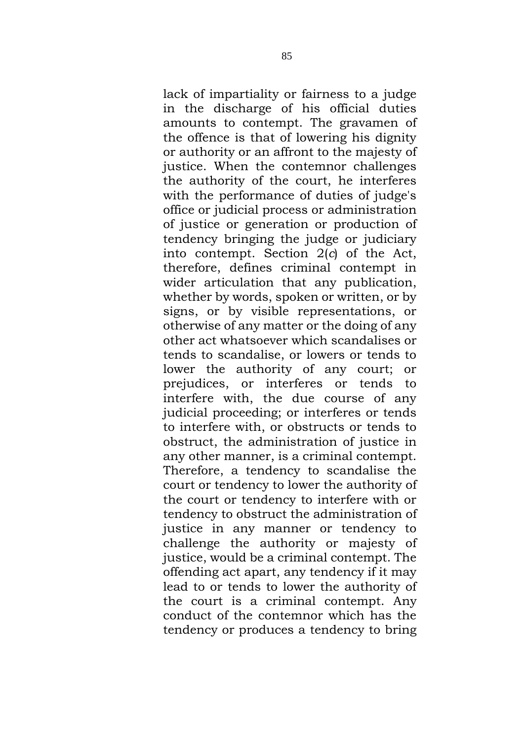lack of impartiality or fairness to a judge in the discharge of his official duties amounts to contempt. The gravamen of the offence is that of lowering his dignity or authority or an affront to the majesty of justice. When the contemnor challenges the authority of the court, he interferes with the performance of duties of judge's office or judicial process or administration of justice or generation or production of tendency bringing the judge or judiciary into contempt. Section 2(*c*) of the Act, therefore, defines criminal contempt in wider articulation that any publication, whether by words, spoken or written, or by signs, or by visible representations, or otherwise of any matter or the doing of any other act whatsoever which scandalises or tends to scandalise, or lowers or tends to lower the authority of any court; or prejudices, or interferes or tends to interfere with, the due course of any judicial proceeding; or interferes or tends to interfere with, or obstructs or tends to obstruct, the administration of justice in any other manner, is a criminal contempt. Therefore, a tendency to scandalise the court or tendency to lower the authority of the court or tendency to interfere with or tendency to obstruct the administration of justice in any manner or tendency to challenge the authority or majesty of justice, would be a criminal contempt. The offending act apart, any tendency if it may lead to or tends to lower the authority of the court is a criminal contempt. Any conduct of the contemnor which has the tendency or produces a tendency to bring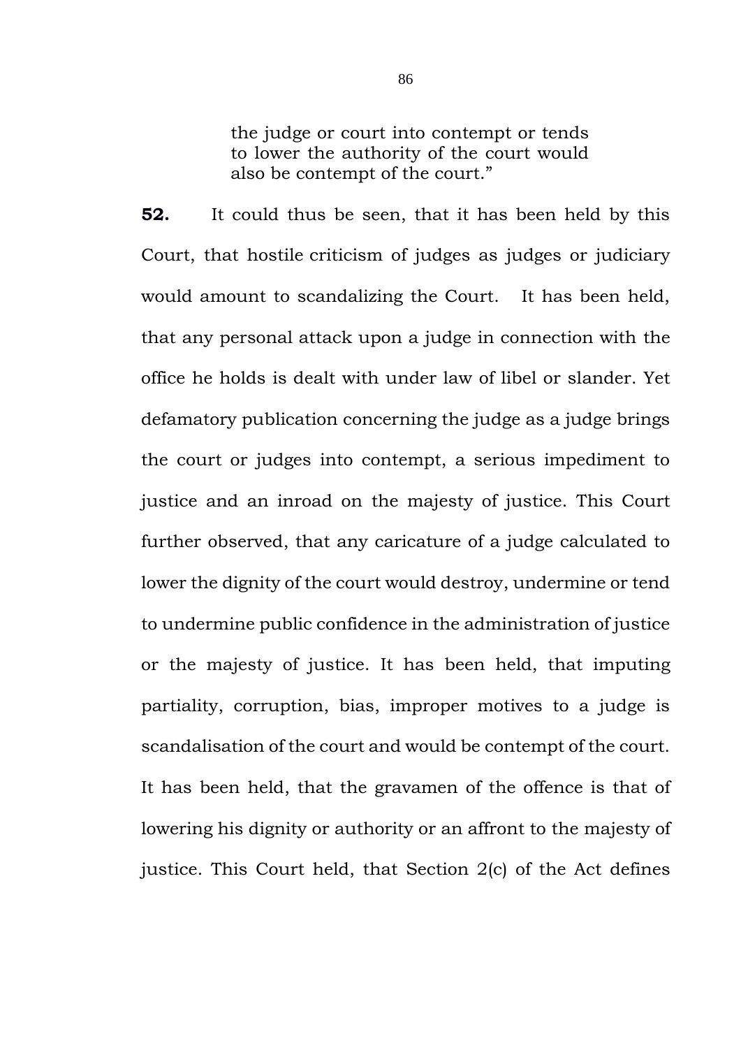> the judge or court into contempt or tends to lower the authority of the court would also be contempt of the court."

**52.** It could thus be seen, that it has been held by this Court, that hostile criticism of judges as judges or judiciary would amount to scandalizing the Court. It has been held, that any personal attack upon a judge in connection with the office he holds is dealt with under law of libel or slander. Yet defamatory publication concerning the judge as a judge brings the court or judges into contempt, a serious impediment to justice and an inroad on the majesty of justice. This Court further observed, that any caricature of a judge calculated to lower the dignity of the court would destroy, undermine or tend to undermine public confidence in the administration of justice or the majesty of justice. It has been held, that imputing partiality, corruption, bias, improper motives to a judge is scandalisation of the court and would be contempt of the court. It has been held, that the gravamen of the offence is that of lowering his dignity or authority or an affront to the majesty of justice. This Court held, that Section 2(c) of the Act defines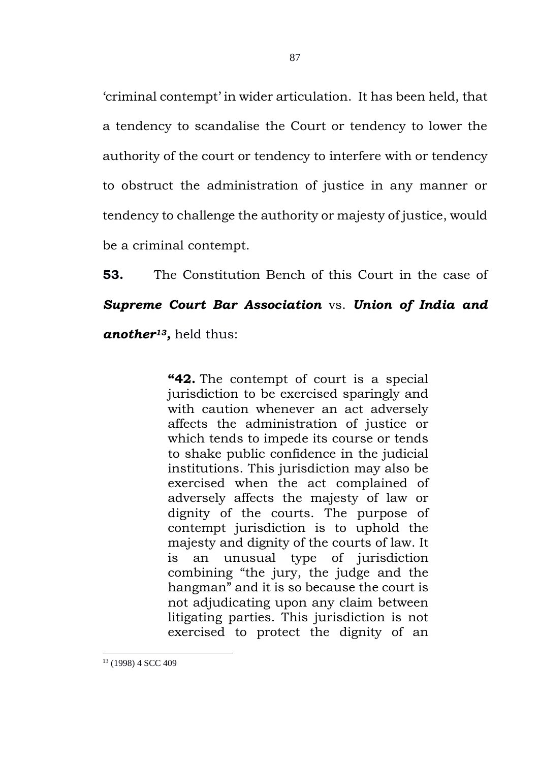'criminal contempt' in wider articulation. It has been held, that a tendency to scandalise the Court or tendency to lower the authority of the court or tendency to interfere with or tendency to obstruct the administration of justice in any manner or tendency to challenge the authority or majesty of justice, would be a criminal contempt.

**53.** The Constitution Bench of this Court in the case of ***Supreme Court Bar Association*** vs. ***Union of India and another***[13]**,** held thus:

> **"42.** The contempt of court is a special jurisdiction to be exercised sparingly and with caution whenever an act adversely affects the administration of justice or which tends to impede its course or tends to shake public confidence in the judicial institutions. This jurisdiction may also be exercised when the act complained of adversely affects the majesty of law or dignity of the courts. The purpose of contempt jurisdiction is to uphold the majesty and dignity of the courts of law. It is an unusual type of jurisdiction combining "the jury, the judge and the hangman" and it is so because the court is not adjudicating upon any claim between litigating parties. This jurisdiction is not exercised to protect the dignity of an

---

[13] (1998) 4 SCC 409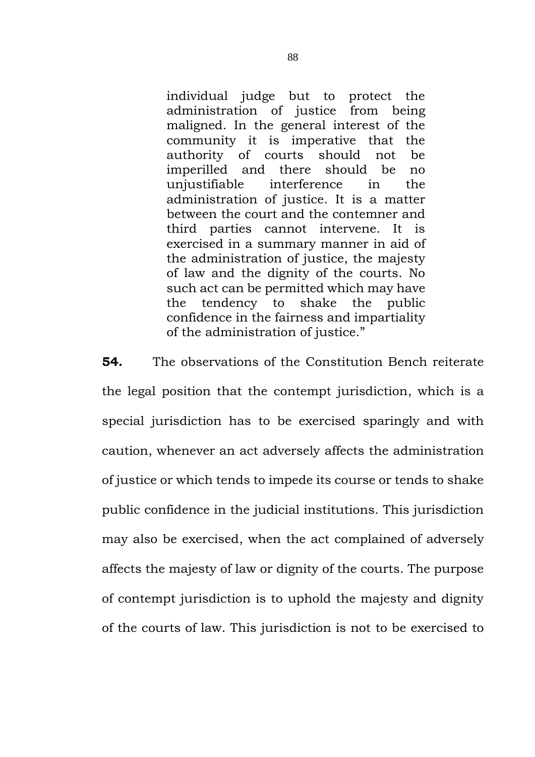> individual judge but to protect the administration of justice from being maligned. In the general interest of the community it is imperative that the authority of courts should not be imperilled and there should be no unjustifiable interference in the administration of justice. It is a matter between the court and the contemner and third parties cannot intervene. It is exercised in a summary manner in aid of the administration of justice, the majesty of law and the dignity of the courts. No such act can be permitted which may have the tendency to shake the public confidence in the fairness and impartiality of the administration of justice."

**54.** The observations of the Constitution Bench reiterate the legal position that the contempt jurisdiction, which is a special jurisdiction has to be exercised sparingly and with caution, whenever an act adversely affects the administration of justice or which tends to impede its course or tends to shake public confidence in the judicial institutions. This jurisdiction may also be exercised, when the act complained of adversely affects the majesty of law or dignity of the courts. The purpose of contempt jurisdiction is to uphold the majesty and dignity of the courts of law. This jurisdiction is not to be exercised to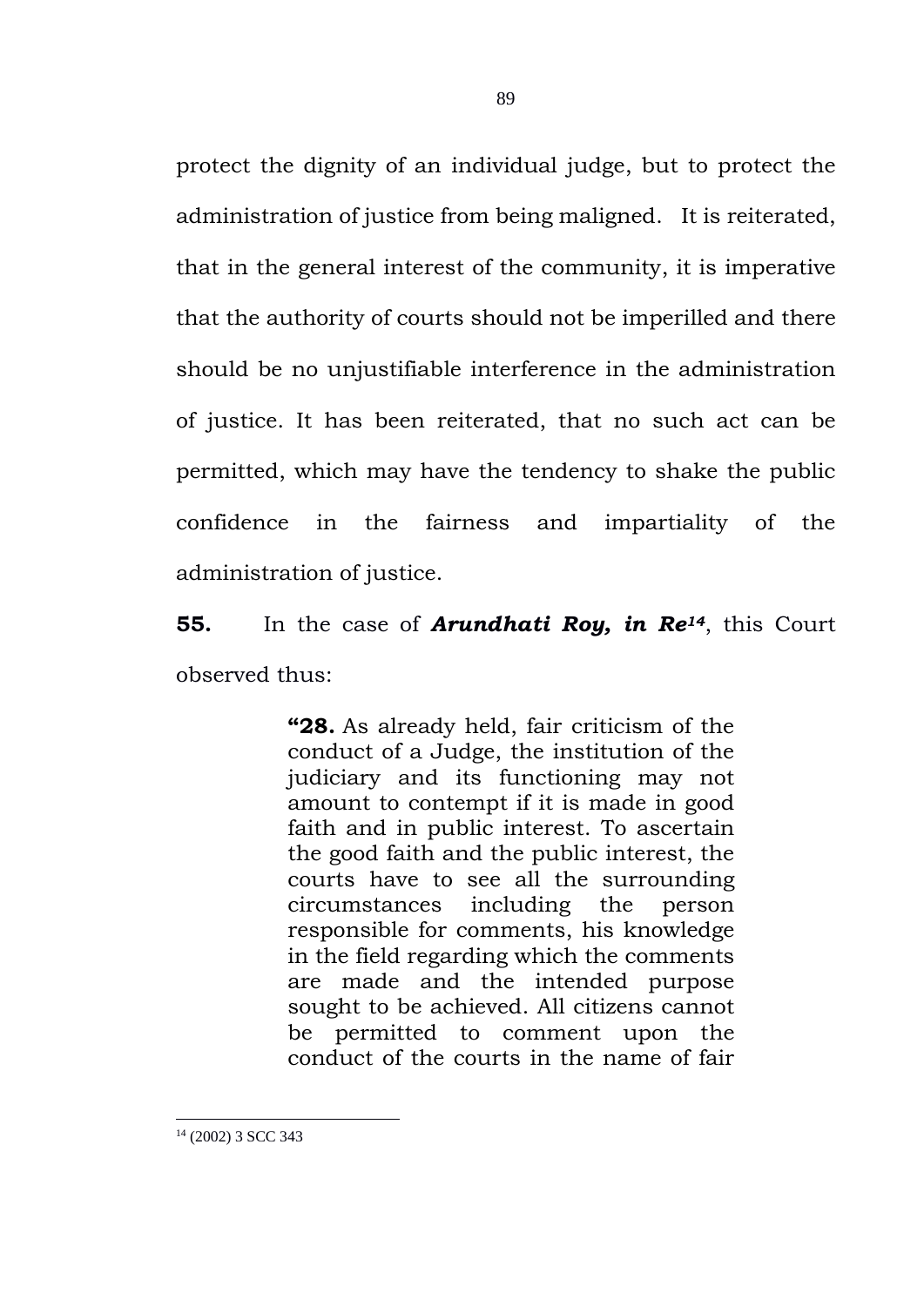protect the dignity of an individual judge, but to protect the administration of justice from being maligned. It is reiterated, that in the general interest of the community, it is imperative that the authority of courts should not be imperilled and there should be no unjustifiable interference in the administration of justice. It has been reiterated, that no such act can be permitted, which may have the tendency to shake the public confidence in the fairness and impartiality of the administration of justice.

**55.** In the case of ***Arundhati Roy, in Re***[14], this Court observed thus:

> **"28.** As already held, fair criticism of the conduct of a Judge, the institution of the judiciary and its functioning may not amount to contempt if it is made in good faith and in public interest. To ascertain the good faith and the public interest, the courts have to see all the surrounding circumstances including the person responsible for comments, his knowledge in the field regarding which the comments are made and the intended purpose sought to be achieved. All citizens cannot be permitted to comment upon the conduct of the courts in the name of fair

---

[14] (2002) 3 SCC 343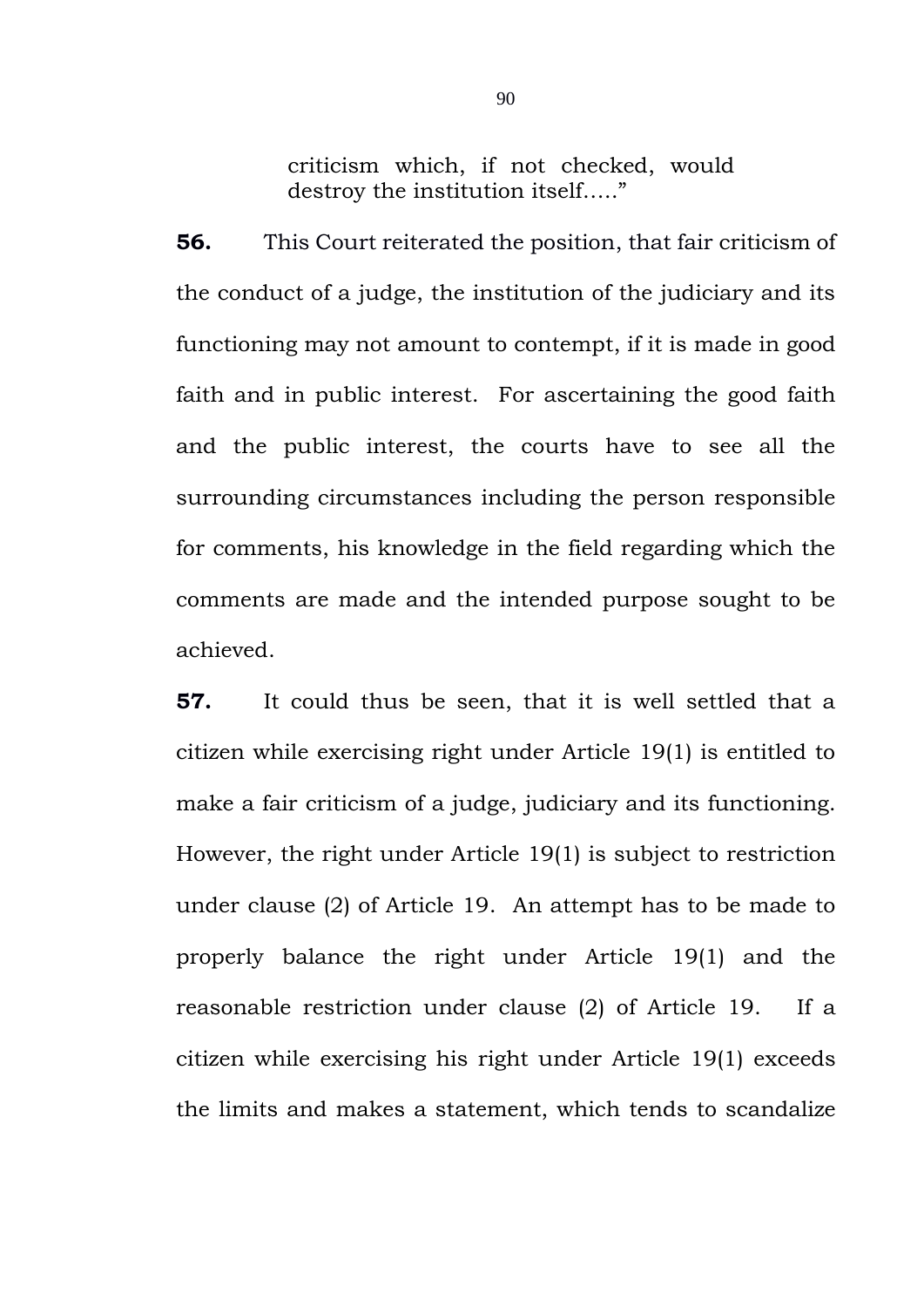> criticism which, if not checked, would destroy the institution itself….."

**56.** This Court reiterated the position, that fair criticism of the conduct of a judge, the institution of the judiciary and its functioning may not amount to contempt, if it is made in good faith and in public interest. For ascertaining the good faith and the public interest, the courts have to see all the surrounding circumstances including the person responsible for comments, his knowledge in the field regarding which the comments are made and the intended purpose sought to be achieved.

**57.** It could thus be seen, that it is well settled that a citizen while exercising right under Article 19(1) is entitled to make a fair criticism of a judge, judiciary and its functioning. However, the right under Article 19(1) is subject to restriction under clause (2) of Article 19. An attempt has to be made to properly balance the right under Article 19(1) and the reasonable restriction under clause (2) of Article 19. If a citizen while exercising his right under Article 19(1) exceeds the limits and makes a statement, which tends to scandalize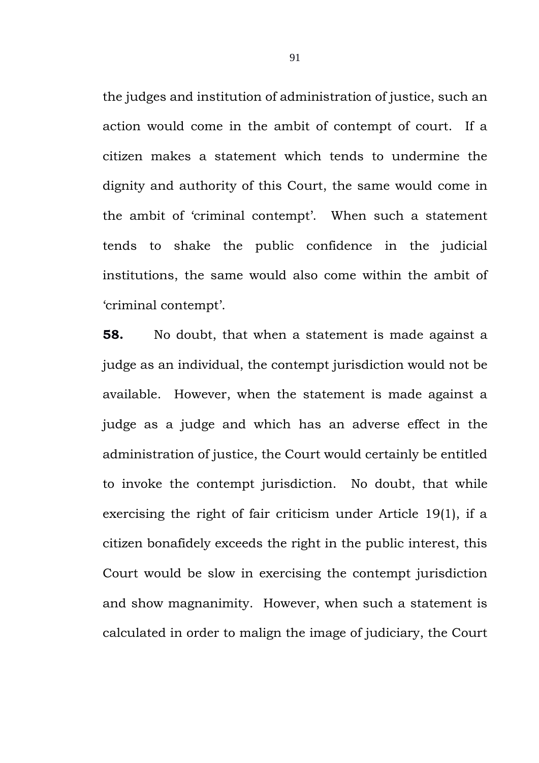the judges and institution of administration of justice, such an action would come in the ambit of contempt of court. If a citizen makes a statement which tends to undermine the dignity and authority of this Court, the same would come in the ambit of 'criminal contempt'. When such a statement tends to shake the public confidence in the judicial institutions, the same would also come within the ambit of 'criminal contempt'.

**58.** No doubt, that when a statement is made against a judge as an individual, the contempt jurisdiction would not be available. However, when the statement is made against a judge as a judge and which has an adverse effect in the administration of justice, the Court would certainly be entitled to invoke the contempt jurisdiction. No doubt, that while exercising the right of fair criticism under Article 19(1), if a citizen bonafidely exceeds the right in the public interest, this Court would be slow in exercising the contempt jurisdiction and show magnanimity. However, when such a statement is calculated in order to malign the image of judiciary, the Court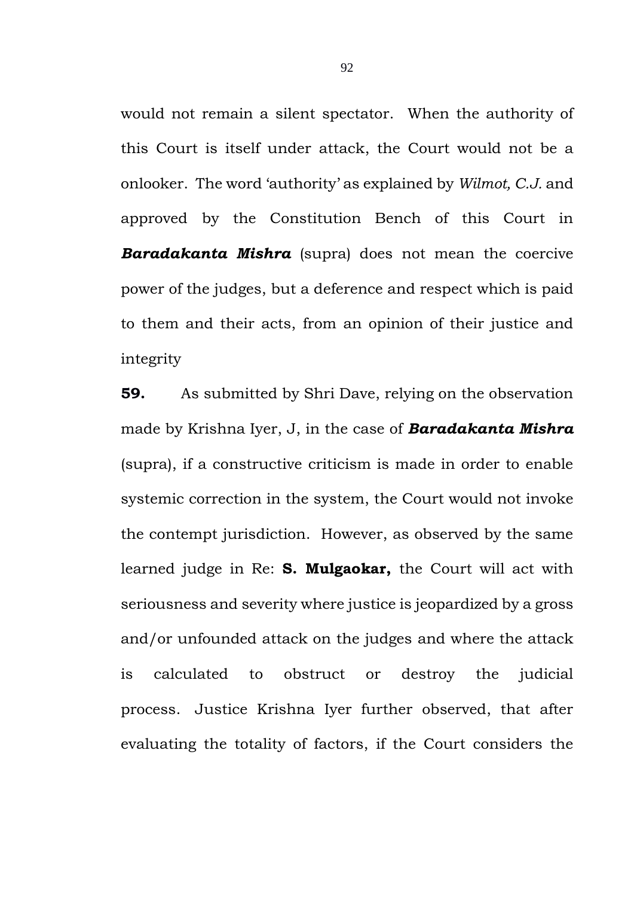would not remain a silent spectator. When the authority of this Court is itself under attack, the Court would not be a onlooker. The word 'authority' as explained by *Wilmot, C.J.* and approved by the Constitution Bench of this Court in ***Baradakanta Mishra*** (supra) does not mean the coercive power of the judges, but a deference and respect which is paid to them and their acts, from an opinion of their justice and integrity

**59.** As submitted by Shri Dave, relying on the observation made by Krishna Iyer, J, in the case of ***Baradakanta Mishra*** (supra), if a constructive criticism is made in order to enable systemic correction in the system, the Court would not invoke the contempt jurisdiction. However, as observed by the same learned judge in Re: **S. Mulgaokar,** the Court will act with seriousness and severity where justice is jeopardized by a gross and/or unfounded attack on the judges and where the attack is calculated to obstruct or destroy the judicial process. Justice Krishna Iyer further observed, that after evaluating the totality of factors, if the Court considers the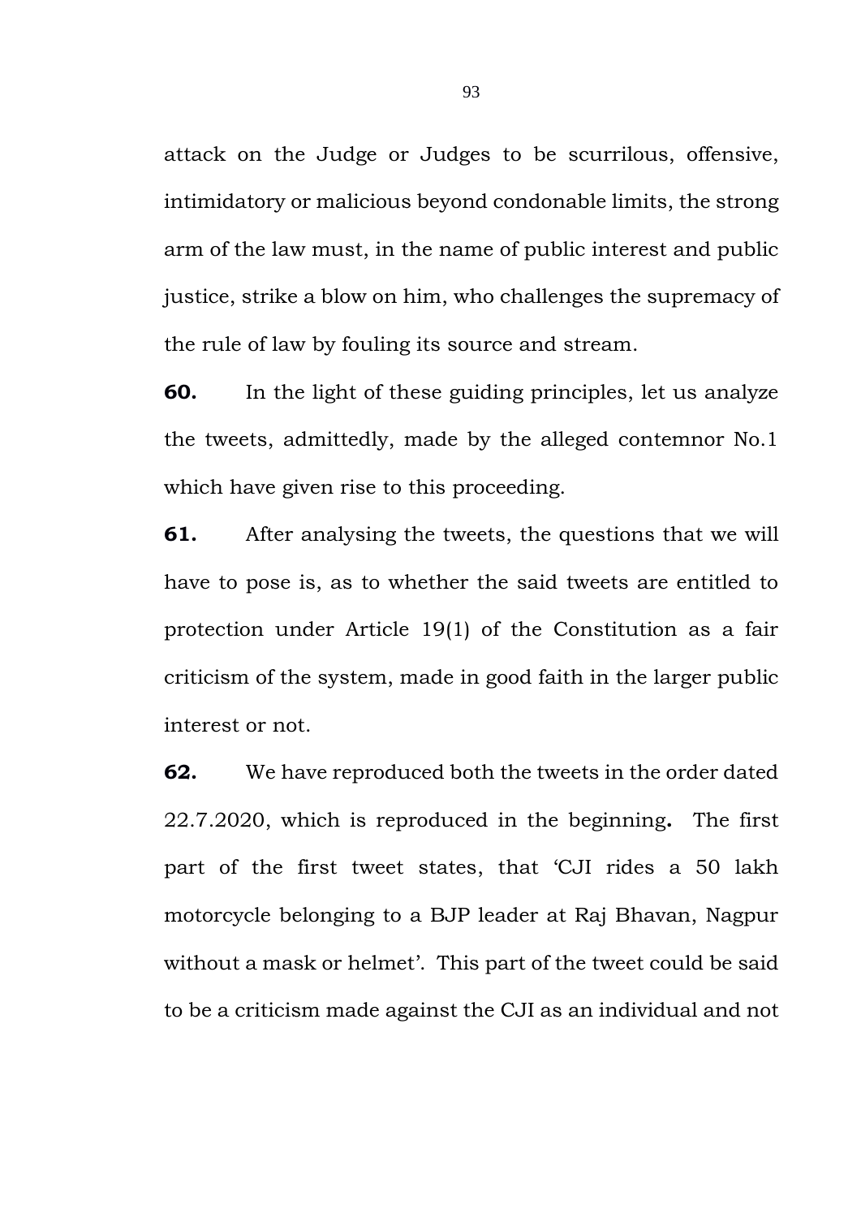attack on the Judge or Judges to be scurrilous, offensive, intimidatory or malicious beyond condonable limits, the strong arm of the law must, in the name of public interest and public justice, strike a blow on him, who challenges the supremacy of the rule of law by fouling its source and stream.

**60.** In the light of these guiding principles, let us analyze the tweets, admittedly, made by the alleged contemnor No.1 which have given rise to this proceeding.

**61.** After analysing the tweets, the questions that we will have to pose is, as to whether the said tweets are entitled to protection under Article 19(1) of the Constitution as a fair criticism of the system, made in good faith in the larger public interest or not.

**62.** We have reproduced both the tweets in the order dated 22.7.2020, which is reproduced in the beginning**.** The first part of the first tweet states, that 'CJI rides a 50 lakh motorcycle belonging to a BJP leader at Raj Bhavan, Nagpur without a mask or helmet'. This part of the tweet could be said to be a criticism made against the CJI as an individual and not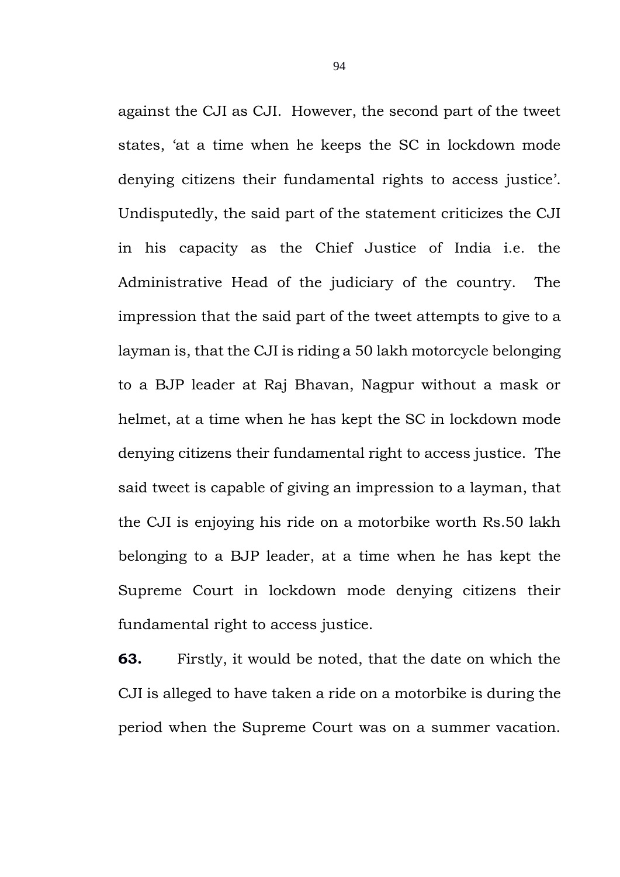against the CJI as CJI. However, the second part of the tweet states, 'at a time when he keeps the SC in lockdown mode denying citizens their fundamental rights to access justice'. Undisputedly, the said part of the statement criticizes the CJI in his capacity as the Chief Justice of India i.e. the Administrative Head of the judiciary of the country. The impression that the said part of the tweet attempts to give to a layman is, that the CJI is riding a 50 lakh motorcycle belonging to a BJP leader at Raj Bhavan, Nagpur without a mask or helmet, at a time when he has kept the SC in lockdown mode denying citizens their fundamental right to access justice. The said tweet is capable of giving an impression to a layman, that the CJI is enjoying his ride on a motorbike worth Rs.50 lakh belonging to a BJP leader, at a time when he has kept the Supreme Court in lockdown mode denying citizens their fundamental right to access justice.

**63.** Firstly, it would be noted, that the date on which the CJI is alleged to have taken a ride on a motorbike is during the period when the Supreme Court was on a summer vacation.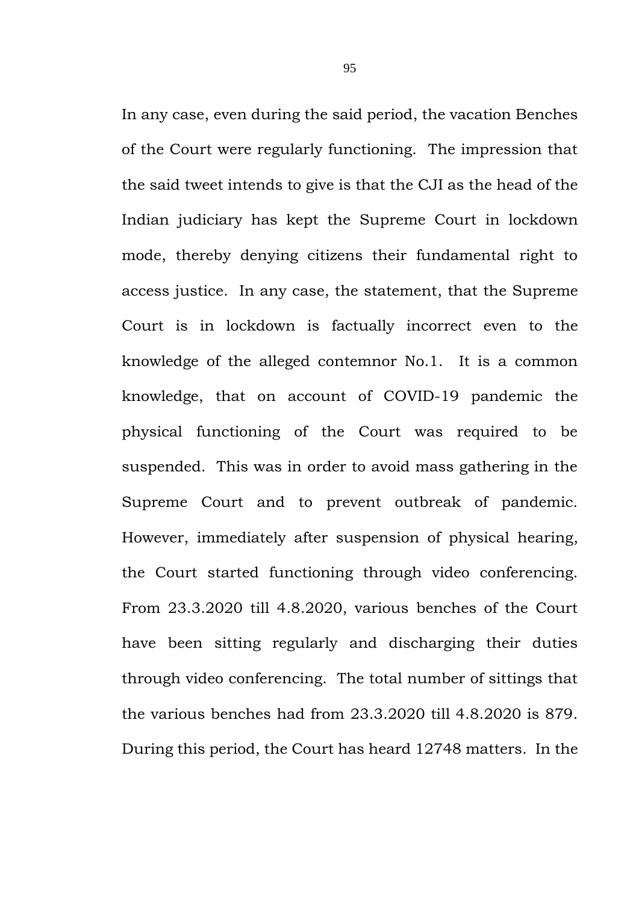In any case, even during the said period, the vacation Benches of the Court were regularly functioning. The impression that the said tweet intends to give is that the CJI as the head of the Indian judiciary has kept the Supreme Court in lockdown mode, thereby denying citizens their fundamental right to access justice. In any case, the statement, that the Supreme Court is in lockdown is factually incorrect even to the knowledge of the alleged contemnor No.1. It is a common knowledge, that on account of COVID-19 pandemic the physical functioning of the Court was required to be suspended. This was in order to avoid mass gathering in the Supreme Court and to prevent outbreak of pandemic. However, immediately after suspension of physical hearing, the Court started functioning through video conferencing. From 23.3.2020 till 4.8.2020, various benches of the Court have been sitting regularly and discharging their duties through video conferencing. The total number of sittings that the various benches had from 23.3.2020 till 4.8.2020 is 879. During this period, the Court has heard 12748 matters. In the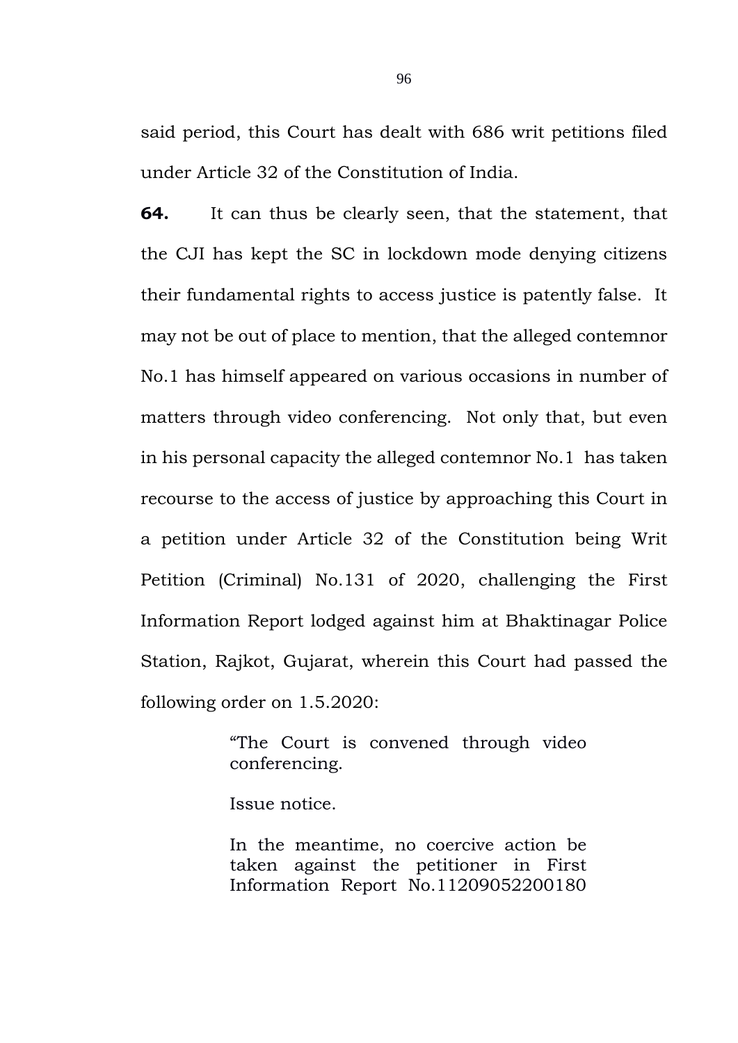said period, this Court has dealt with 686 writ petitions filed under Article 32 of the Constitution of India.

**64.** It can thus be clearly seen, that the statement, that the CJI has kept the SC in lockdown mode denying citizens their fundamental rights to access justice is patently false. It may not be out of place to mention, that the alleged contemnor No.1 has himself appeared on various occasions in number of matters through video conferencing. Not only that, but even in his personal capacity the alleged contemnor No.1 has taken recourse to the access of justice by approaching this Court in a petition under Article 32 of the Constitution being Writ Petition (Criminal) No.131 of 2020, challenging the First Information Report lodged against him at Bhaktinagar Police Station, Rajkot, Gujarat, wherein this Court had passed the following order on 1.5.2020:

> "The Court is convened through video conferencing.
>
> Issue notice.
>
> In the meantime, no coercive action be taken against the petitioner in First Information Report No.11209052200180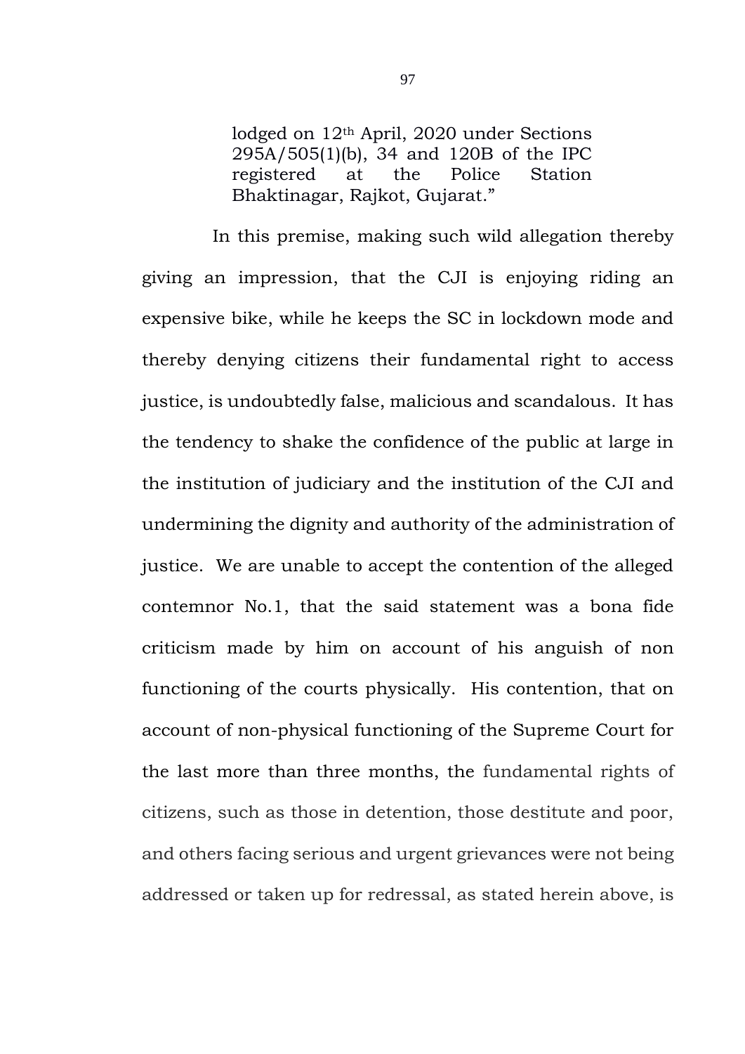> lodged on 12th April, 2020 under Sections 295A/505(1)(b), 34 and 120B of the IPC registered at the Police Station Bhaktinagar, Rajkot, Gujarat."

In this premise, making such wild allegation thereby giving an impression, that the CJI is enjoying riding an expensive bike, while he keeps the SC in lockdown mode and thereby denying citizens their fundamental right to access justice, is undoubtedly false, malicious and scandalous. It has the tendency to shake the confidence of the public at large in the institution of judiciary and the institution of the CJI and undermining the dignity and authority of the administration of justice. We are unable to accept the contention of the alleged contemnor No.1, that the said statement was a bona fide criticism made by him on account of his anguish of non functioning of the courts physically. His contention, that on account of non-physical functioning of the Supreme Court for the last more than three months, the fundamental rights of citizens, such as those in detention, those destitute and poor, and others facing serious and urgent grievances were not being addressed or taken up for redressal, as stated herein above, is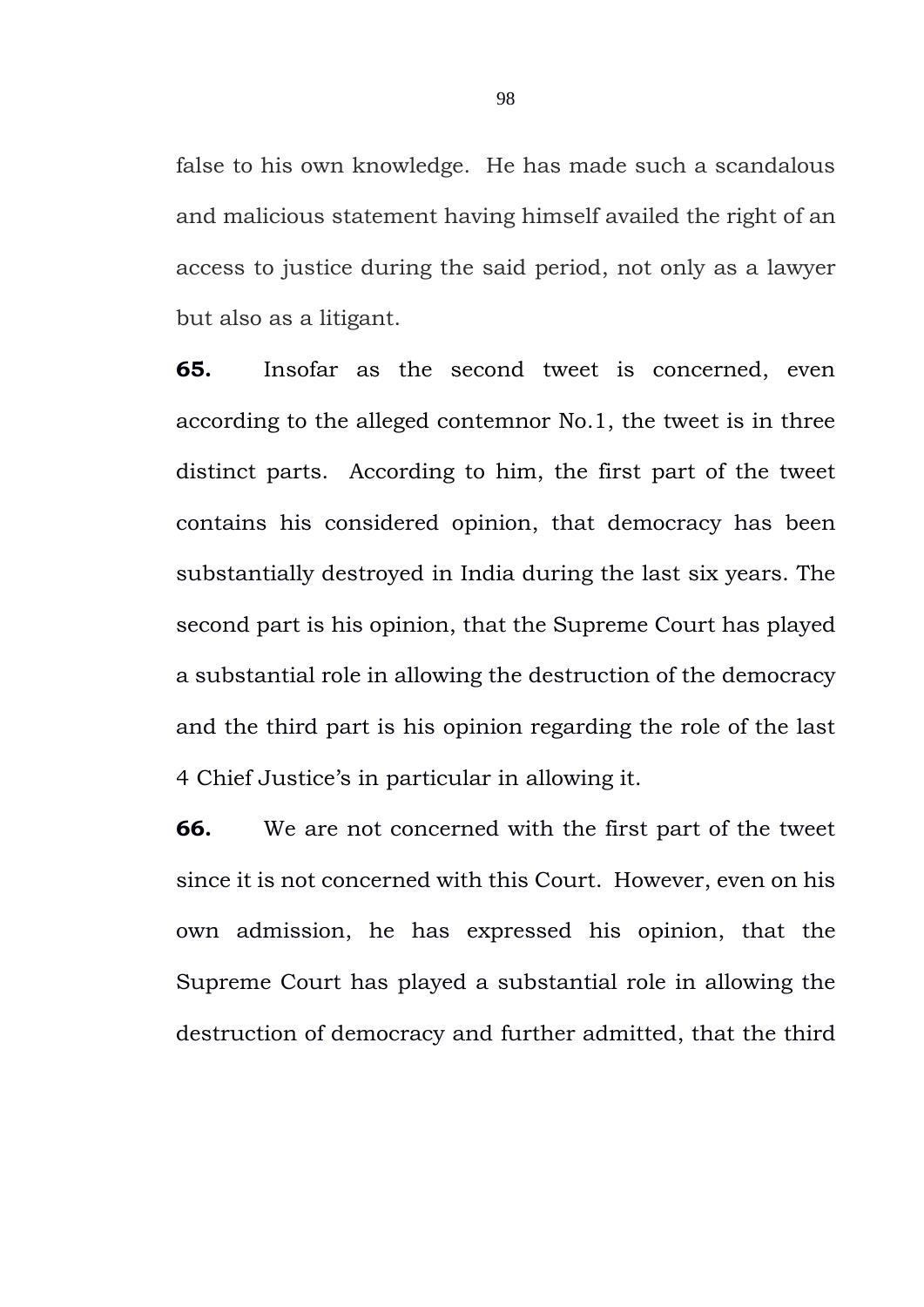false to his own knowledge. He has made such a scandalous and malicious statement having himself availed the right of an access to justice during the said period, not only as a lawyer but also as a litigant.

**65.** Insofar as the second tweet is concerned, even according to the alleged contemnor No.1, the tweet is in three distinct parts. According to him, the first part of the tweet contains his considered opinion, that democracy has been substantially destroyed in India during the last six years. The second part is his opinion, that the Supreme Court has played a substantial role in allowing the destruction of the democracy and the third part is his opinion regarding the role of the last 4 Chief Justice's in particular in allowing it.

**66.** We are not concerned with the first part of the tweet since it is not concerned with this Court. However, even on his own admission, he has expressed his opinion, that the Supreme Court has played a substantial role in allowing the destruction of democracy and further admitted, that the third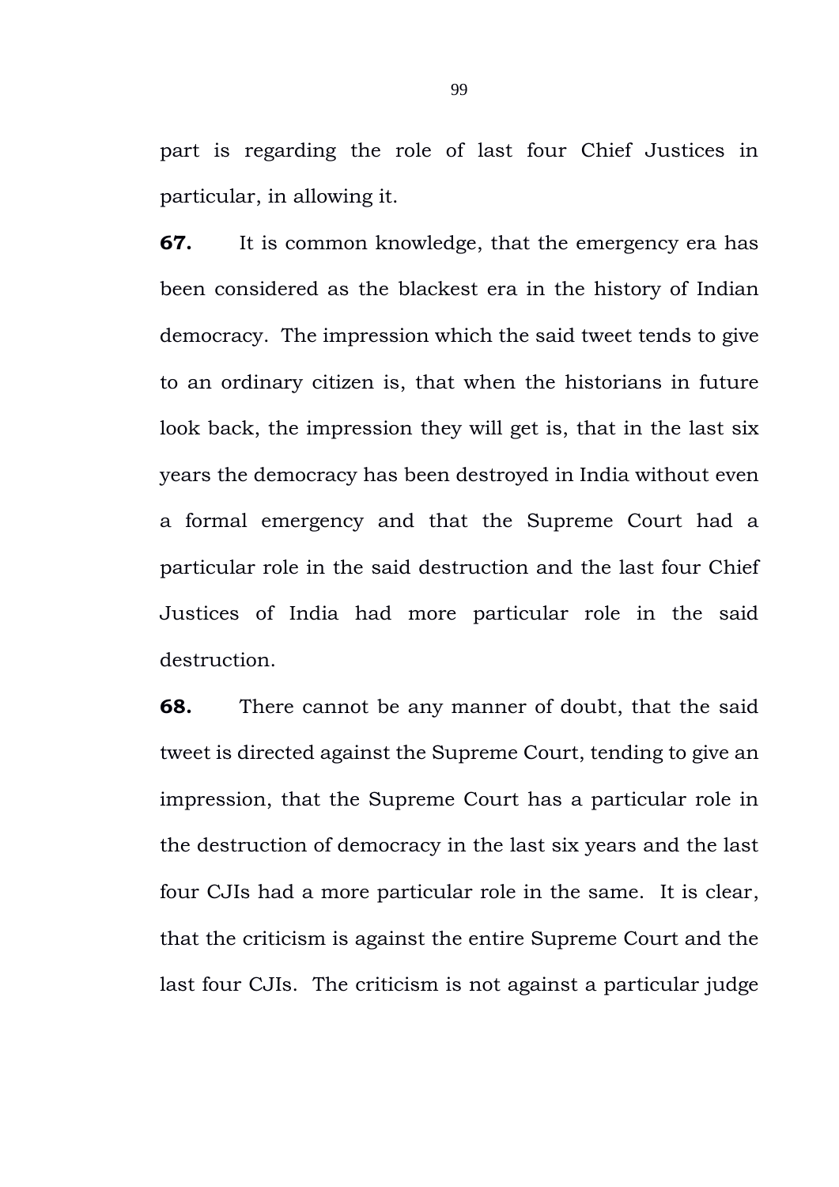part is regarding the role of last four Chief Justices in particular, in allowing it.

**67.** It is common knowledge, that the emergency era has been considered as the blackest era in the history of Indian democracy. The impression which the said tweet tends to give to an ordinary citizen is, that when the historians in future look back, the impression they will get is, that in the last six years the democracy has been destroyed in India without even a formal emergency and that the Supreme Court had a particular role in the said destruction and the last four Chief Justices of India had more particular role in the said destruction.

**68.** There cannot be any manner of doubt, that the said tweet is directed against the Supreme Court, tending to give an impression, that the Supreme Court has a particular role in the destruction of democracy in the last six years and the last four CJIs had a more particular role in the same. It is clear, that the criticism is against the entire Supreme Court and the last four CJIs. The criticism is not against a particular judge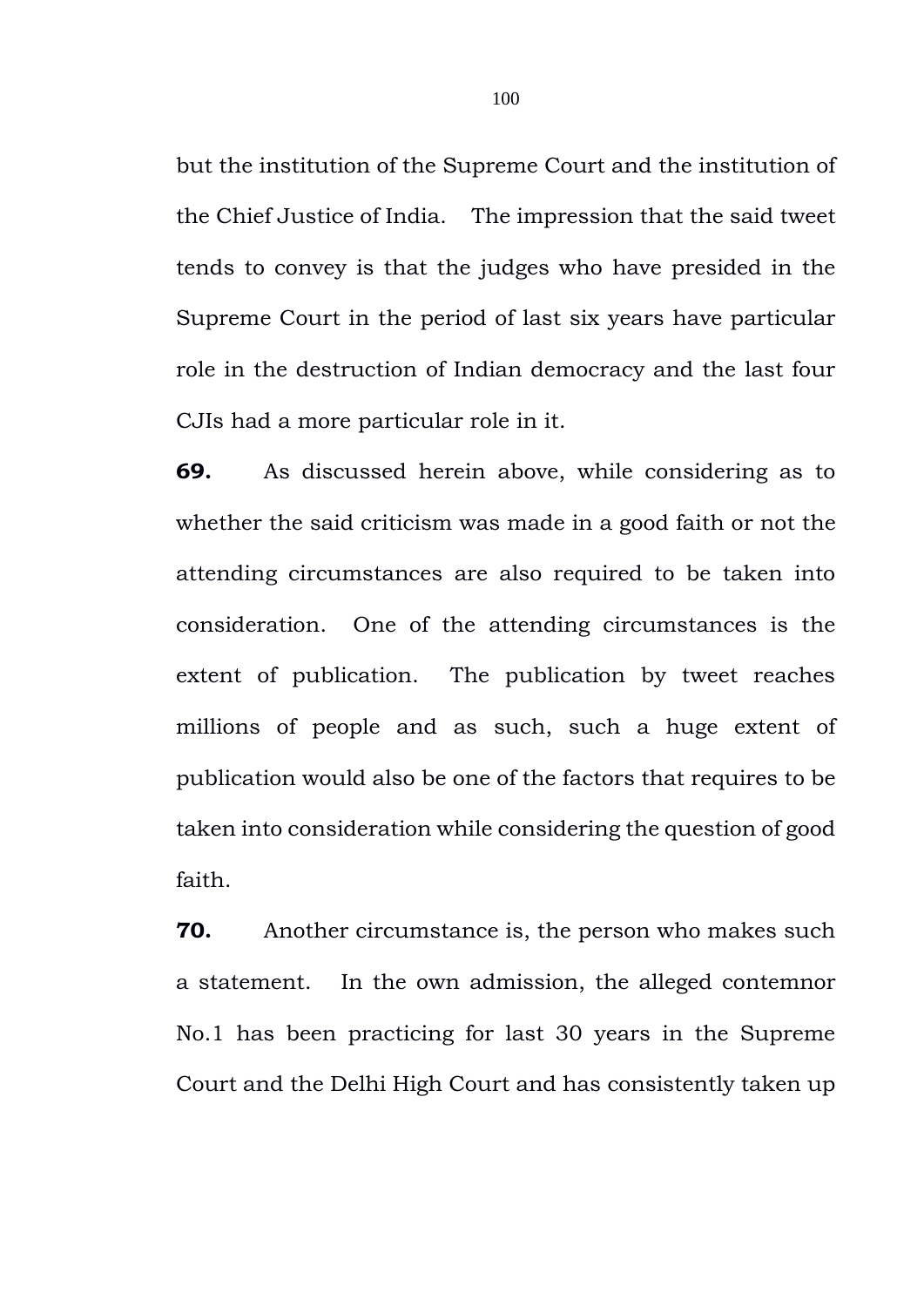but the institution of the Supreme Court and the institution of the Chief Justice of India. The impression that the said tweet tends to convey is that the judges who have presided in the Supreme Court in the period of last six years have particular role in the destruction of Indian democracy and the last four CJIs had a more particular role in it.

**69.** As discussed herein above, while considering as to whether the said criticism was made in a good faith or not the attending circumstances are also required to be taken into consideration. One of the attending circumstances is the extent of publication. The publication by tweet reaches millions of people and as such, such a huge extent of publication would also be one of the factors that requires to be taken into consideration while considering the question of good faith.

**70.** Another circumstance is, the person who makes such a statement. In the own admission, the alleged contemnor No.1 has been practicing for last 30 years in the Supreme Court and the Delhi High Court and has consistently taken up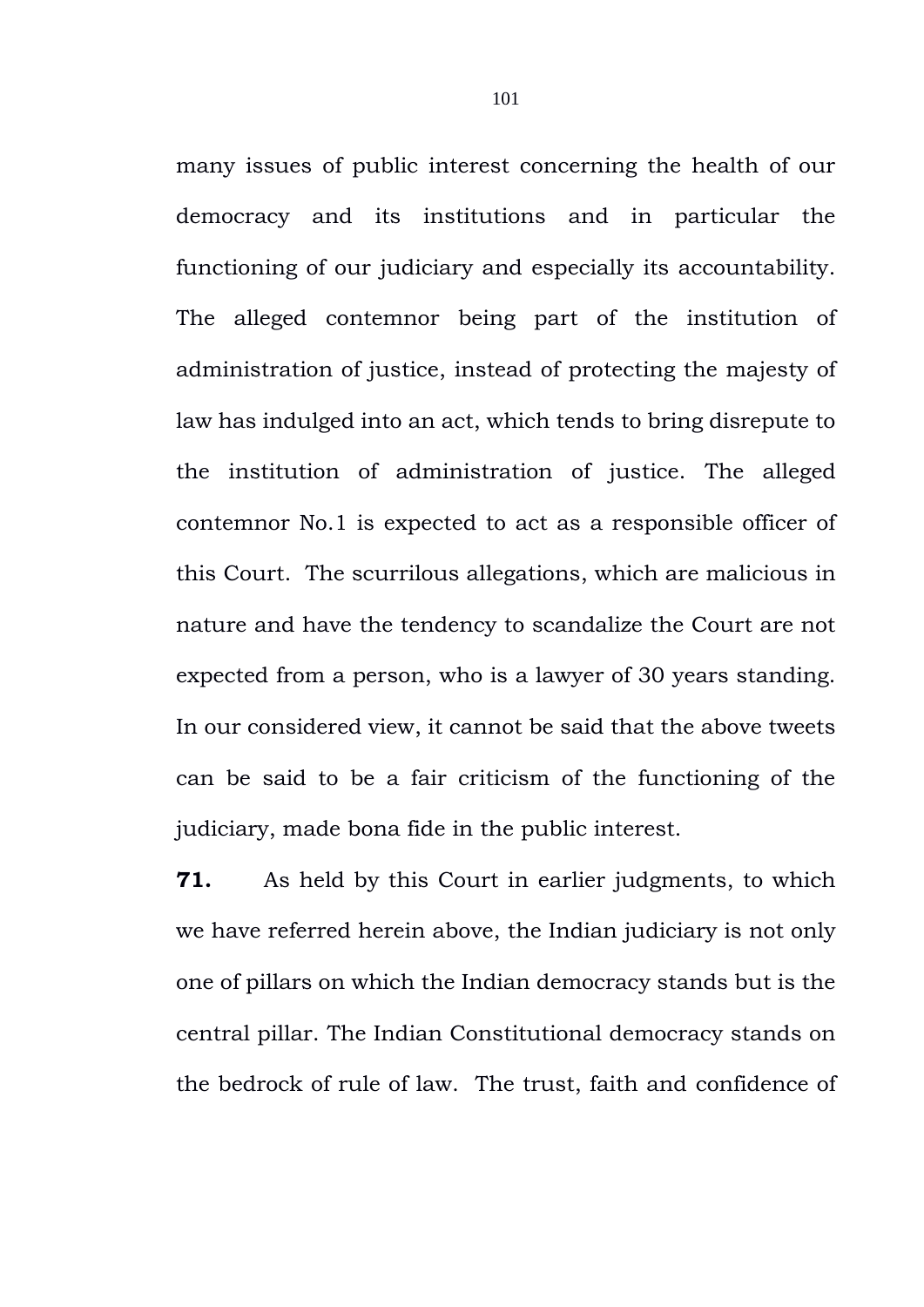many issues of public interest concerning the health of our democracy and its institutions and in particular the functioning of our judiciary and especially its accountability. The alleged contemnor being part of the institution of administration of justice, instead of protecting the majesty of law has indulged into an act, which tends to bring disrepute to the institution of administration of justice. The alleged contemnor No.1 is expected to act as a responsible officer of this Court. The scurrilous allegations, which are malicious in nature and have the tendency to scandalize the Court are not expected from a person, who is a lawyer of 30 years standing. In our considered view, it cannot be said that the above tweets can be said to be a fair criticism of the functioning of the judiciary, made bona fide in the public interest.

**71.** As held by this Court in earlier judgments, to which we have referred herein above, the Indian judiciary is not only one of pillars on which the Indian democracy stands but is the central pillar. The Indian Constitutional democracy stands on the bedrock of rule of law. The trust, faith and confidence of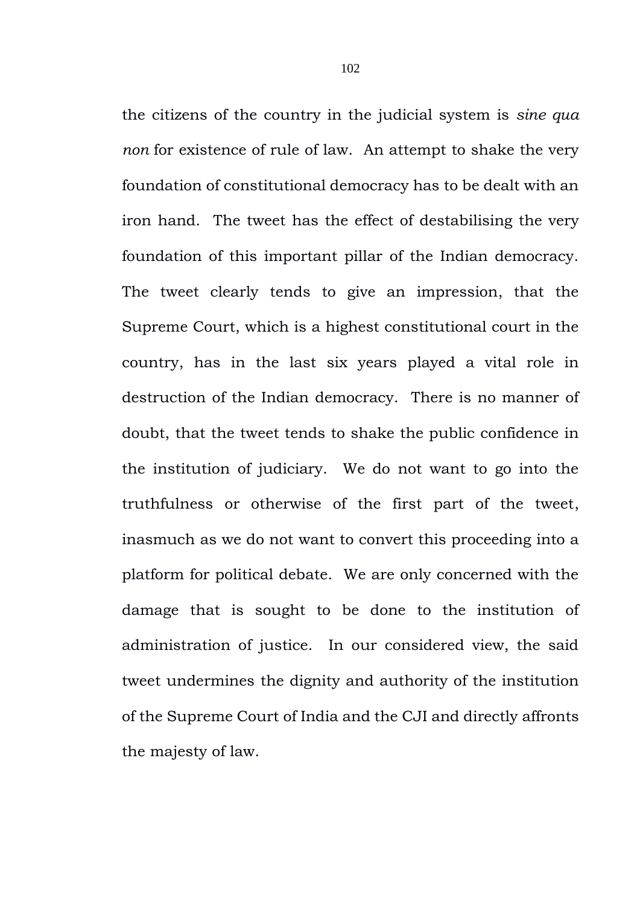the citizens of the country in the judicial system is *sine qua non* for existence of rule of law. An attempt to shake the very foundation of constitutional democracy has to be dealt with an iron hand. The tweet has the effect of destabilising the very foundation of this important pillar of the Indian democracy. The tweet clearly tends to give an impression, that the Supreme Court, which is a highest constitutional court in the country, has in the last six years played a vital role in destruction of the Indian democracy. There is no manner of doubt, that the tweet tends to shake the public confidence in the institution of judiciary. We do not want to go into the truthfulness or otherwise of the first part of the tweet, inasmuch as we do not want to convert this proceeding into a platform for political debate. We are only concerned with the damage that is sought to be done to the institution of administration of justice. In our considered view, the said tweet undermines the dignity and authority of the institution of the Supreme Court of India and the CJI and directly affronts the majesty of law.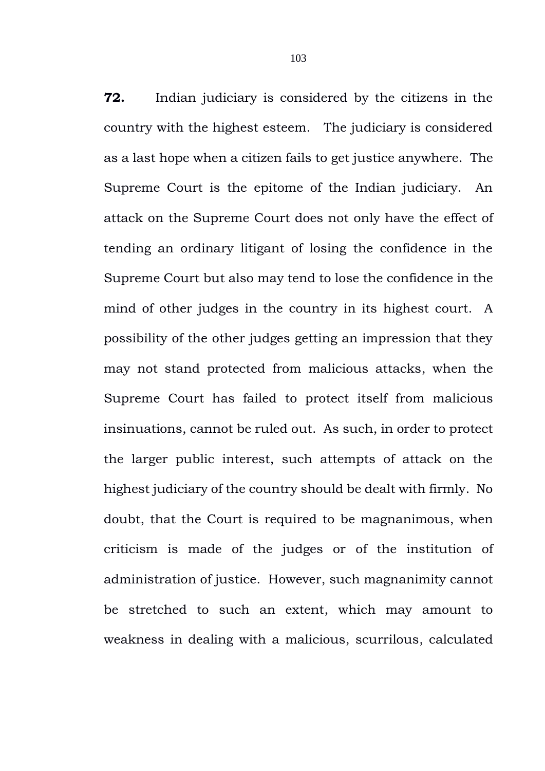**72.** Indian judiciary is considered by the citizens in the country with the highest esteem. The judiciary is considered as a last hope when a citizen fails to get justice anywhere. The Supreme Court is the epitome of the Indian judiciary. An attack on the Supreme Court does not only have the effect of tending an ordinary litigant of losing the confidence in the Supreme Court but also may tend to lose the confidence in the mind of other judges in the country in its highest court. A possibility of the other judges getting an impression that they may not stand protected from malicious attacks, when the Supreme Court has failed to protect itself from malicious insinuations, cannot be ruled out. As such, in order to protect the larger public interest, such attempts of attack on the highest judiciary of the country should be dealt with firmly. No doubt, that the Court is required to be magnanimous, when criticism is made of the judges or of the institution of administration of justice. However, such magnanimity cannot be stretched to such an extent, which may amount to weakness in dealing with a malicious, scurrilous, calculated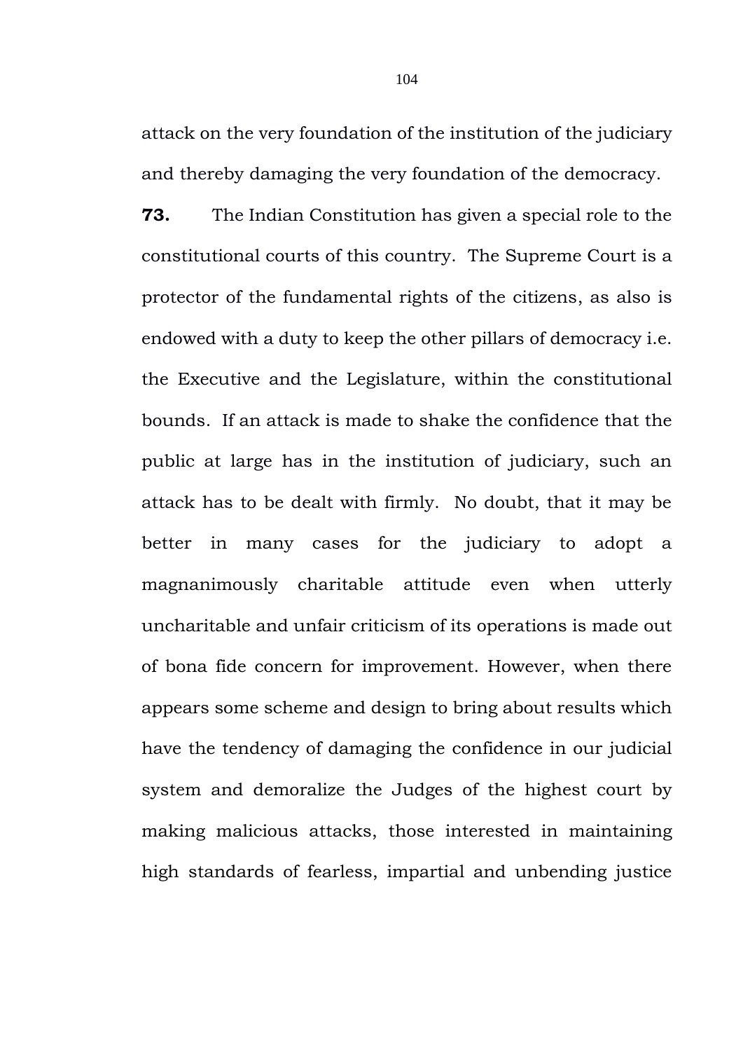attack on the very foundation of the institution of the judiciary and thereby damaging the very foundation of the democracy.

**73.** The Indian Constitution has given a special role to the constitutional courts of this country. The Supreme Court is a protector of the fundamental rights of the citizens, as also is endowed with a duty to keep the other pillars of democracy i.e. the Executive and the Legislature, within the constitutional bounds. If an attack is made to shake the confidence that the public at large has in the institution of judiciary, such an attack has to be dealt with firmly. No doubt, that it may be better in many cases for the judiciary to adopt a magnanimously charitable attitude even when utterly uncharitable and unfair criticism of its operations is made out of bona fide concern for improvement. However, when there appears some scheme and design to bring about results which have the tendency of damaging the confidence in our judicial system and demoralize the Judges of the highest court by making malicious attacks, those interested in maintaining high standards of fearless, impartial and unbending justice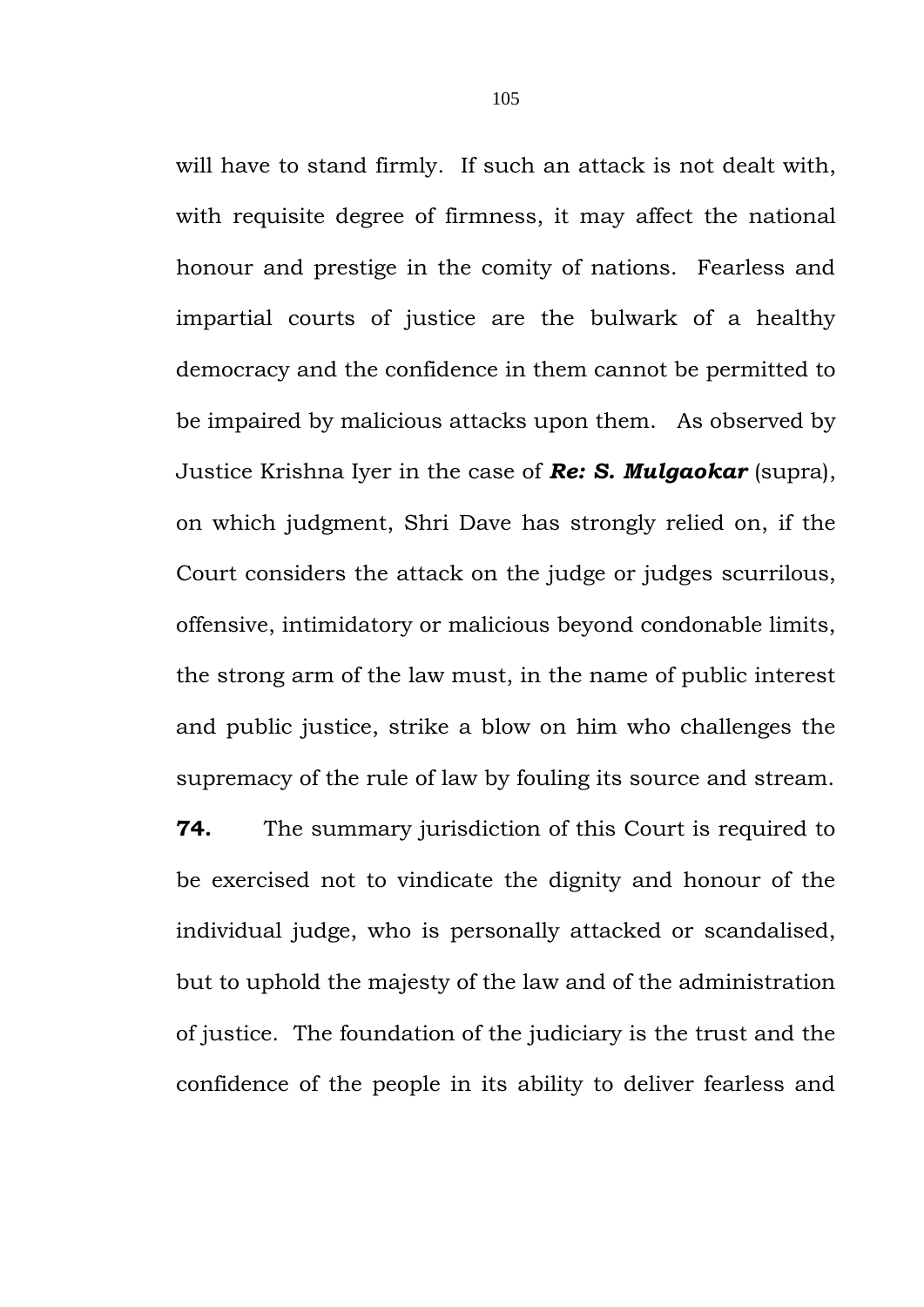will have to stand firmly. If such an attack is not dealt with, with requisite degree of firmness, it may affect the national honour and prestige in the comity of nations. Fearless and impartial courts of justice are the bulwark of a healthy democracy and the confidence in them cannot be permitted to be impaired by malicious attacks upon them. As observed by Justice Krishna Iyer in the case of ***Re: S. Mulgaokar*** (supra), on which judgment, Shri Dave has strongly relied on, if the Court considers the attack on the judge or judges scurrilous, offensive, intimidatory or malicious beyond condonable limits, the strong arm of the law must, in the name of public interest and public justice, strike a blow on him who challenges the supremacy of the rule of law by fouling its source and stream.

**74.** The summary jurisdiction of this Court is required to be exercised not to vindicate the dignity and honour of the individual judge, who is personally attacked or scandalised, but to uphold the majesty of the law and of the administration of justice. The foundation of the judiciary is the trust and the confidence of the people in its ability to deliver fearless and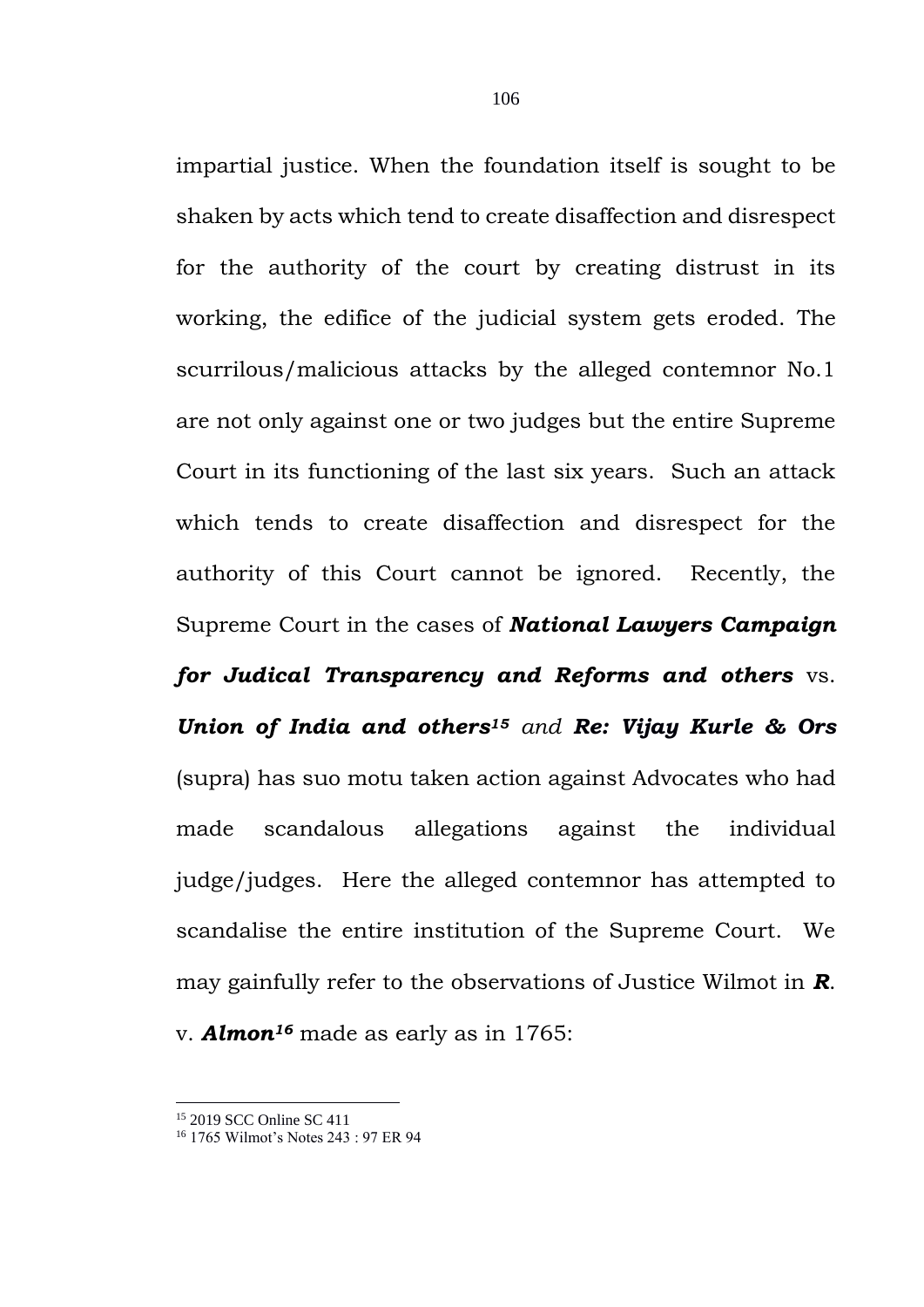impartial justice. When the foundation itself is sought to be shaken by acts which tend to create disaffection and disrespect for the authority of the court by creating distrust in its working, the edifice of the judicial system gets eroded. The scurrilous/malicious attacks by the alleged contemnor No.1 are not only against one or two judges but the entire Supreme Court in its functioning of the last six years. Such an attack which tends to create disaffection and disrespect for the authority of this Court cannot be ignored. Recently, the Supreme Court in the cases of ***National Lawyers Campaign for Judical Transparency and Reforms and others*** vs. ***Union of India and others***[15] *and* ***Re: Vijay Kurle & Ors*** (supra) has suo motu taken action against Advocates who had made scandalous allegations against the individual judge/judges. Here the alleged contemnor has attempted to scandalise the entire institution of the Supreme Court. We may gainfully refer to the observations of Justice Wilmot in ***R***. v. ***Almon***[16] made as early as in 1765:

---

[15] 2019 SCC Online SC 411

[16] 1765 Wilmot's Notes 243 : 97 ER 94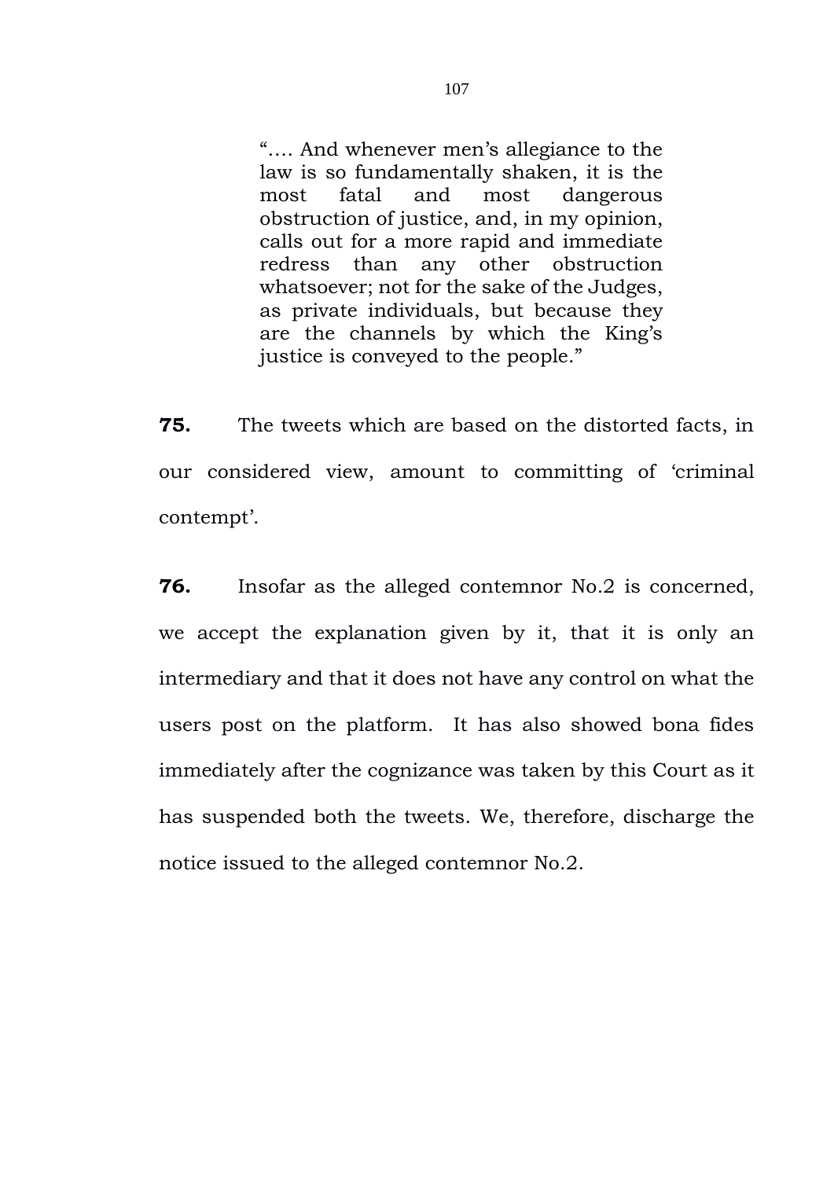> "…. And whenever men's allegiance to the law is so fundamentally shaken, it is the most fatal and most dangerous obstruction of justice, and, in my opinion, calls out for a more rapid and immediate redress than any other obstruction whatsoever; not for the sake of the Judges, as private individuals, but because they are the channels by which the King's justice is conveyed to the people."

**75.** The tweets which are based on the distorted facts, in our considered view, amount to committing of 'criminal contempt'.

**76.** Insofar as the alleged contemnor No.2 is concerned, we accept the explanation given by it, that it is only an intermediary and that it does not have any control on what the users post on the platform. It has also showed bona fides immediately after the cognizance was taken by this Court as it has suspended both the tweets. We, therefore, discharge the notice issued to the alleged contemnor No.2.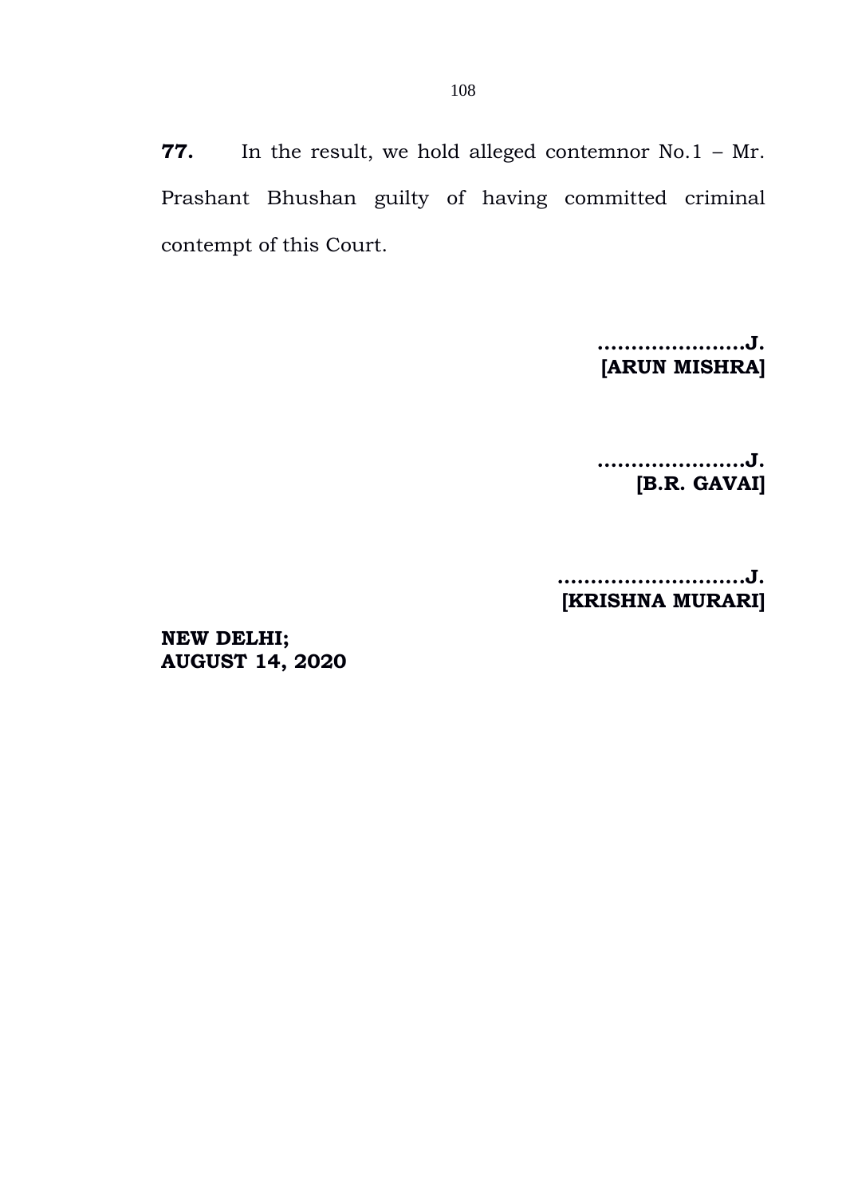**77.** In the result, we hold alleged contemnor No.1 – Mr. Prashant Bhushan guilty of having committed criminal contempt of this Court.

**………………….J.**
**[ARUN MISHRA]**

**………………….J.**
**[B.R. GAVAI]**

**……………………….J.**
**[KRISHNA MURARI]**

**NEW DELHI;**
**AUGUST 14, 2020**